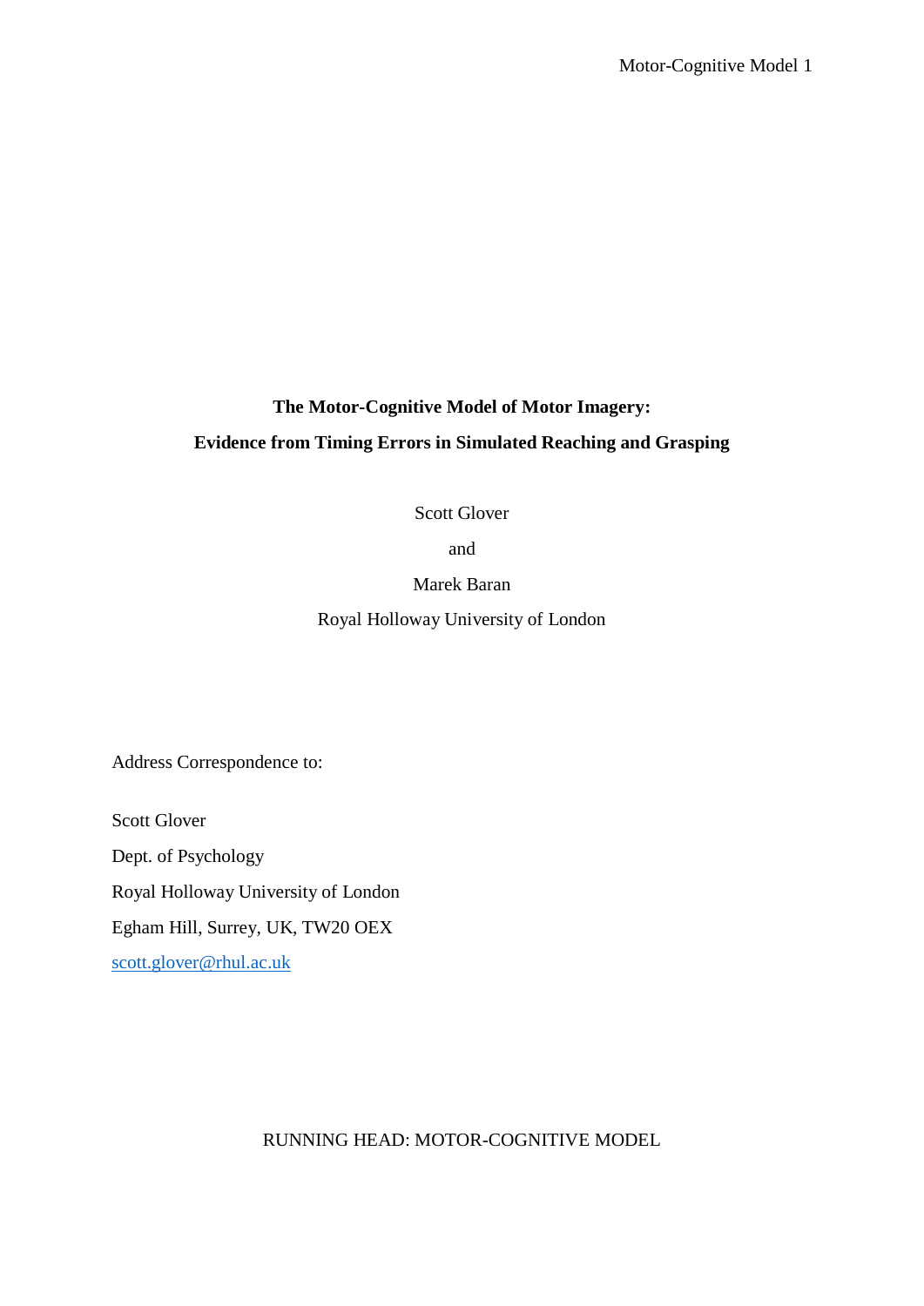# The Motor-Cognitive Model of Motor Imagery:
# Evidence from Timing Errors in Simulated Reaching and Grasping

Scott Glover

and

Marek Baran

Royal Holloway University of London

Address Correspondence to:

Scott Glover

Dept. of Psychology

Royal Holloway University of London

Egham Hill, Surrey, UK, TW20 OEX

scott.glover@rhul.ac.uk

RUNNING HEAD: MOTOR-COGNITIVE MODEL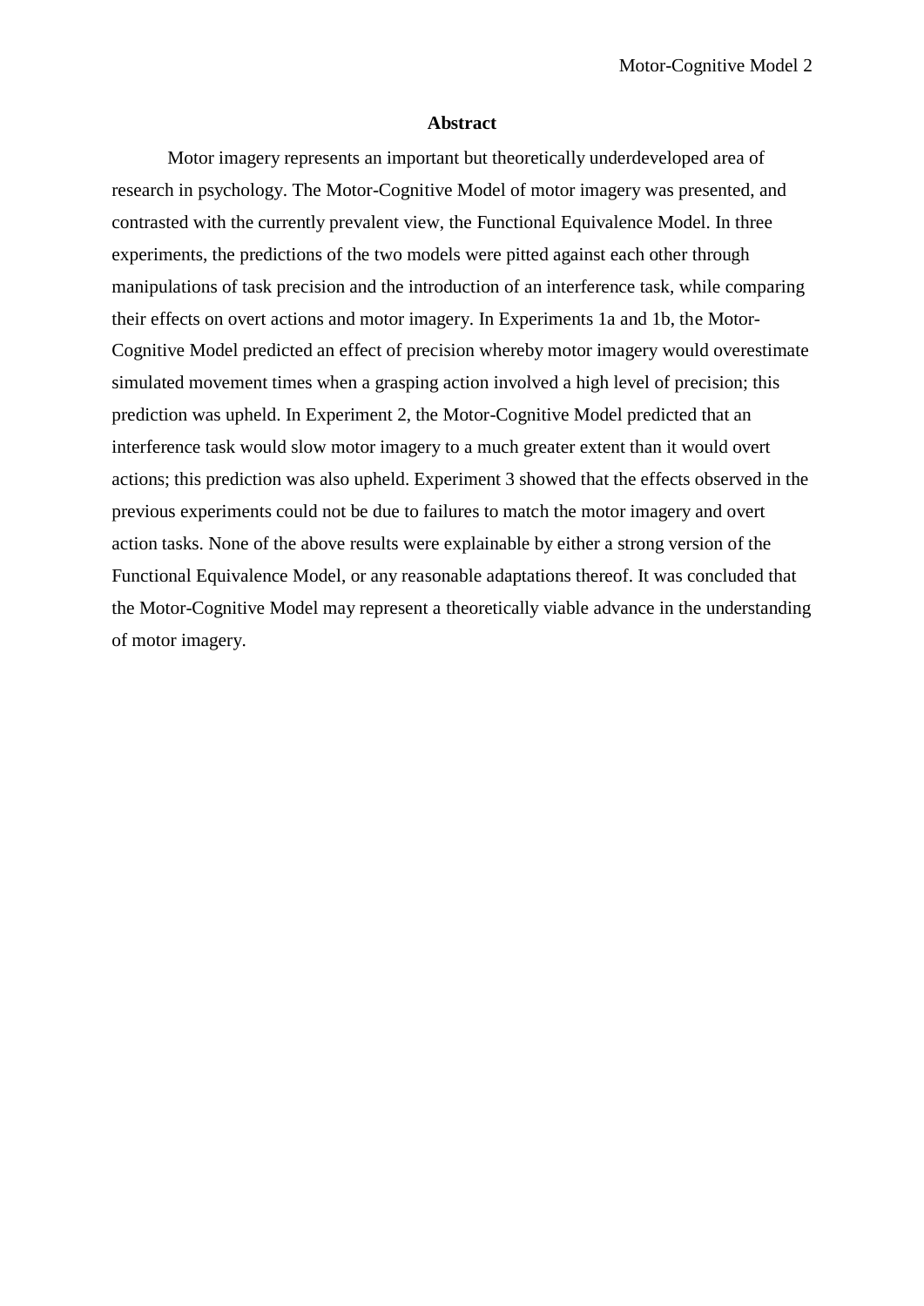## Abstract

Motor imagery represents an important but theoretically underdeveloped area of research in psychology. The Motor-Cognitive Model of motor imagery was presented, and contrasted with the currently prevalent view, the Functional Equivalence Model. In three experiments, the predictions of the two models were pitted against each other through manipulations of task precision and the introduction of an interference task, while comparing their effects on overt actions and motor imagery. In Experiments 1a and 1b, the Motor-Cognitive Model predicted an effect of precision whereby motor imagery would overestimate simulated movement times when a grasping action involved a high level of precision; this prediction was upheld. In Experiment 2, the Motor-Cognitive Model predicted that an interference task would slow motor imagery to a much greater extent than it would overt actions; this prediction was also upheld. Experiment 3 showed that the effects observed in the previous experiments could not be due to failures to match the motor imagery and overt action tasks. None of the above results were explainable by either a strong version of the Functional Equivalence Model, or any reasonable adaptations thereof. It was concluded that the Motor-Cognitive Model may represent a theoretically viable advance in the understanding of motor imagery.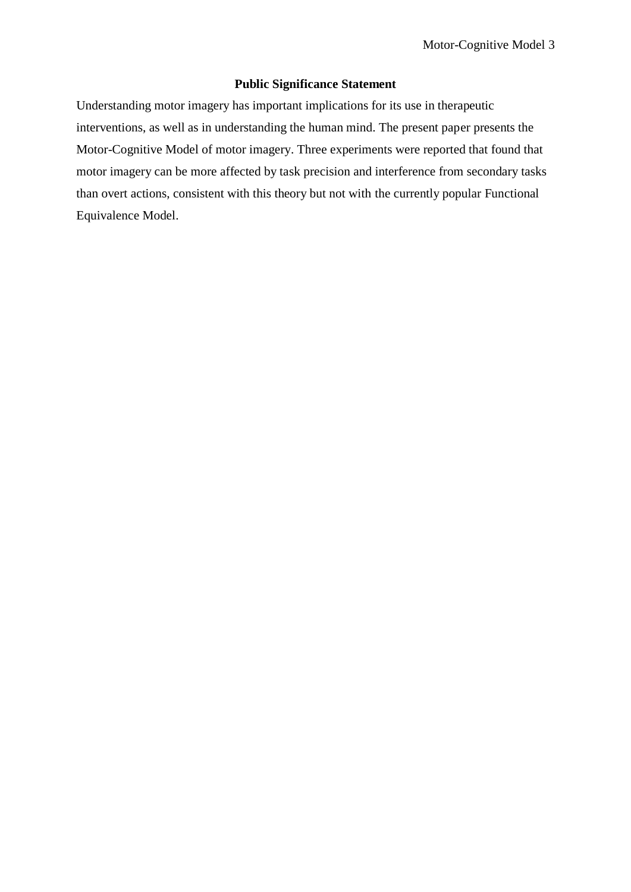## Public Significance Statement

Understanding motor imagery has important implications for its use in therapeutic interventions, as well as in understanding the human mind. The present paper presents the Motor-Cognitive Model of motor imagery. Three experiments were reported that found that motor imagery can be more affected by task precision and interference from secondary tasks than overt actions, consistent with this theory but not with the currently popular Functional Equivalence Model.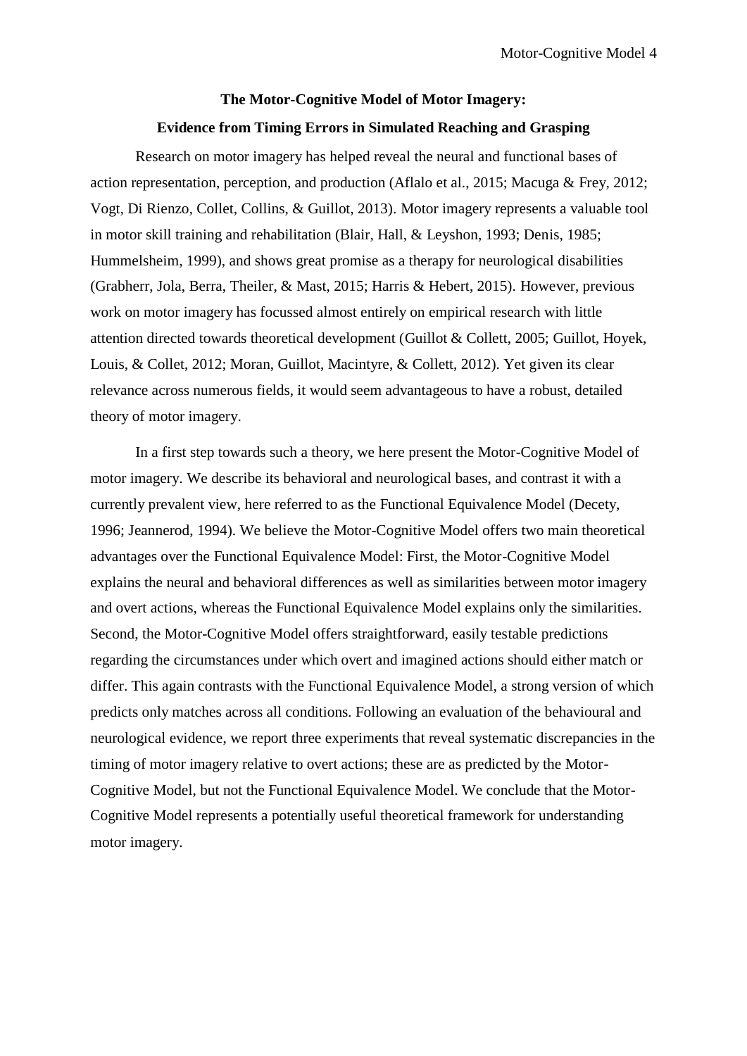**The Motor-Cognitive Model of Motor Imagery:**

**Evidence from Timing Errors in Simulated Reaching and Grasping**

Research on motor imagery has helped reveal the neural and functional bases of action representation, perception, and production (Aflalo et al., 2015; Macuga & Frey, 2012; Vogt, Di Rienzo, Collet, Collins, & Guillot, 2013). Motor imagery represents a valuable tool in motor skill training and rehabilitation (Blair, Hall, & Leyshon, 1993; Denis, 1985; Hummelsheim, 1999), and shows great promise as a therapy for neurological disabilities (Grabherr, Jola, Berra, Theiler, & Mast, 2015; Harris & Hebert, 2015). However, previous work on motor imagery has focussed almost entirely on empirical research with little attention directed towards theoretical development (Guillot & Collett, 2005; Guillot, Hoyek, Louis, & Collet, 2012; Moran, Guillot, Macintyre, & Collett, 2012). Yet given its clear relevance across numerous fields, it would seem advantageous to have a robust, detailed theory of motor imagery.

In a first step towards such a theory, we here present the Motor-Cognitive Model of motor imagery. We describe its behavioral and neurological bases, and contrast it with a currently prevalent view, here referred to as the Functional Equivalence Model (Decety, 1996; Jeannerod, 1994). We believe the Motor-Cognitive Model offers two main theoretical advantages over the Functional Equivalence Model: First, the Motor-Cognitive Model explains the neural and behavioral differences as well as similarities between motor imagery and overt actions, whereas the Functional Equivalence Model explains only the similarities. Second, the Motor-Cognitive Model offers straightforward, easily testable predictions regarding the circumstances under which overt and imagined actions should either match or differ. This again contrasts with the Functional Equivalence Model, a strong version of which predicts only matches across all conditions. Following an evaluation of the behavioural and neurological evidence, we report three experiments that reveal systematic discrepancies in the timing of motor imagery relative to overt actions; these are as predicted by the Motor-Cognitive Model, but not the Functional Equivalence Model. We conclude that the Motor-Cognitive Model represents a potentially useful theoretical framework for understanding motor imagery.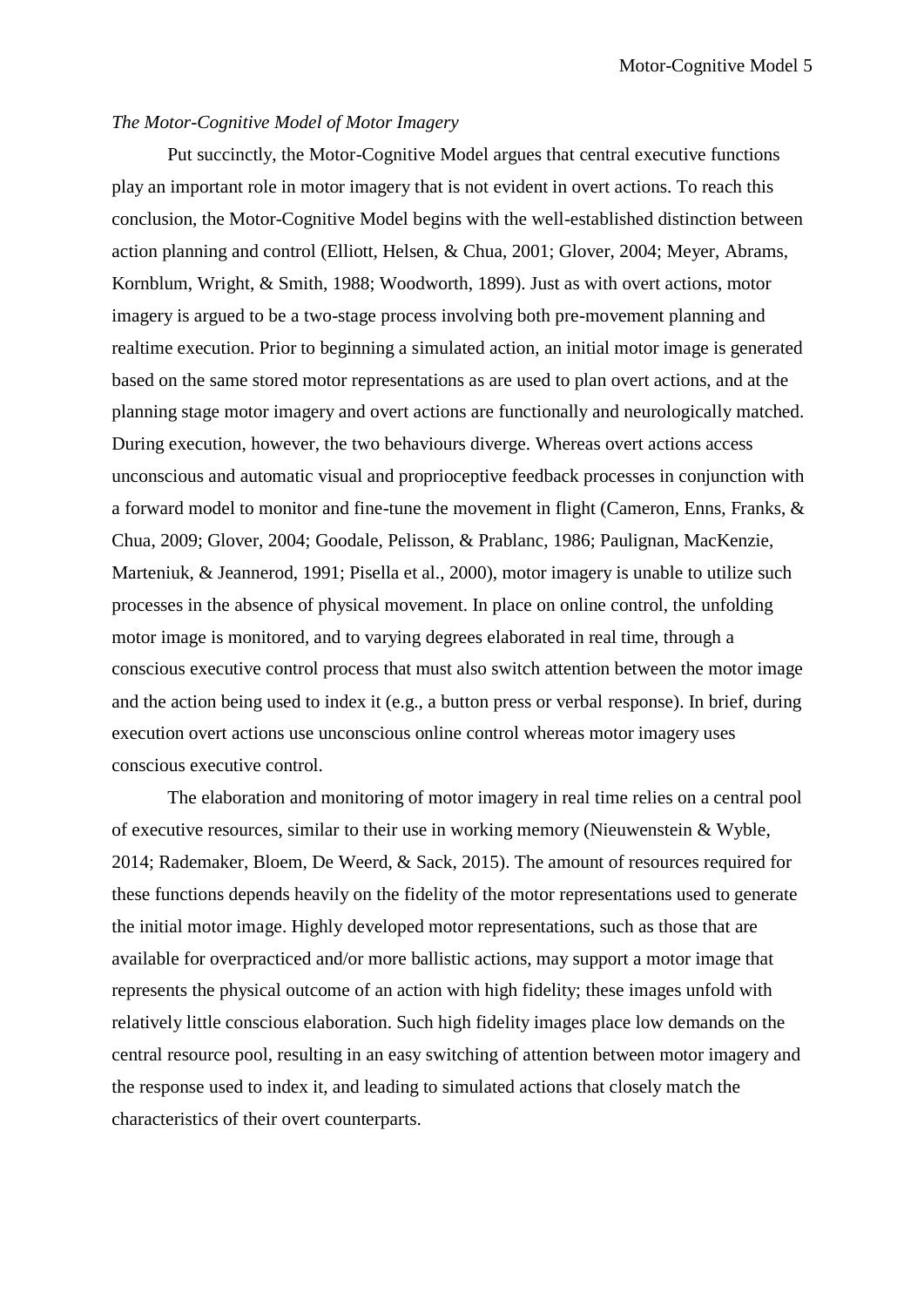*The Motor-Cognitive Model of Motor Imagery*

Put succinctly, the Motor-Cognitive Model argues that central executive functions play an important role in motor imagery that is not evident in overt actions. To reach this conclusion, the Motor-Cognitive Model begins with the well-established distinction between action planning and control (Elliott, Helsen, & Chua, 2001; Glover, 2004; Meyer, Abrams, Kornblum, Wright, & Smith, 1988; Woodworth, 1899). Just as with overt actions, motor imagery is argued to be a two-stage process involving both pre-movement planning and realtime execution. Prior to beginning a simulated action, an initial motor image is generated based on the same stored motor representations as are used to plan overt actions, and at the planning stage motor imagery and overt actions are functionally and neurologically matched. During execution, however, the two behaviours diverge. Whereas overt actions access unconscious and automatic visual and proprioceptive feedback processes in conjunction with a forward model to monitor and fine-tune the movement in flight (Cameron, Enns, Franks, & Chua, 2009; Glover, 2004; Goodale, Pelisson, & Prablanc, 1986; Paulignan, MacKenzie, Marteniuk, & Jeannerod, 1991; Pisella et al., 2000), motor imagery is unable to utilize such processes in the absence of physical movement. In place on online control, the unfolding motor image is monitored, and to varying degrees elaborated in real time, through a conscious executive control process that must also switch attention between the motor image and the action being used to index it (e.g., a button press or verbal response). In brief, during execution overt actions use unconscious online control whereas motor imagery uses conscious executive control.

The elaboration and monitoring of motor imagery in real time relies on a central pool of executive resources, similar to their use in working memory (Nieuwenstein & Wyble, 2014; Rademaker, Bloem, De Weerd, & Sack, 2015). The amount of resources required for these functions depends heavily on the fidelity of the motor representations used to generate the initial motor image. Highly developed motor representations, such as those that are available for overpracticed and/or more ballistic actions, may support a motor image that represents the physical outcome of an action with high fidelity; these images unfold with relatively little conscious elaboration. Such high fidelity images place low demands on the central resource pool, resulting in an easy switching of attention between motor imagery and the response used to index it, and leading to simulated actions that closely match the characteristics of their overt counterparts.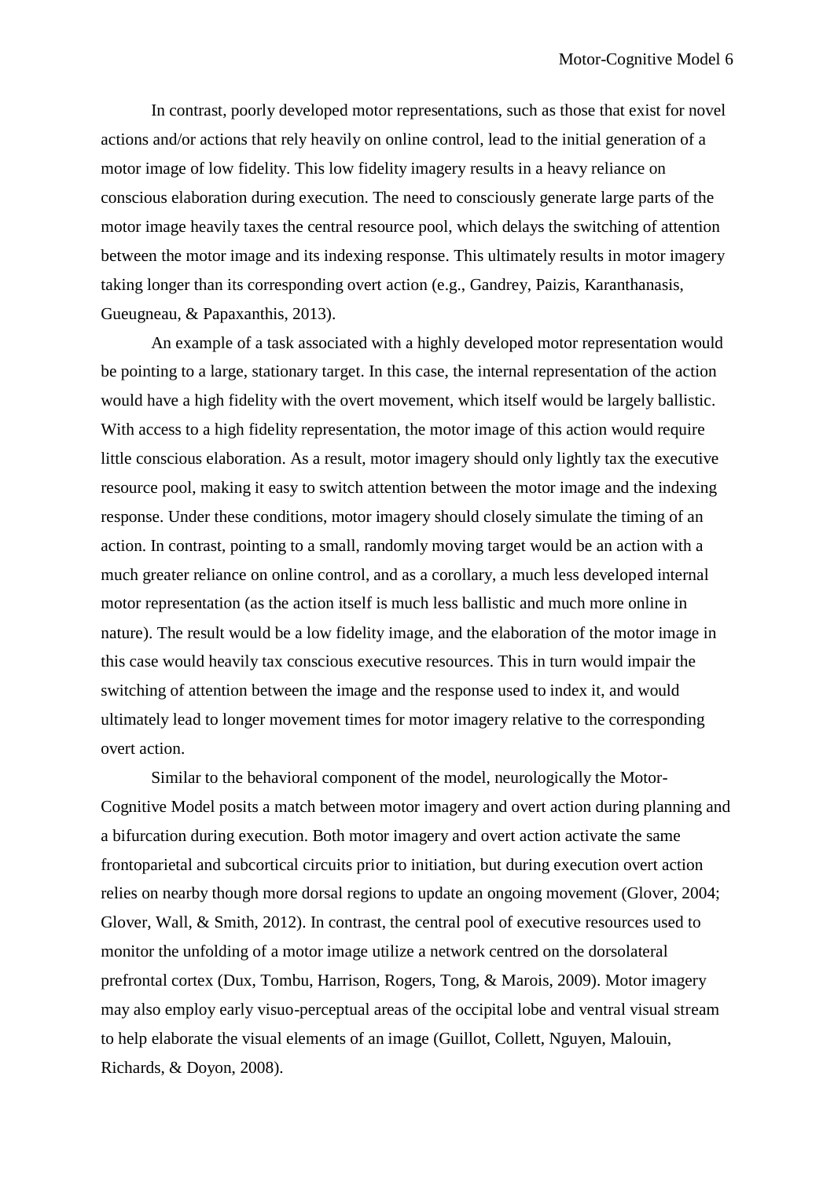In contrast, poorly developed motor representations, such as those that exist for novel actions and/or actions that rely heavily on online control, lead to the initial generation of a motor image of low fidelity. This low fidelity imagery results in a heavy reliance on conscious elaboration during execution. The need to consciously generate large parts of the motor image heavily taxes the central resource pool, which delays the switching of attention between the motor image and its indexing response. This ultimately results in motor imagery taking longer than its corresponding overt action (e.g., Gandrey, Paizis, Karanthanasis, Gueugneau, & Papaxanthis, 2013).

An example of a task associated with a highly developed motor representation would be pointing to a large, stationary target. In this case, the internal representation of the action would have a high fidelity with the overt movement, which itself would be largely ballistic. With access to a high fidelity representation, the motor image of this action would require little conscious elaboration. As a result, motor imagery should only lightly tax the executive resource pool, making it easy to switch attention between the motor image and the indexing response. Under these conditions, motor imagery should closely simulate the timing of an action. In contrast, pointing to a small, randomly moving target would be an action with a much greater reliance on online control, and as a corollary, a much less developed internal motor representation (as the action itself is much less ballistic and much more online in nature). The result would be a low fidelity image, and the elaboration of the motor image in this case would heavily tax conscious executive resources. This in turn would impair the switching of attention between the image and the response used to index it, and would ultimately lead to longer movement times for motor imagery relative to the corresponding overt action.

Similar to the behavioral component of the model, neurologically the Motor-Cognitive Model posits a match between motor imagery and overt action during planning and a bifurcation during execution. Both motor imagery and overt action activate the same frontoparietal and subcortical circuits prior to initiation, but during execution overt action relies on nearby though more dorsal regions to update an ongoing movement (Glover, 2004; Glover, Wall, & Smith, 2012). In contrast, the central pool of executive resources used to monitor the unfolding of a motor image utilize a network centred on the dorsolateral prefrontal cortex (Dux, Tombu, Harrison, Rogers, Tong, & Marois, 2009). Motor imagery may also employ early visuo-perceptual areas of the occipital lobe and ventral visual stream to help elaborate the visual elements of an image (Guillot, Collett, Nguyen, Malouin, Richards, & Doyon, 2008).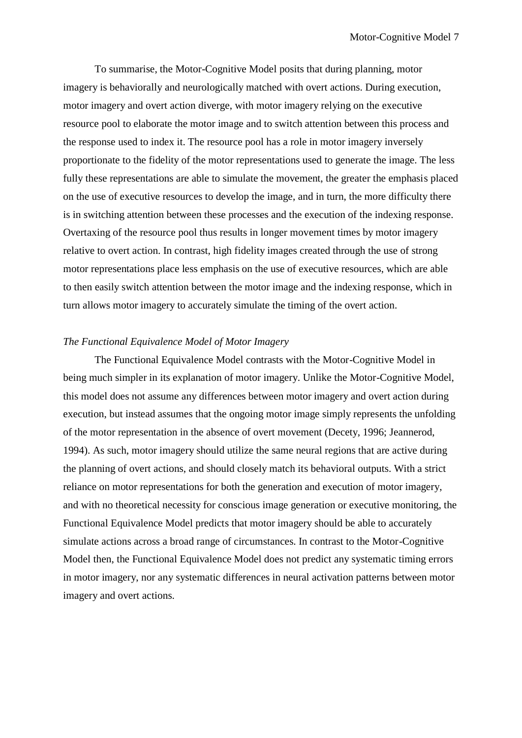To summarise, the Motor-Cognitive Model posits that during planning, motor imagery is behaviorally and neurologically matched with overt actions. During execution, motor imagery and overt action diverge, with motor imagery relying on the executive resource pool to elaborate the motor image and to switch attention between this process and the response used to index it. The resource pool has a role in motor imagery inversely proportionate to the fidelity of the motor representations used to generate the image. The less fully these representations are able to simulate the movement, the greater the emphasis placed on the use of executive resources to develop the image, and in turn, the more difficulty there is in switching attention between these processes and the execution of the indexing response. Overtaxing of the resource pool thus results in longer movement times by motor imagery relative to overt action. In contrast, high fidelity images created through the use of strong motor representations place less emphasis on the use of executive resources, which are able to then easily switch attention between the motor image and the indexing response, which in turn allows motor imagery to accurately simulate the timing of the overt action.

*The Functional Equivalence Model of Motor Imagery*

The Functional Equivalence Model contrasts with the Motor-Cognitive Model in being much simpler in its explanation of motor imagery. Unlike the Motor-Cognitive Model, this model does not assume any differences between motor imagery and overt action during execution, but instead assumes that the ongoing motor image simply represents the unfolding of the motor representation in the absence of overt movement (Decety, 1996; Jeannerod, 1994). As such, motor imagery should utilize the same neural regions that are active during the planning of overt actions, and should closely match its behavioral outputs. With a strict reliance on motor representations for both the generation and execution of motor imagery, and with no theoretical necessity for conscious image generation or executive monitoring, the Functional Equivalence Model predicts that motor imagery should be able to accurately simulate actions across a broad range of circumstances. In contrast to the Motor-Cognitive Model then, the Functional Equivalence Model does not predict any systematic timing errors in motor imagery, nor any systematic differences in neural activation patterns between motor imagery and overt actions.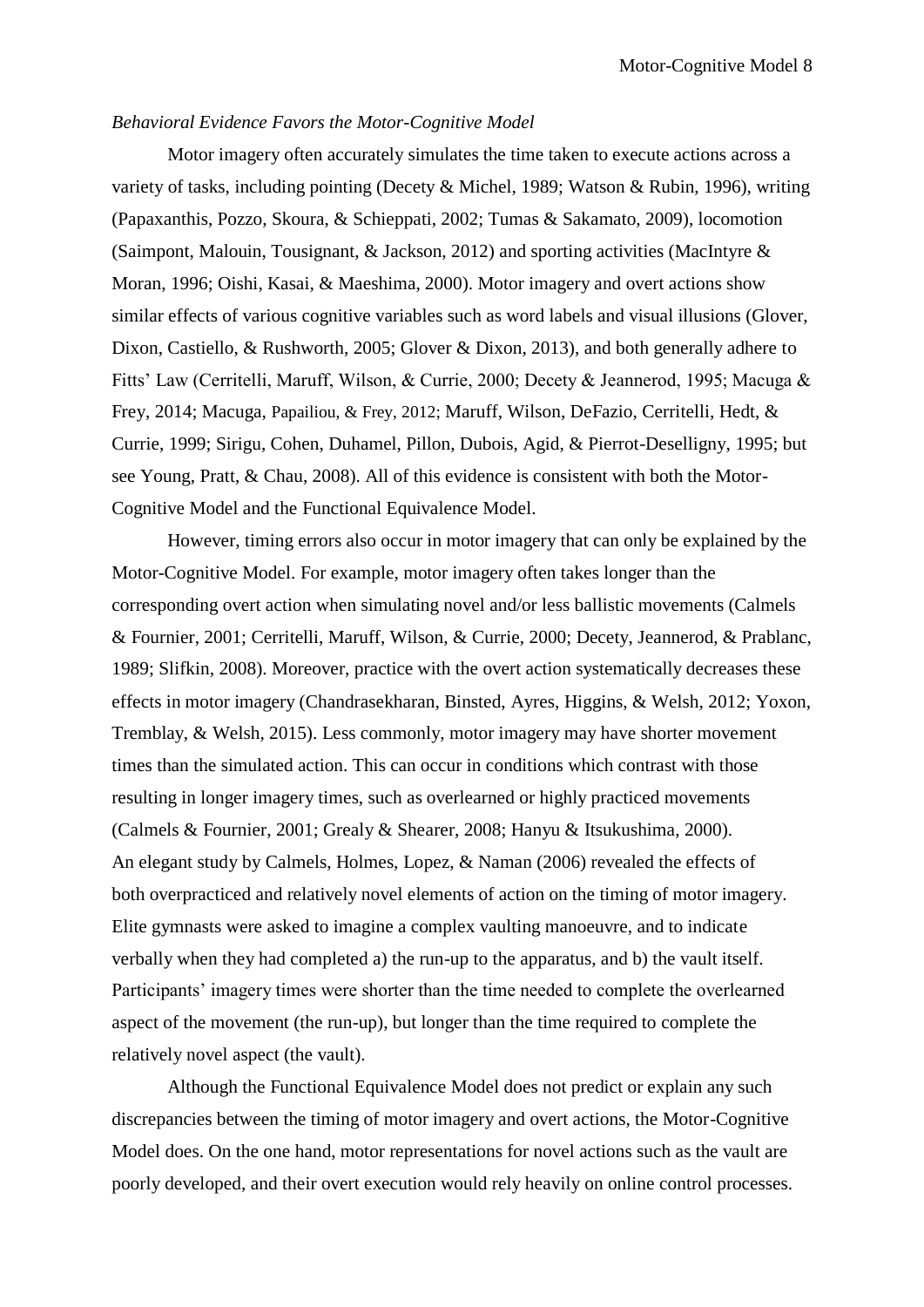*Behavioral Evidence Favors the Motor-Cognitive Model*

Motor imagery often accurately simulates the time taken to execute actions across a variety of tasks, including pointing (Decety & Michel, 1989; Watson & Rubin, 1996), writing (Papaxanthis, Pozzo, Skoura, & Schieppati, 2002; Tumas & Sakamato, 2009), locomotion (Saimpont, Malouin, Tousignant, & Jackson, 2012) and sporting activities (MacIntyre & Moran, 1996; Oishi, Kasai, & Maeshima, 2000). Motor imagery and overt actions show similar effects of various cognitive variables such as word labels and visual illusions (Glover, Dixon, Castiello, & Rushworth, 2005; Glover & Dixon, 2013), and both generally adhere to Fitts' Law (Cerritelli, Maruff, Wilson, & Currie, 2000; Decety & Jeannerod, 1995; Macuga & Frey, 2014; Macuga, Papailiou, & Frey, 2012; Maruff, Wilson, DeFazio, Cerritelli, Hedt, & Currie, 1999; Sirigu, Cohen, Duhamel, Pillon, Dubois, Agid, & Pierrot-Deselligny, 1995; but see Young, Pratt, & Chau, 2008). All of this evidence is consistent with both the Motor-Cognitive Model and the Functional Equivalence Model.

However, timing errors also occur in motor imagery that can only be explained by the Motor-Cognitive Model. For example, motor imagery often takes longer than the corresponding overt action when simulating novel and/or less ballistic movements (Calmels & Fournier, 2001; Cerritelli, Maruff, Wilson, & Currie, 2000; Decety, Jeannerod, & Prablanc, 1989; Slifkin, 2008). Moreover, practice with the overt action systematically decreases these effects in motor imagery (Chandrasekharan, Binsted, Ayres, Higgins, & Welsh, 2012; Yoxon, Tremblay, & Welsh, 2015). Less commonly, motor imagery may have shorter movement times than the simulated action. This can occur in conditions which contrast with those resulting in longer imagery times, such as overlearned or highly practiced movements (Calmels & Fournier, 2001; Grealy & Shearer, 2008; Hanyu & Itsukushima, 2000). An elegant study by Calmels, Holmes, Lopez, & Naman (2006) revealed the effects of both overpracticed and relatively novel elements of action on the timing of motor imagery. Elite gymnasts were asked to imagine a complex vaulting manoeuvre, and to indicate verbally when they had completed a) the run-up to the apparatus, and b) the vault itself. Participants' imagery times were shorter than the time needed to complete the overlearned aspect of the movement (the run-up), but longer than the time required to complete the relatively novel aspect (the vault).

Although the Functional Equivalence Model does not predict or explain any such discrepancies between the timing of motor imagery and overt actions, the Motor-Cognitive Model does. On the one hand, motor representations for novel actions such as the vault are poorly developed, and their overt execution would rely heavily on online control processes.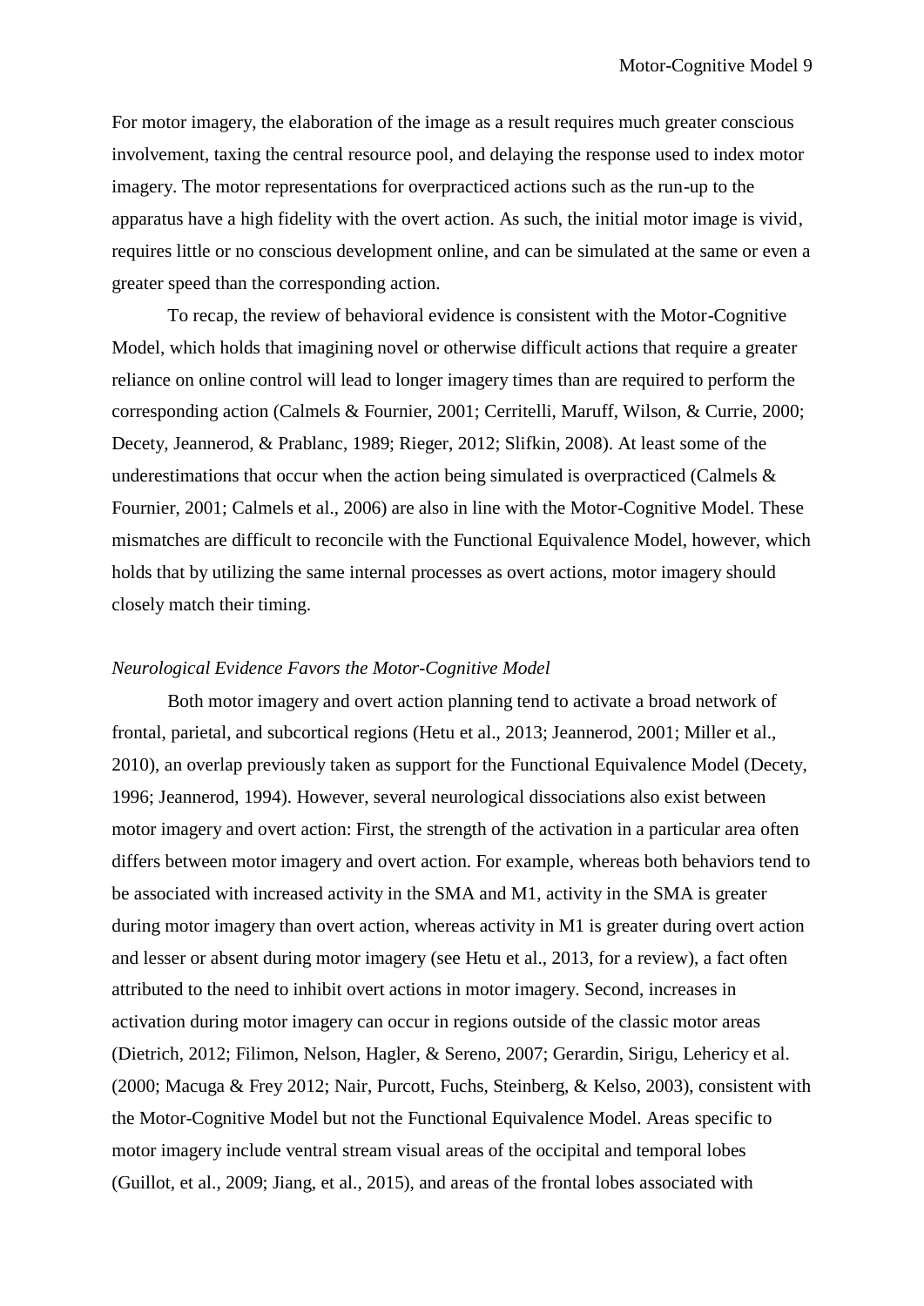For motor imagery, the elaboration of the image as a result requires much greater conscious involvement, taxing the central resource pool, and delaying the response used to index motor imagery. The motor representations for overpracticed actions such as the run-up to the apparatus have a high fidelity with the overt action. As such, the initial motor image is vivid, requires little or no conscious development online, and can be simulated at the same or even a greater speed than the corresponding action.

To recap, the review of behavioral evidence is consistent with the Motor-Cognitive Model, which holds that imagining novel or otherwise difficult actions that require a greater reliance on online control will lead to longer imagery times than are required to perform the corresponding action (Calmels & Fournier, 2001; Cerritelli, Maruff, Wilson, & Currie, 2000; Decety, Jeannerod, & Prablanc, 1989; Rieger, 2012; Slifkin, 2008). At least some of the underestimations that occur when the action being simulated is overpracticed (Calmels & Fournier, 2001; Calmels et al., 2006) are also in line with the Motor-Cognitive Model. These mismatches are difficult to reconcile with the Functional Equivalence Model, however, which holds that by utilizing the same internal processes as overt actions, motor imagery should closely match their timing.

*Neurological Evidence Favors the Motor-Cognitive Model*

Both motor imagery and overt action planning tend to activate a broad network of frontal, parietal, and subcortical regions (Hetu et al., 2013; Jeannerod, 2001; Miller et al., 2010), an overlap previously taken as support for the Functional Equivalence Model (Decety, 1996; Jeannerod, 1994). However, several neurological dissociations also exist between motor imagery and overt action: First, the strength of the activation in a particular area often differs between motor imagery and overt action. For example, whereas both behaviors tend to be associated with increased activity in the SMA and M1, activity in the SMA is greater during motor imagery than overt action, whereas activity in M1 is greater during overt action and lesser or absent during motor imagery (see Hetu et al., 2013, for a review), a fact often attributed to the need to inhibit overt actions in motor imagery. Second, increases in activation during motor imagery can occur in regions outside of the classic motor areas (Dietrich, 2012; Filimon, Nelson, Hagler, & Sereno, 2007; Gerardin, Sirigu, Lehericy et al. (2000; Macuga & Frey 2012; Nair, Purcott, Fuchs, Steinberg, & Kelso, 2003), consistent with the Motor-Cognitive Model but not the Functional Equivalence Model. Areas specific to motor imagery include ventral stream visual areas of the occipital and temporal lobes (Guillot, et al., 2009; Jiang, et al., 2015), and areas of the frontal lobes associated with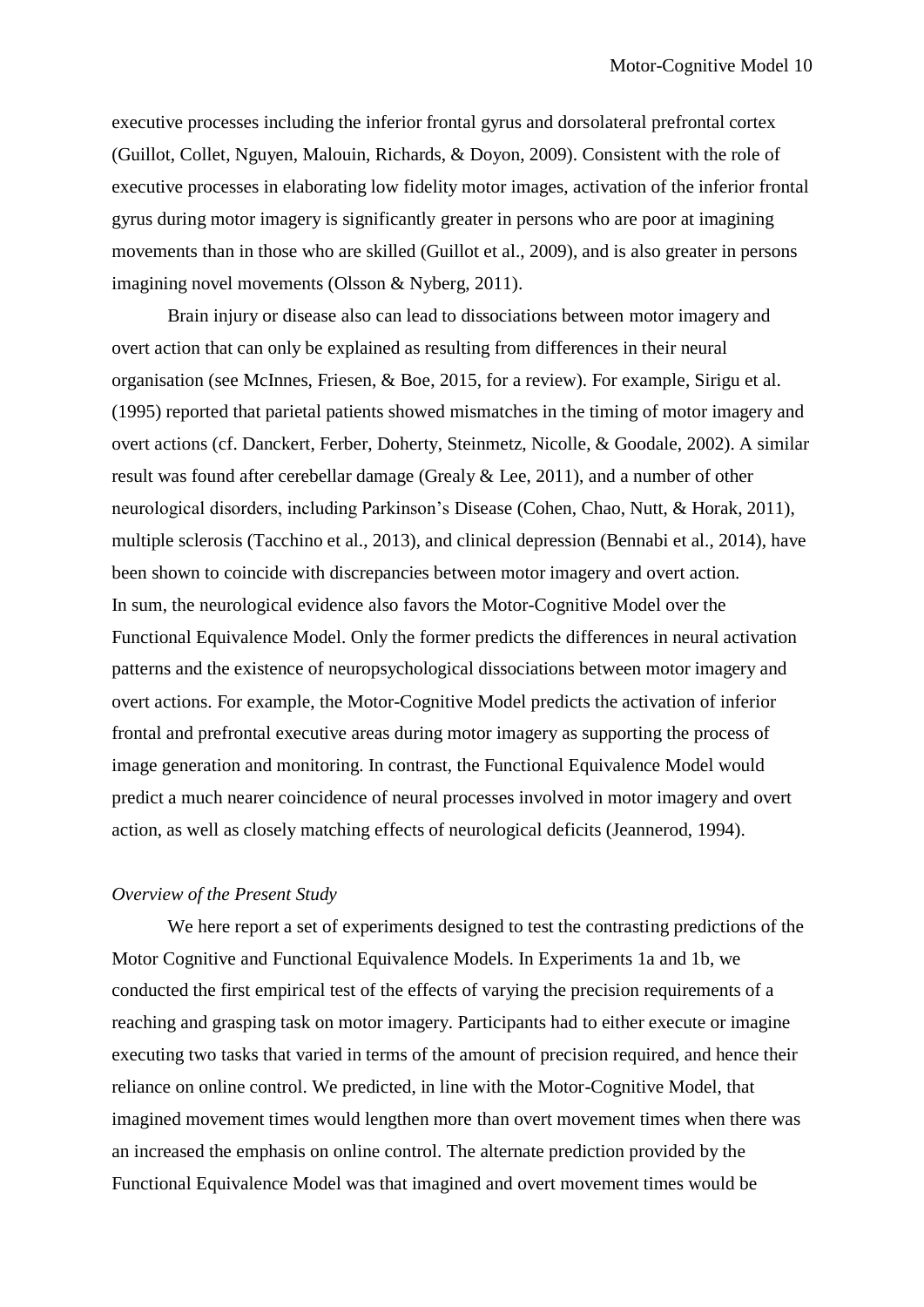executive processes including the inferior frontal gyrus and dorsolateral prefrontal cortex (Guillot, Collet, Nguyen, Malouin, Richards, & Doyon, 2009). Consistent with the role of executive processes in elaborating low fidelity motor images, activation of the inferior frontal gyrus during motor imagery is significantly greater in persons who are poor at imagining movements than in those who are skilled (Guillot et al., 2009), and is also greater in persons imagining novel movements (Olsson & Nyberg, 2011).

Brain injury or disease also can lead to dissociations between motor imagery and overt action that can only be explained as resulting from differences in their neural organisation (see McInnes, Friesen, & Boe, 2015, for a review). For example, Sirigu et al. (1995) reported that parietal patients showed mismatches in the timing of motor imagery and overt actions (cf. Danckert, Ferber, Doherty, Steinmetz, Nicolle, & Goodale, 2002). A similar result was found after cerebellar damage (Grealy & Lee, 2011), and a number of other neurological disorders, including Parkinson's Disease (Cohen, Chao, Nutt, & Horak, 2011), multiple sclerosis (Tacchino et al., 2013), and clinical depression (Bennabi et al., 2014), have been shown to coincide with discrepancies between motor imagery and overt action.

In sum, the neurological evidence also favors the Motor-Cognitive Model over the Functional Equivalence Model. Only the former predicts the differences in neural activation patterns and the existence of neuropsychological dissociations between motor imagery and overt actions. For example, the Motor-Cognitive Model predicts the activation of inferior frontal and prefrontal executive areas during motor imagery as supporting the process of image generation and monitoring. In contrast, the Functional Equivalence Model would predict a much nearer coincidence of neural processes involved in motor imagery and overt action, as well as closely matching effects of neurological deficits (Jeannerod, 1994).

*Overview of the Present Study*

We here report a set of experiments designed to test the contrasting predictions of the Motor Cognitive and Functional Equivalence Models. In Experiments 1a and 1b, we conducted the first empirical test of the effects of varying the precision requirements of a reaching and grasping task on motor imagery. Participants had to either execute or imagine executing two tasks that varied in terms of the amount of precision required, and hence their reliance on online control. We predicted, in line with the Motor-Cognitive Model, that imagined movement times would lengthen more than overt movement times when there was an increased the emphasis on online control. The alternate prediction provided by the Functional Equivalence Model was that imagined and overt movement times would be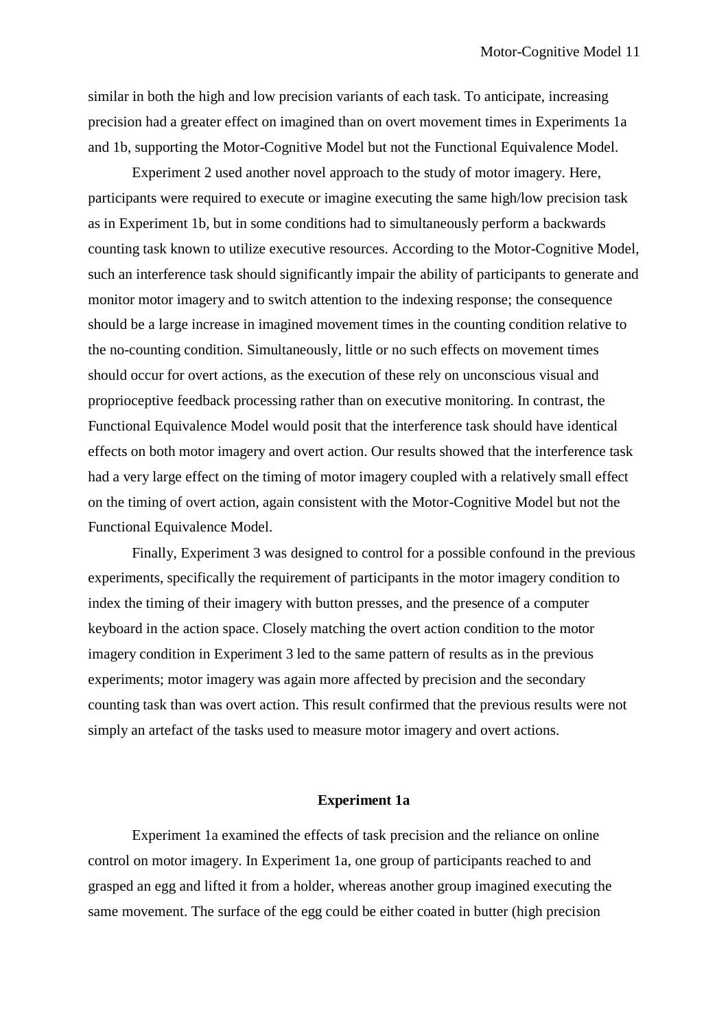similar in both the high and low precision variants of each task. To anticipate, increasing precision had a greater effect on imagined than on overt movement times in Experiments 1a and 1b, supporting the Motor-Cognitive Model but not the Functional Equivalence Model.

Experiment 2 used another novel approach to the study of motor imagery. Here, participants were required to execute or imagine executing the same high/low precision task as in Experiment 1b, but in some conditions had to simultaneously perform a backwards counting task known to utilize executive resources. According to the Motor-Cognitive Model, such an interference task should significantly impair the ability of participants to generate and monitor motor imagery and to switch attention to the indexing response; the consequence should be a large increase in imagined movement times in the counting condition relative to the no-counting condition. Simultaneously, little or no such effects on movement times should occur for overt actions, as the execution of these rely on unconscious visual and proprioceptive feedback processing rather than on executive monitoring. In contrast, the Functional Equivalence Model would posit that the interference task should have identical effects on both motor imagery and overt action. Our results showed that the interference task had a very large effect on the timing of motor imagery coupled with a relatively small effect on the timing of overt action, again consistent with the Motor-Cognitive Model but not the Functional Equivalence Model.

Finally, Experiment 3 was designed to control for a possible confound in the previous experiments, specifically the requirement of participants in the motor imagery condition to index the timing of their imagery with button presses, and the presence of a computer keyboard in the action space. Closely matching the overt action condition to the motor imagery condition in Experiment 3 led to the same pattern of results as in the previous experiments; motor imagery was again more affected by precision and the secondary counting task than was overt action. This result confirmed that the previous results were not simply an artefact of the tasks used to measure motor imagery and overt actions.

## Experiment 1a

Experiment 1a examined the effects of task precision and the reliance on online control on motor imagery. In Experiment 1a, one group of participants reached to and grasped an egg and lifted it from a holder, whereas another group imagined executing the same movement. The surface of the egg could be either coated in butter (high precision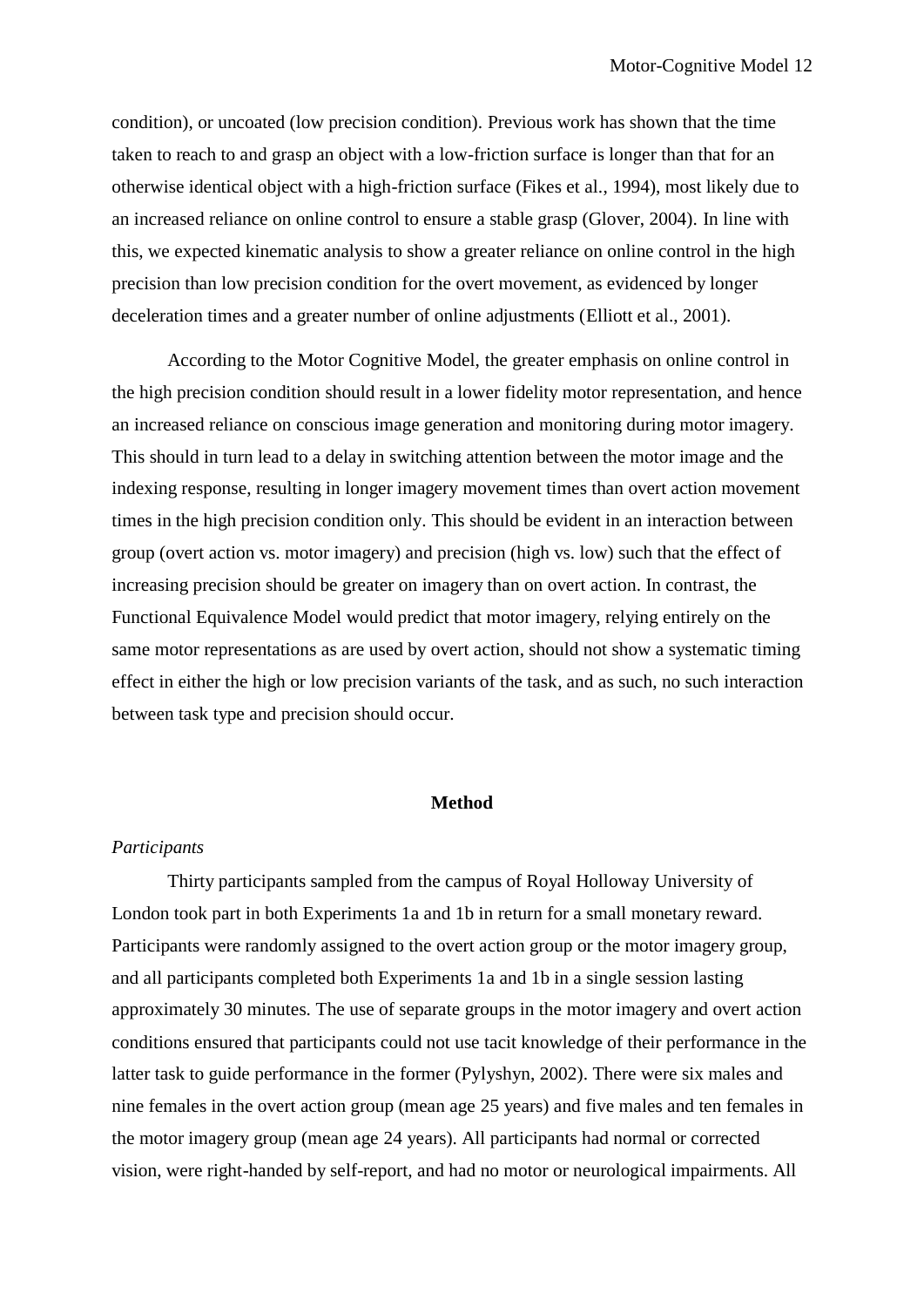condition), or uncoated (low precision condition). Previous work has shown that the time taken to reach to and grasp an object with a low-friction surface is longer than that for an otherwise identical object with a high-friction surface (Fikes et al., 1994), most likely due to an increased reliance on online control to ensure a stable grasp (Glover, 2004). In line with this, we expected kinematic analysis to show a greater reliance on online control in the high precision than low precision condition for the overt movement, as evidenced by longer deceleration times and a greater number of online adjustments (Elliott et al., 2001).

According to the Motor Cognitive Model, the greater emphasis on online control in the high precision condition should result in a lower fidelity motor representation, and hence an increased reliance on conscious image generation and monitoring during motor imagery. This should in turn lead to a delay in switching attention between the motor image and the indexing response, resulting in longer imagery movement times than overt action movement times in the high precision condition only. This should be evident in an interaction between group (overt action vs. motor imagery) and precision (high vs. low) such that the effect of increasing precision should be greater on imagery than on overt action. In contrast, the Functional Equivalence Model would predict that motor imagery, relying entirely on the same motor representations as are used by overt action, should not show a systematic timing effect in either the high or low precision variants of the task, and as such, no such interaction between task type and precision should occur.

## Method

*Participants*

Thirty participants sampled from the campus of Royal Holloway University of London took part in both Experiments 1a and 1b in return for a small monetary reward. Participants were randomly assigned to the overt action group or the motor imagery group, and all participants completed both Experiments 1a and 1b in a single session lasting approximately 30 minutes. The use of separate groups in the motor imagery and overt action conditions ensured that participants could not use tacit knowledge of their performance in the latter task to guide performance in the former (Pylyshyn, 2002). There were six males and nine females in the overt action group (mean age 25 years) and five males and ten females in the motor imagery group (mean age 24 years). All participants had normal or corrected vision, were right-handed by self-report, and had no motor or neurological impairments. All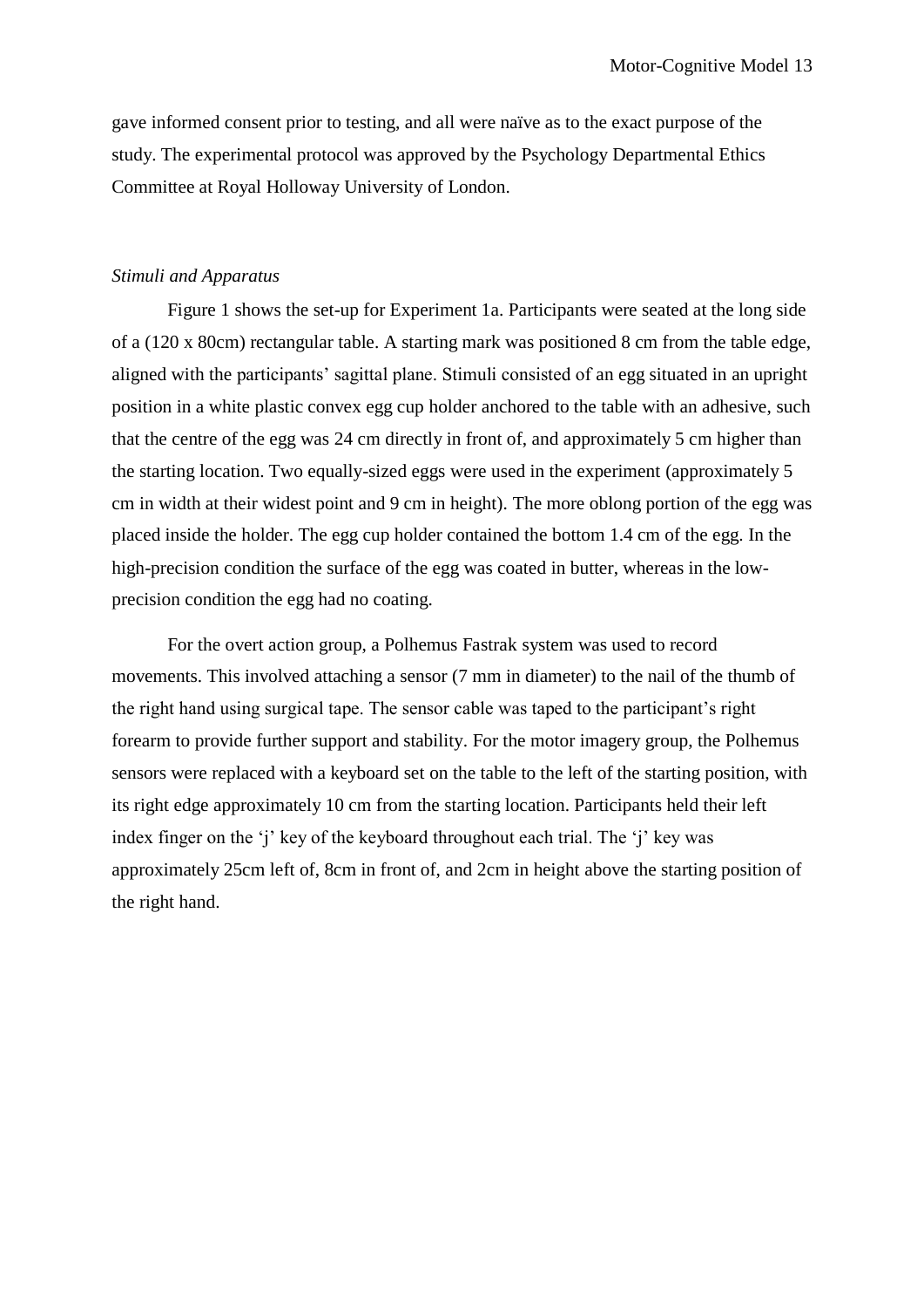gave informed consent prior to testing, and all were naïve as to the exact purpose of the study. The experimental protocol was approved by the Psychology Departmental Ethics Committee at Royal Holloway University of London.

*Stimuli and Apparatus*

Figure 1 shows the set-up for Experiment 1a. Participants were seated at the long side of a (120 x 80cm) rectangular table. A starting mark was positioned 8 cm from the table edge, aligned with the participants' sagittal plane. Stimuli consisted of an egg situated in an upright position in a white plastic convex egg cup holder anchored to the table with an adhesive, such that the centre of the egg was 24 cm directly in front of, and approximately 5 cm higher than the starting location. Two equally-sized eggs were used in the experiment (approximately 5 cm in width at their widest point and 9 cm in height). The more oblong portion of the egg was placed inside the holder. The egg cup holder contained the bottom 1.4 cm of the egg. In the high-precision condition the surface of the egg was coated in butter, whereas in the low-precision condition the egg had no coating.

For the overt action group, a Polhemus Fastrak system was used to record movements. This involved attaching a sensor (7 mm in diameter) to the nail of the thumb of the right hand using surgical tape. The sensor cable was taped to the participant's right forearm to provide further support and stability. For the motor imagery group, the Polhemus sensors were replaced with a keyboard set on the table to the left of the starting position, with its right edge approximately 10 cm from the starting location. Participants held their left index finger on the 'j' key of the keyboard throughout each trial. The 'j' key was approximately 25cm left of, 8cm in front of, and 2cm in height above the starting position of the right hand.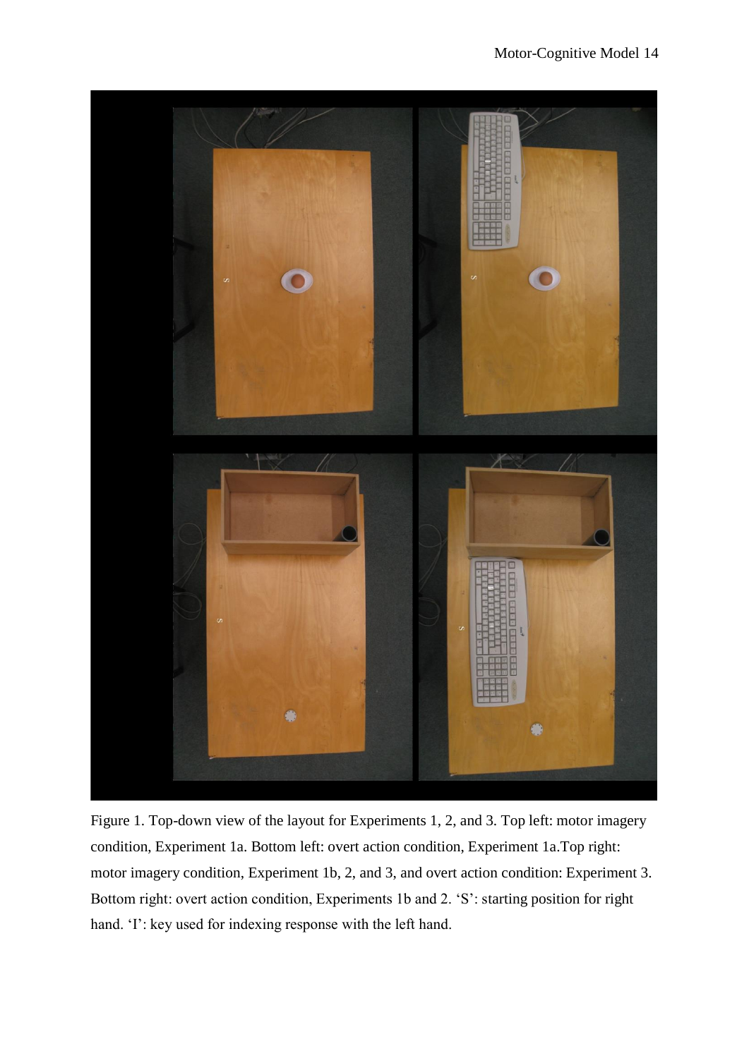Figure 1. Top-down view of the layout for Experiments 1, 2, and 3. Top left: motor imagery condition, Experiment 1a. Bottom left: overt action condition, Experiment 1a.Top right: motor imagery condition, Experiment 1b, 2, and 3, and overt action condition: Experiment 3. Bottom right: overt action condition, Experiments 1b and 2. 'S': starting position for right hand. 'I': key used for indexing response with the left hand.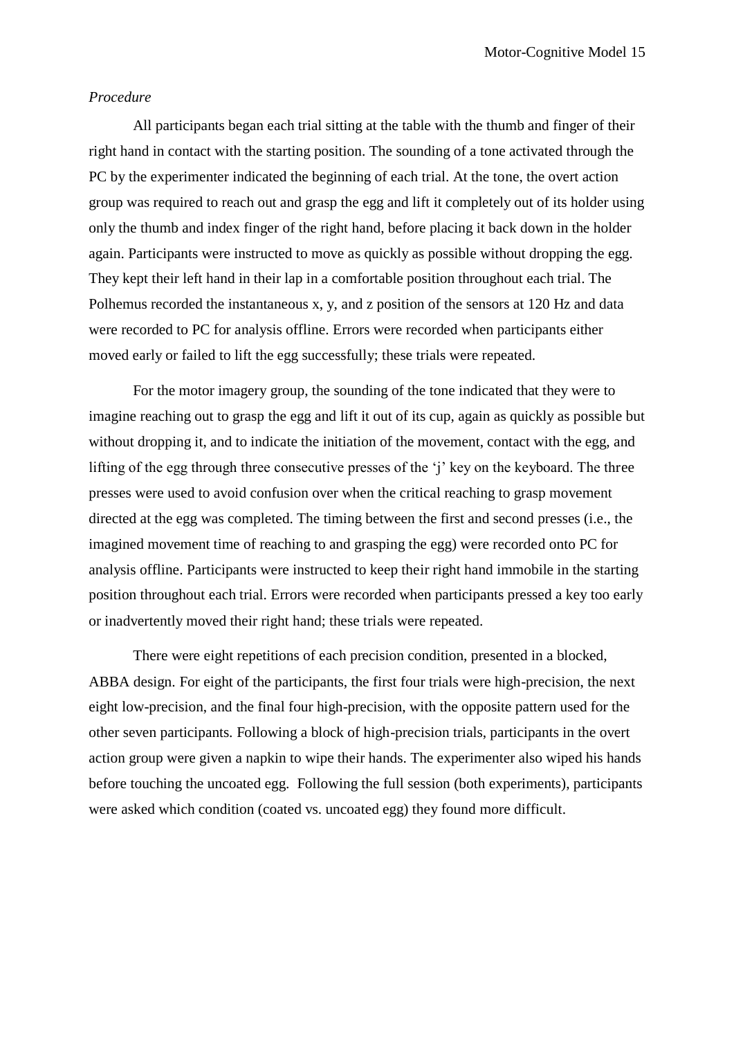*Procedure*

All participants began each trial sitting at the table with the thumb and finger of their right hand in contact with the starting position. The sounding of a tone activated through the PC by the experimenter indicated the beginning of each trial. At the tone, the overt action group was required to reach out and grasp the egg and lift it completely out of its holder using only the thumb and index finger of the right hand, before placing it back down in the holder again. Participants were instructed to move as quickly as possible without dropping the egg. They kept their left hand in their lap in a comfortable position throughout each trial. The Polhemus recorded the instantaneous x, y, and z position of the sensors at 120 Hz and data were recorded to PC for analysis offline. Errors were recorded when participants either moved early or failed to lift the egg successfully; these trials were repeated.

For the motor imagery group, the sounding of the tone indicated that they were to imagine reaching out to grasp the egg and lift it out of its cup, again as quickly as possible but without dropping it, and to indicate the initiation of the movement, contact with the egg, and lifting of the egg through three consecutive presses of the 'j' key on the keyboard. The three presses were used to avoid confusion over when the critical reaching to grasp movement directed at the egg was completed. The timing between the first and second presses (i.e., the imagined movement time of reaching to and grasping the egg) were recorded onto PC for analysis offline. Participants were instructed to keep their right hand immobile in the starting position throughout each trial. Errors were recorded when participants pressed a key too early or inadvertently moved their right hand; these trials were repeated.

There were eight repetitions of each precision condition, presented in a blocked, ABBA design. For eight of the participants, the first four trials were high-precision, the next eight low-precision, and the final four high-precision, with the opposite pattern used for the other seven participants. Following a block of high-precision trials, participants in the overt action group were given a napkin to wipe their hands. The experimenter also wiped his hands before touching the uncoated egg. Following the full session (both experiments), participants were asked which condition (coated vs. uncoated egg) they found more difficult.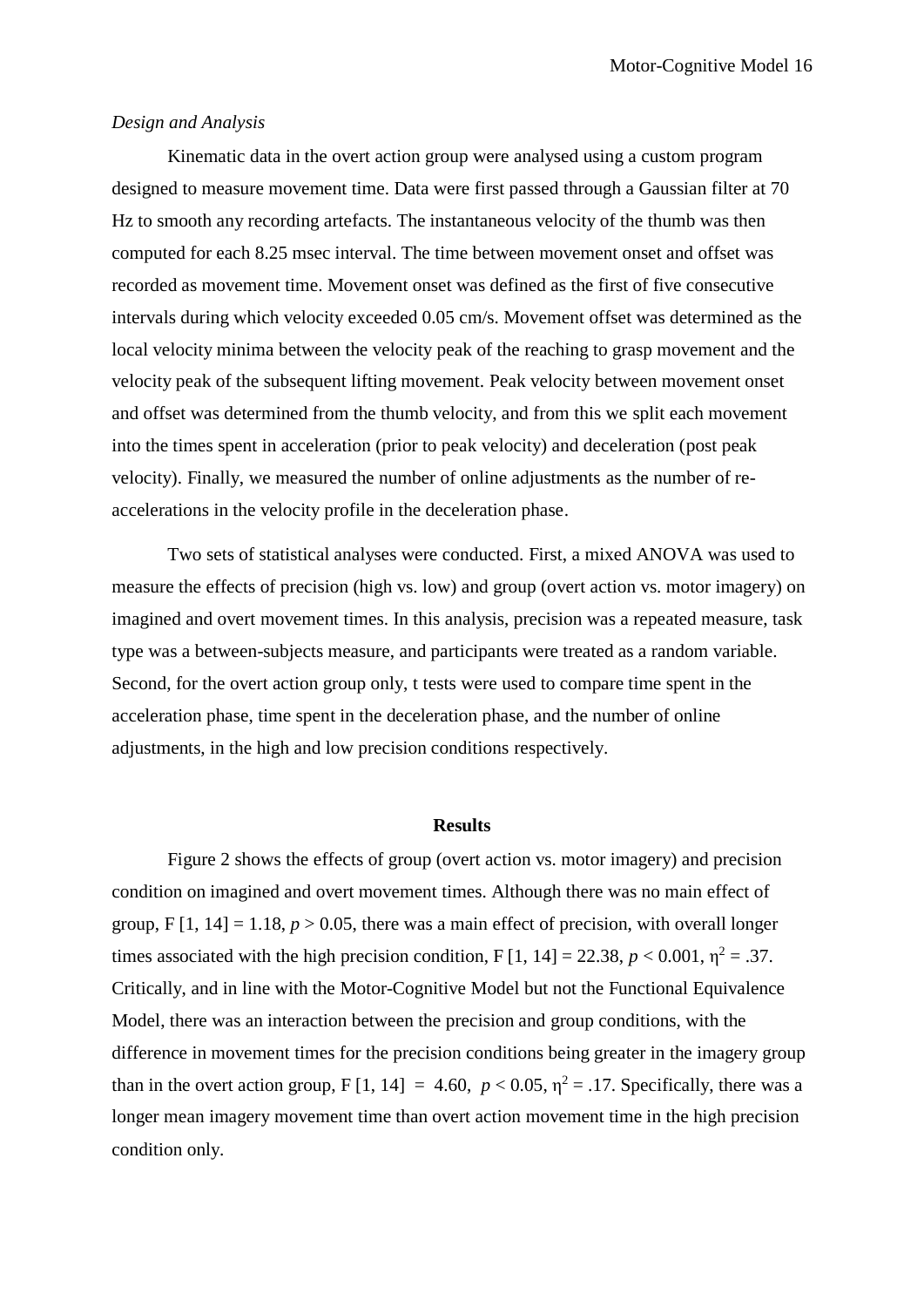*Design and Analysis*

Kinematic data in the overt action group were analysed using a custom program designed to measure movement time. Data were first passed through a Gaussian filter at 70 Hz to smooth any recording artefacts. The instantaneous velocity of the thumb was then computed for each 8.25 msec interval. The time between movement onset and offset was recorded as movement time. Movement onset was defined as the first of five consecutive intervals during which velocity exceeded 0.05 cm/s. Movement offset was determined as the local velocity minima between the velocity peak of the reaching to grasp movement and the velocity peak of the subsequent lifting movement. Peak velocity between movement onset and offset was determined from the thumb velocity, and from this we split each movement into the times spent in acceleration (prior to peak velocity) and deceleration (post peak velocity). Finally, we measured the number of online adjustments as the number of re-accelerations in the velocity profile in the deceleration phase.

Two sets of statistical analyses were conducted. First, a mixed ANOVA was used to measure the effects of precision (high vs. low) and group (overt action vs. motor imagery) on imagined and overt movement times. In this analysis, precision was a repeated measure, task type was a between-subjects measure, and participants were treated as a random variable. Second, for the overt action group only, t tests were used to compare time spent in the acceleration phase, time spent in the deceleration phase, and the number of online adjustments, in the high and low precision conditions respectively.

## Results

Figure 2 shows the effects of group (overt action vs. motor imagery) and precision condition on imagined and overt movement times. Although there was no main effect of group, $F [1, 14] = 1.18$, $p > 0.05$, there was a main effect of precision, with overall longer times associated with the high precision condition, $F [1, 14] = 22.38$, $p < 0.001$, $\eta^2 = .37$. Critically, and in line with the Motor-Cognitive Model but not the Functional Equivalence Model, there was an interaction between the precision and group conditions, with the difference in movement times for the precision conditions being greater in the imagery group than in the overt action group, $F [1, 14] = 4.60$, $p < 0.05$, $\eta^2 = .17$. Specifically, there was a longer mean imagery movement time than overt action movement time in the high precision condition only.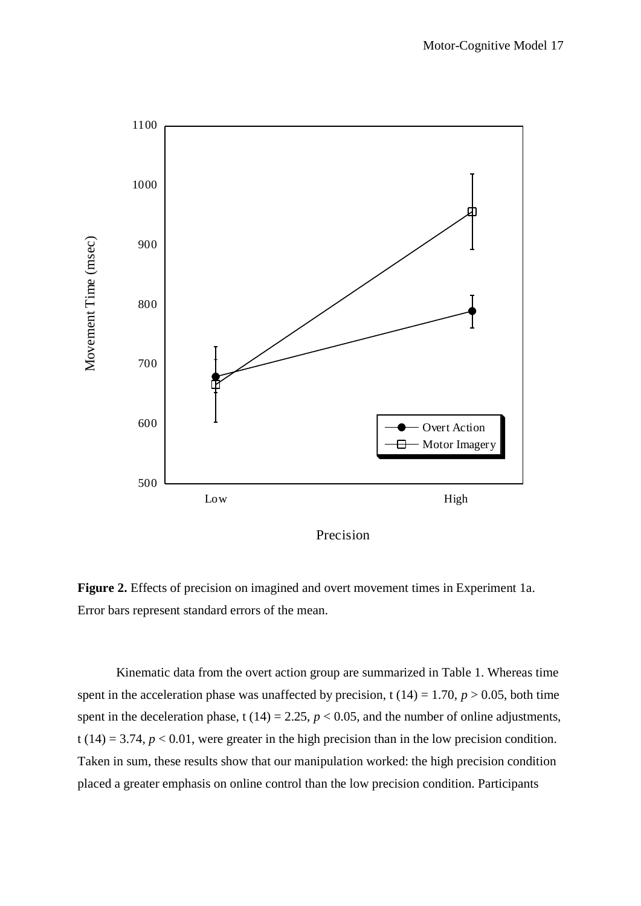**Figure 2.** Effects of precision on imagined and overt movement times in Experiment 1a. Error bars represent standard errors of the mean.

Kinematic data from the overt action group are summarized in Table 1. Whereas time spent in the acceleration phase was unaffected by precision, t (14) = 1.70, $p > 0.05$, both time spent in the deceleration phase, t (14) = 2.25, $p < 0.05$, and the number of online adjustments, t (14) = 3.74, $p < 0.01$, were greater in the high precision than in the low precision condition. Taken in sum, these results show that our manipulation worked: the high precision condition placed a greater emphasis on online control than the low precision condition. Participants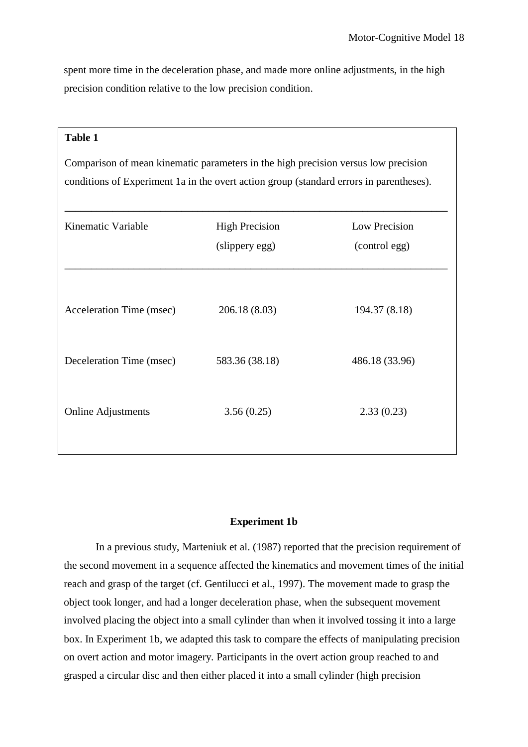spent more time in the deceleration phase, and made more online adjustments, in the high precision condition relative to the low precision condition.

**Table 1**

Comparison of mean kinematic parameters in the high precision versus low precision conditions of Experiment 1a in the overt action group (standard errors in parentheses).

| Kinematic Variable | High Precision (slippery egg) | Low Precision (control egg) |
|---|---|---|
| Acceleration Time (msec) | 206.18 (8.03) | 194.37 (8.18) |
| Deceleration Time (msec) | 583.36 (38.18) | 486.18 (33.96) |
| Online Adjustments | 3.56 (0.25) | 2.33 (0.23) |

**Experiment 1b**

In a previous study, Marteniuk et al. (1987) reported that the precision requirement of the second movement in a sequence affected the kinematics and movement times of the initial reach and grasp of the target (cf. Gentilucci et al., 1997). The movement made to grasp the object took longer, and had a longer deceleration phase, when the subsequent movement involved placing the object into a small cylinder than when it involved tossing it into a large box. In Experiment 1b, we adapted this task to compare the effects of manipulating precision on overt action and motor imagery. Participants in the overt action group reached to and grasped a circular disc and then either placed it into a small cylinder (high precision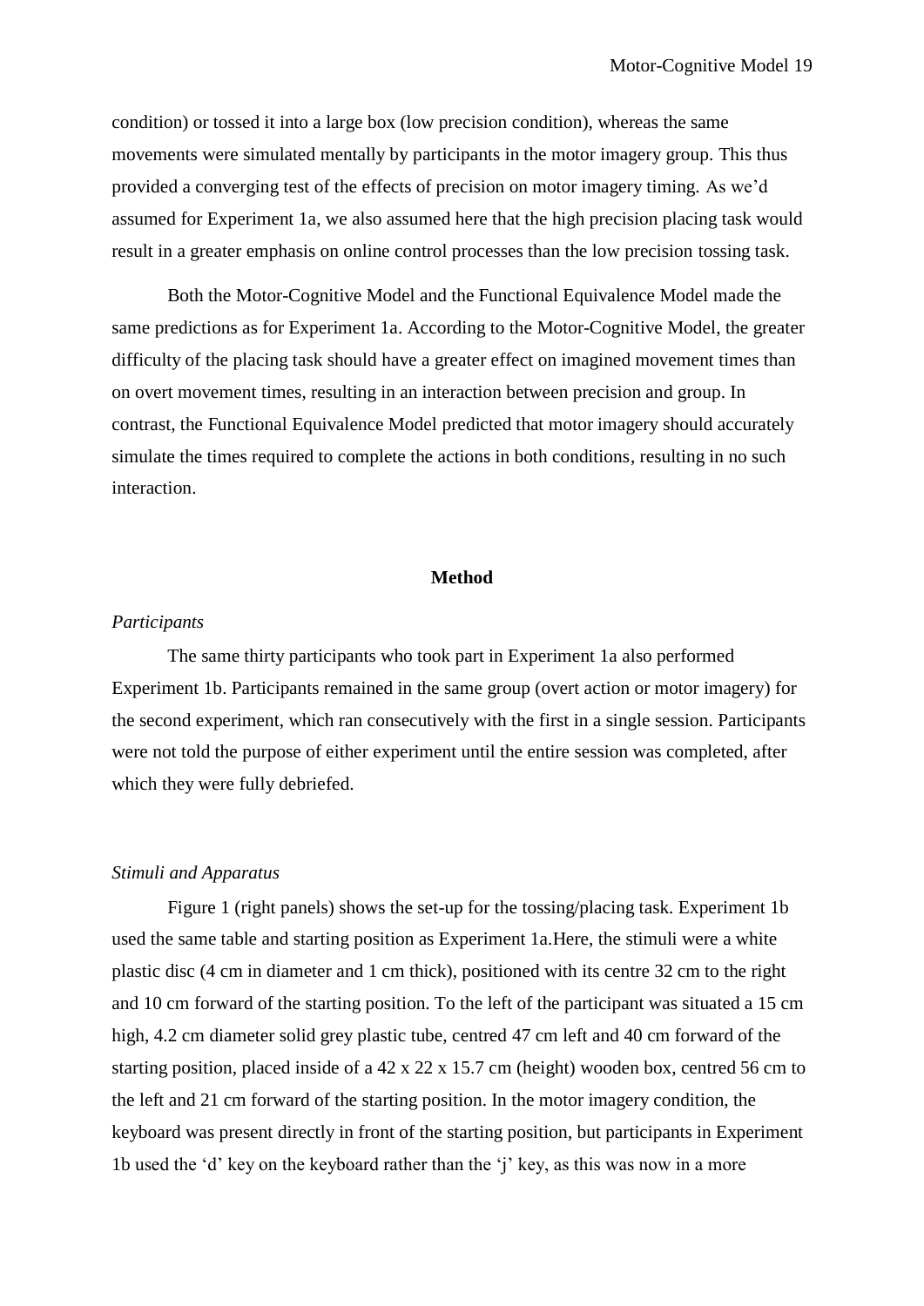condition) or tossed it into a large box (low precision condition), whereas the same movements were simulated mentally by participants in the motor imagery group. This thus provided a converging test of the effects of precision on motor imagery timing. As we'd assumed for Experiment 1a, we also assumed here that the high precision placing task would result in a greater emphasis on online control processes than the low precision tossing task.

Both the Motor-Cognitive Model and the Functional Equivalence Model made the same predictions as for Experiment 1a. According to the Motor-Cognitive Model, the greater difficulty of the placing task should have a greater effect on imagined movement times than on overt movement times, resulting in an interaction between precision and group. In contrast, the Functional Equivalence Model predicted that motor imagery should accurately simulate the times required to complete the actions in both conditions, resulting in no such interaction.

## Method

### *Participants*

The same thirty participants who took part in Experiment 1a also performed Experiment 1b. Participants remained in the same group (overt action or motor imagery) for the second experiment, which ran consecutively with the first in a single session. Participants were not told the purpose of either experiment until the entire session was completed, after which they were fully debriefed.

### *Stimuli and Apparatus*

Figure 1 (right panels) shows the set-up for the tossing/placing task. Experiment 1b used the same table and starting position as Experiment 1a.Here, the stimuli were a white plastic disc (4 cm in diameter and 1 cm thick), positioned with its centre 32 cm to the right and 10 cm forward of the starting position. To the left of the participant was situated a 15 cm high, 4.2 cm diameter solid grey plastic tube, centred 47 cm left and 40 cm forward of the starting position, placed inside of a 42 x 22 x 15.7 cm (height) wooden box, centred 56 cm to the left and 21 cm forward of the starting position. In the motor imagery condition, the keyboard was present directly in front of the starting position, but participants in Experiment 1b used the 'd' key on the keyboard rather than the 'j' key, as this was now in a more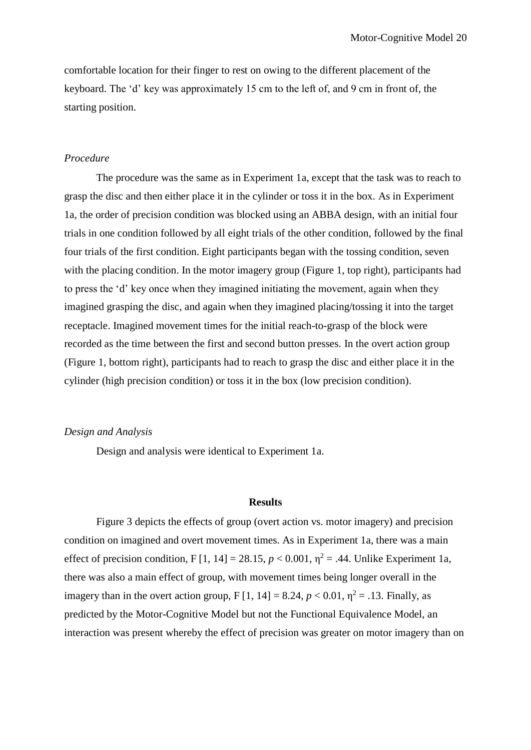comfortable location for their finger to rest on owing to the different placement of the keyboard. The 'd' key was approximately 15 cm to the left of, and 9 cm in front of, the starting position.

### *Procedure*

The procedure was the same as in Experiment 1a, except that the task was to reach to grasp the disc and then either place it in the cylinder or toss it in the box. As in Experiment 1a, the order of precision condition was blocked using an ABBA design, with an initial four trials in one condition followed by all eight trials of the other condition, followed by the final four trials of the first condition. Eight participants began with the tossing condition, seven with the placing condition. In the motor imagery group (Figure 1, top right), participants had to press the 'd' key once when they imagined initiating the movement, again when they imagined grasping the disc, and again when they imagined placing/tossing it into the target receptacle. Imagined movement times for the initial reach-to-grasp of the block were recorded as the time between the first and second button presses. In the overt action group (Figure 1, bottom right), participants had to reach to grasp the disc and either place it in the cylinder (high precision condition) or toss it in the box (low precision condition).

### *Design and Analysis*

Design and analysis were identical to Experiment 1a.

## Results

Figure 3 depicts the effects of group (overt action vs. motor imagery) and precision condition on imagined and overt movement times. As in Experiment 1a, there was a main effect of precision condition, $F [1, 14] = 28.15$, $p < 0.001$, $\eta^2 = .44$. Unlike Experiment 1a, there was also a main effect of group, with movement times being longer overall in the imagery than in the overt action group, $F [1, 14] = 8.24$, $p < 0.01$, $\eta^2 = .13$. Finally, as predicted by the Motor-Cognitive Model but not the Functional Equivalence Model, an interaction was present whereby the effect of precision was greater on motor imagery than on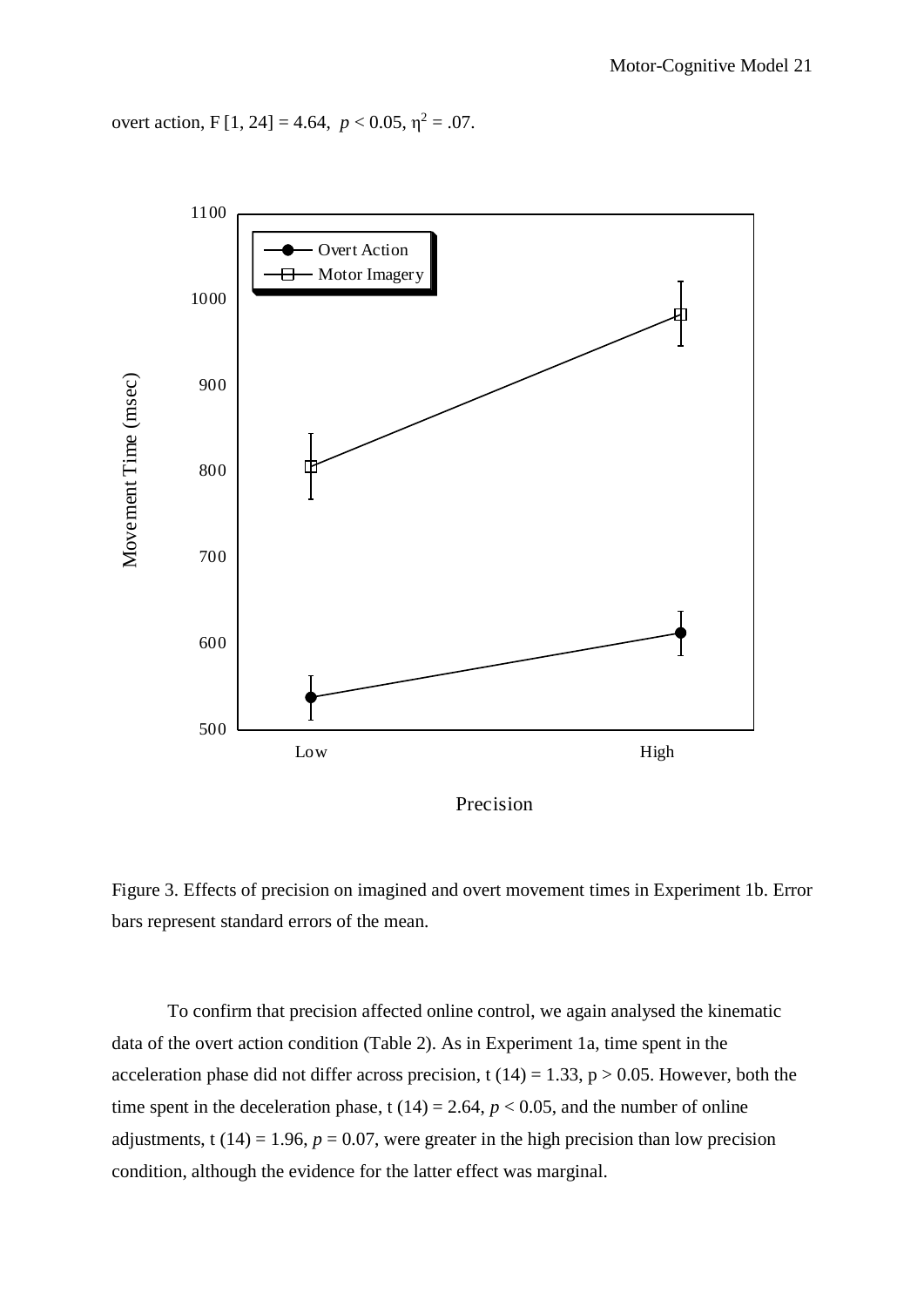overt action, $F [1, 24] = 4.64$, $p < 0.05$, $\eta^2 = .07$.

Figure 3. Effects of precision on imagined and overt movement times in Experiment 1b. Error bars represent standard errors of the mean.

To confirm that precision affected online control, we again analysed the kinematic data of the overt action condition (Table 2). As in Experiment 1a, time spent in the acceleration phase did not differ across precision, $t (14) = 1.33$, $p > 0.05$. However, both the time spent in the deceleration phase, $t (14) = 2.64$, $p < 0.05$, and the number of online adjustments, $t (14) = 1.96$, $p = 0.07$, were greater in the high precision than low precision condition, although the evidence for the latter effect was marginal.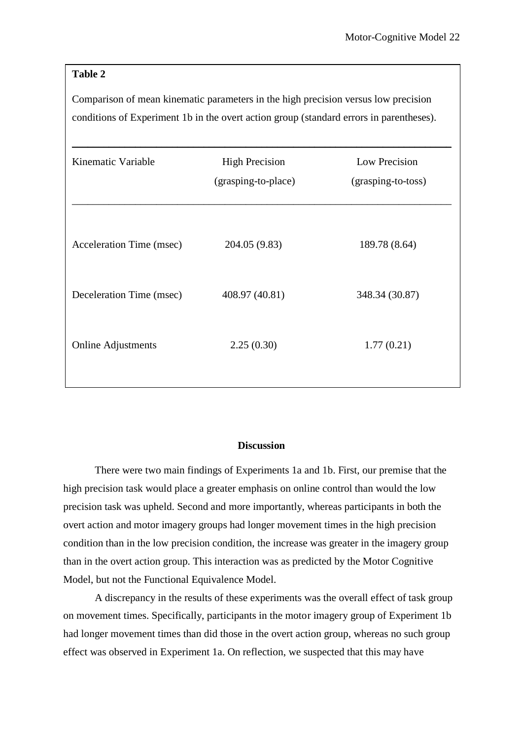**Table 2**

Comparison of mean kinematic parameters in the high precision versus low precision conditions of Experiment 1b in the overt action group (standard errors in parentheses).

| Kinematic Variable | High Precision (grasping-to-place) | Low Precision (grasping-to-toss) |
|---|---|---|
| Acceleration Time (msec) | 204.05 (9.83) | 189.78 (8.64) |
| Deceleration Time (msec) | 408.97 (40.81) | 348.34 (30.87) |
| Online Adjustments | 2.25 (0.30) | 1.77 (0.21) |

## Discussion

There were two main findings of Experiments 1a and 1b. First, our premise that the high precision task would place a greater emphasis on online control than would the low precision task was upheld. Second and more importantly, whereas participants in both the overt action and motor imagery groups had longer movement times in the high precision condition than in the low precision condition, the increase was greater in the imagery group than in the overt action group. This interaction was as predicted by the Motor Cognitive Model, but not the Functional Equivalence Model.

A discrepancy in the results of these experiments was the overall effect of task group on movement times. Specifically, participants in the motor imagery group of Experiment 1b had longer movement times than did those in the overt action group, whereas no such group effect was observed in Experiment 1a. On reflection, we suspected that this may have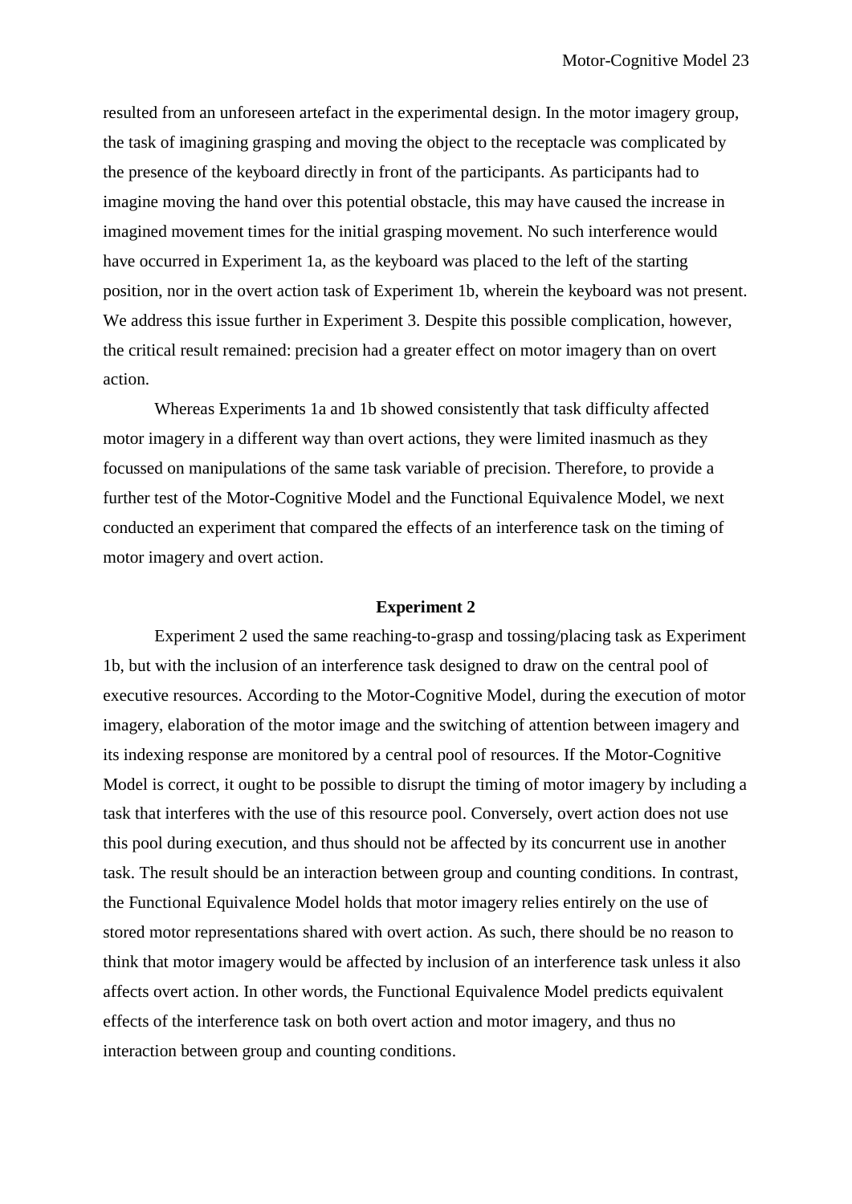resulted from an unforeseen artefact in the experimental design. In the motor imagery group, the task of imagining grasping and moving the object to the receptacle was complicated by the presence of the keyboard directly in front of the participants. As participants had to imagine moving the hand over this potential obstacle, this may have caused the increase in imagined movement times for the initial grasping movement. No such interference would have occurred in Experiment 1a, as the keyboard was placed to the left of the starting position, nor in the overt action task of Experiment 1b, wherein the keyboard was not present. We address this issue further in Experiment 3. Despite this possible complication, however, the critical result remained: precision had a greater effect on motor imagery than on overt action.

Whereas Experiments 1a and 1b showed consistently that task difficulty affected motor imagery in a different way than overt actions, they were limited inasmuch as they focussed on manipulations of the same task variable of precision. Therefore, to provide a further test of the Motor-Cognitive Model and the Functional Equivalence Model, we next conducted an experiment that compared the effects of an interference task on the timing of motor imagery and overt action.

## Experiment 2

Experiment 2 used the same reaching-to-grasp and tossing/placing task as Experiment 1b, but with the inclusion of an interference task designed to draw on the central pool of executive resources. According to the Motor-Cognitive Model, during the execution of motor imagery, elaboration of the motor image and the switching of attention between imagery and its indexing response are monitored by a central pool of resources. If the Motor-Cognitive Model is correct, it ought to be possible to disrupt the timing of motor imagery by including a task that interferes with the use of this resource pool. Conversely, overt action does not use this pool during execution, and thus should not be affected by its concurrent use in another task. The result should be an interaction between group and counting conditions. In contrast, the Functional Equivalence Model holds that motor imagery relies entirely on the use of stored motor representations shared with overt action. As such, there should be no reason to think that motor imagery would be affected by inclusion of an interference task unless it also affects overt action. In other words, the Functional Equivalence Model predicts equivalent effects of the interference task on both overt action and motor imagery, and thus no interaction between group and counting conditions.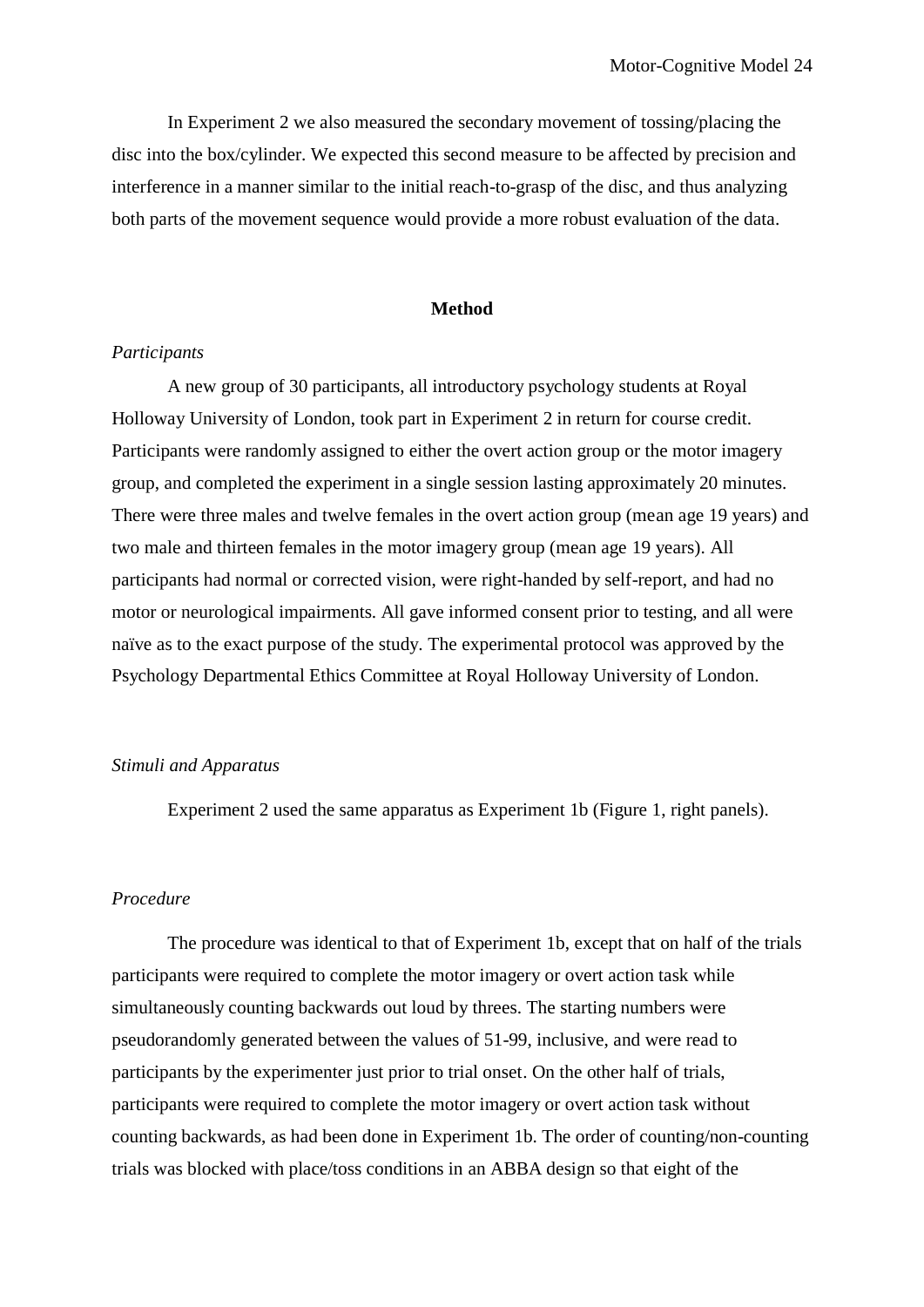In Experiment 2 we also measured the secondary movement of tossing/placing the disc into the box/cylinder. We expected this second measure to be affected by precision and interference in a manner similar to the initial reach-to-grasp of the disc, and thus analyzing both parts of the movement sequence would provide a more robust evaluation of the data.

## Method

### *Participants*

A new group of 30 participants, all introductory psychology students at Royal Holloway University of London, took part in Experiment 2 in return for course credit. Participants were randomly assigned to either the overt action group or the motor imagery group, and completed the experiment in a single session lasting approximately 20 minutes. There were three males and twelve females in the overt action group (mean age 19 years) and two male and thirteen females in the motor imagery group (mean age 19 years). All participants had normal or corrected vision, were right-handed by self-report, and had no motor or neurological impairments. All gave informed consent prior to testing, and all were naïve as to the exact purpose of the study. The experimental protocol was approved by the Psychology Departmental Ethics Committee at Royal Holloway University of London.

### *Stimuli and Apparatus*

Experiment 2 used the same apparatus as Experiment 1b (Figure 1, right panels).

### *Procedure*

The procedure was identical to that of Experiment 1b, except that on half of the trials participants were required to complete the motor imagery or overt action task while simultaneously counting backwards out loud by threes. The starting numbers were pseudorandomly generated between the values of 51-99, inclusive, and were read to participants by the experimenter just prior to trial onset. On the other half of trials, participants were required to complete the motor imagery or overt action task without counting backwards, as had been done in Experiment 1b. The order of counting/non-counting trials was blocked with place/toss conditions in an ABBA design so that eight of the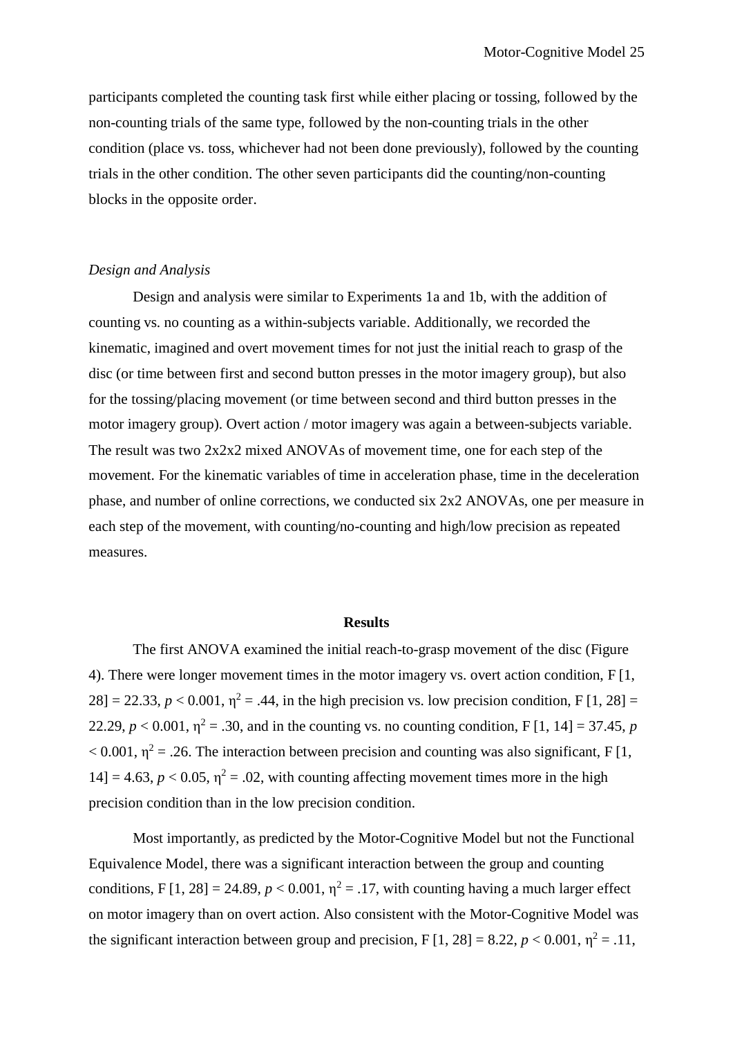participants completed the counting task first while either placing or tossing, followed by the non-counting trials of the same type, followed by the non-counting trials in the other condition (place vs. toss, whichever had not been done previously), followed by the counting trials in the other condition. The other seven participants did the counting/non-counting blocks in the opposite order.

*Design and Analysis*

Design and analysis were similar to Experiments 1a and 1b, with the addition of counting vs. no counting as a within-subjects variable. Additionally, we recorded the kinematic, imagined and overt movement times for not just the initial reach to grasp of the disc (or time between first and second button presses in the motor imagery group), but also for the tossing/placing movement (or time between second and third button presses in the motor imagery group). Overt action / motor imagery was again a between-subjects variable. The result was two 2x2x2 mixed ANOVAs of movement time, one for each step of the movement. For the kinematic variables of time in acceleration phase, time in the deceleration phase, and number of online corrections, we conducted six 2x2 ANOVAs, one per measure in each step of the movement, with counting/no-counting and high/low precision as repeated measures.

## Results

The first ANOVA examined the initial reach-to-grasp movement of the disc (Figure 4). There were longer movement times in the motor imagery vs. overt action condition, F [1, 28] = 22.33, $p < 0.001$, $\eta^2 = .44$, in the high precision vs. low precision condition, F [1, 28] = 22.29, $p < 0.001$, $\eta^2 = .30$, and in the counting vs. no counting condition, F [1, 14] = 37.45, $p < 0.001$, $\eta^2 = .26$. The interaction between precision and counting was also significant, F [1, 14] = 4.63, $p < 0.05$, $\eta^2 = .02$, with counting affecting movement times more in the high precision condition than in the low precision condition.

Most importantly, as predicted by the Motor-Cognitive Model but not the Functional Equivalence Model, there was a significant interaction between the group and counting conditions, F [1, 28] = 24.89, $p < 0.001$, $\eta^2 = .17$, with counting having a much larger effect on motor imagery than on overt action. Also consistent with the Motor-Cognitive Model was the significant interaction between group and precision, F [1, 28] = 8.22, $p < 0.001$, $\eta^2 = .11$,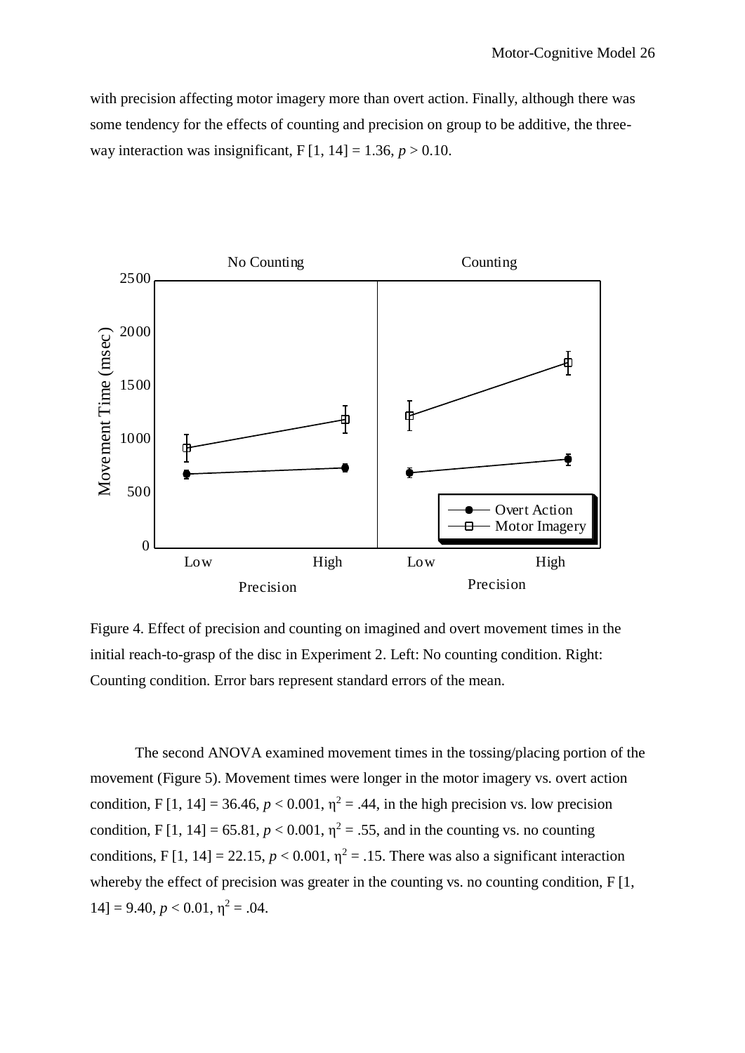with precision affecting motor imagery more than overt action. Finally, although there was some tendency for the effects of counting and precision on group to be additive, the three-way interaction was insignificant, $F [1, 14] = 1.36$, $p > 0.10$.

Figure 4. Effect of precision and counting on imagined and overt movement times in the initial reach-to-grasp of the disc in Experiment 2. Left: No counting condition. Right: Counting condition. Error bars represent standard errors of the mean.

The second ANOVA examined movement times in the tossing/placing portion of the movement (Figure 5). Movement times were longer in the motor imagery vs. overt action condition, $F [1, 14] = 36.46$, $p < 0.001$, $\eta^2 = .44$, in the high precision vs. low precision condition, $F [1, 14] = 65.81$, $p < 0.001$, $\eta^2 = .55$, and in the counting vs. no counting conditions, $F [1, 14] = 22.15$, $p < 0.001$, $\eta^2 = .15$. There was also a significant interaction whereby the effect of precision was greater in the counting vs. no counting condition, $F [1, 14] = 9.40$, $p < 0.01$, $\eta^2 = .04$.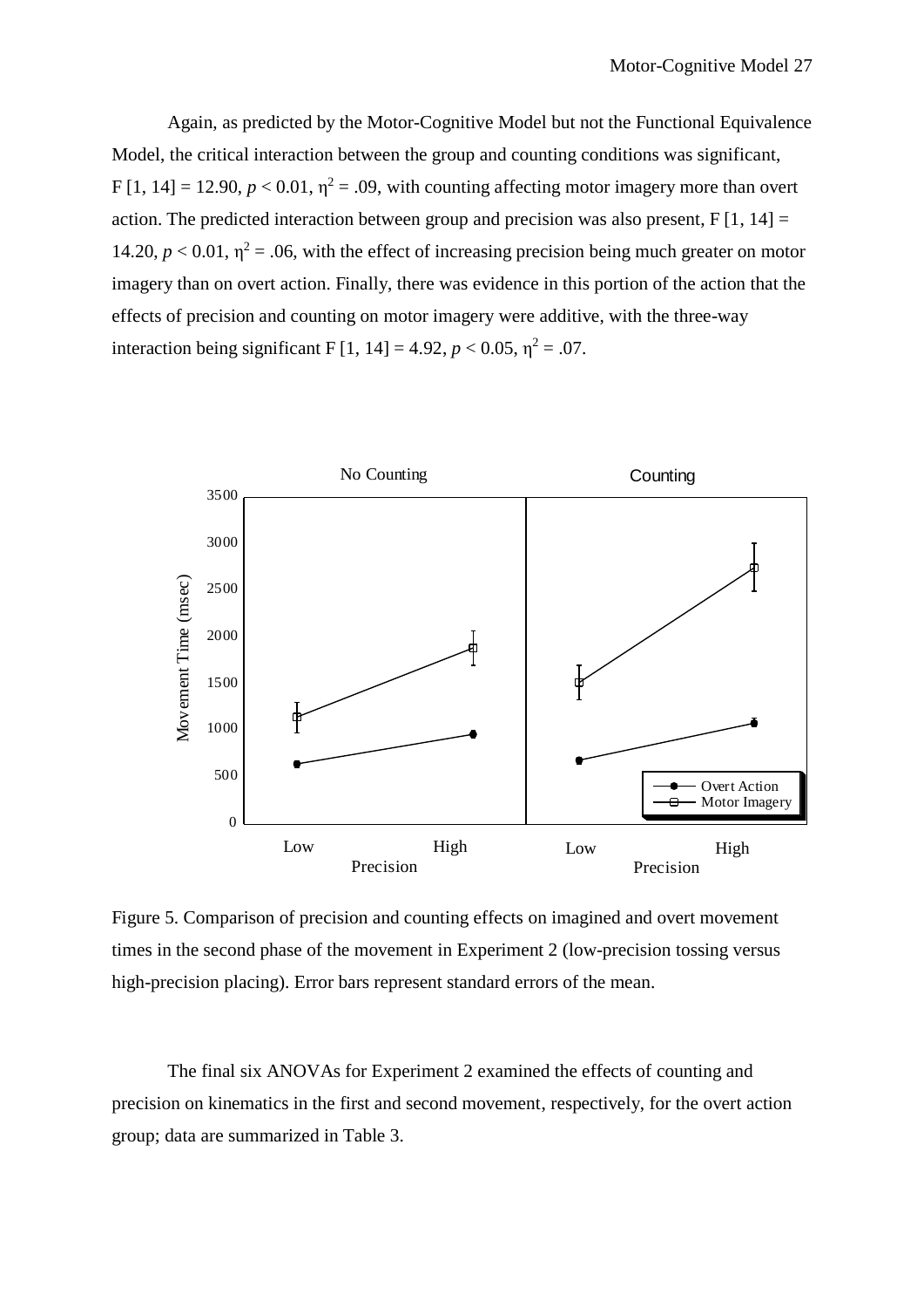Again, as predicted by the Motor-Cognitive Model but not the Functional Equivalence Model, the critical interaction between the group and counting conditions was significant, $F [1, 14] = 12.90$, $p < 0.01$, $\eta^2 = .09$, with counting affecting motor imagery more than overt action. The predicted interaction between group and precision was also present, $F [1, 14] = 14.20$, $p < 0.01$, $\eta^2 = .06$, with the effect of increasing precision being much greater on motor imagery than on overt action. Finally, there was evidence in this portion of the action that the effects of precision and counting on motor imagery were additive, with the three-way interaction being significant $F [1, 14] = 4.92$, $p < 0.05$, $\eta^2 = .07$.

Figure 5. Comparison of precision and counting effects on imagined and overt movement times in the second phase of the movement in Experiment 2 (low-precision tossing versus high-precision placing). Error bars represent standard errors of the mean.

The final six ANOVAs for Experiment 2 examined the effects of counting and precision on kinematics in the first and second movement, respectively, for the overt action group; data are summarized in Table 3.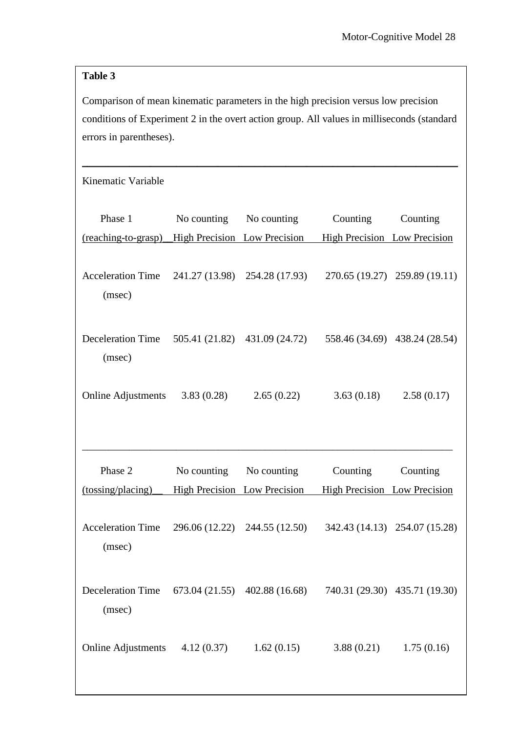**Table 3**

Comparison of mean kinematic parameters in the high precision versus low precision conditions of Experiment 2 in the overt action group. All values in milliseconds (standard errors in parentheses).

| Kinematic Variable | | | | |
|---|---|---|---|---|
| Phase 1 (reaching-to-grasp) | No counting High Precision | No counting Low Precision | Counting High Precision | Counting Low Precision |
| Acceleration Time (msec) | 241.27 (13.98) | 254.28 (17.93) | 270.65 (19.27) | 259.89 (19.11) |
| Deceleration Time (msec) | 505.41 (21.82) | 431.09 (24.72) | 558.46 (34.69) | 438.24 (28.54) |
| Online Adjustments | 3.83 (0.28) | 2.65 (0.22) | 3.63 (0.18) | 2.58 (0.17) |
| Phase 2 (tossing/placing) | No counting High Precision | No counting Low Precision | Counting High Precision | Counting Low Precision |
| Acceleration Time (msec) | 296.06 (12.22) | 244.55 (12.50) | 342.43 (14.13) | 254.07 (15.28) |
| Deceleration Time (msec) | 673.04 (21.55) | 402.88 (16.68) | 740.31 (29.30) | 435.71 (19.30) |
| Online Adjustments | 4.12 (0.37) | 1.62 (0.15) | 3.88 (0.21) | 1.75 (0.16) |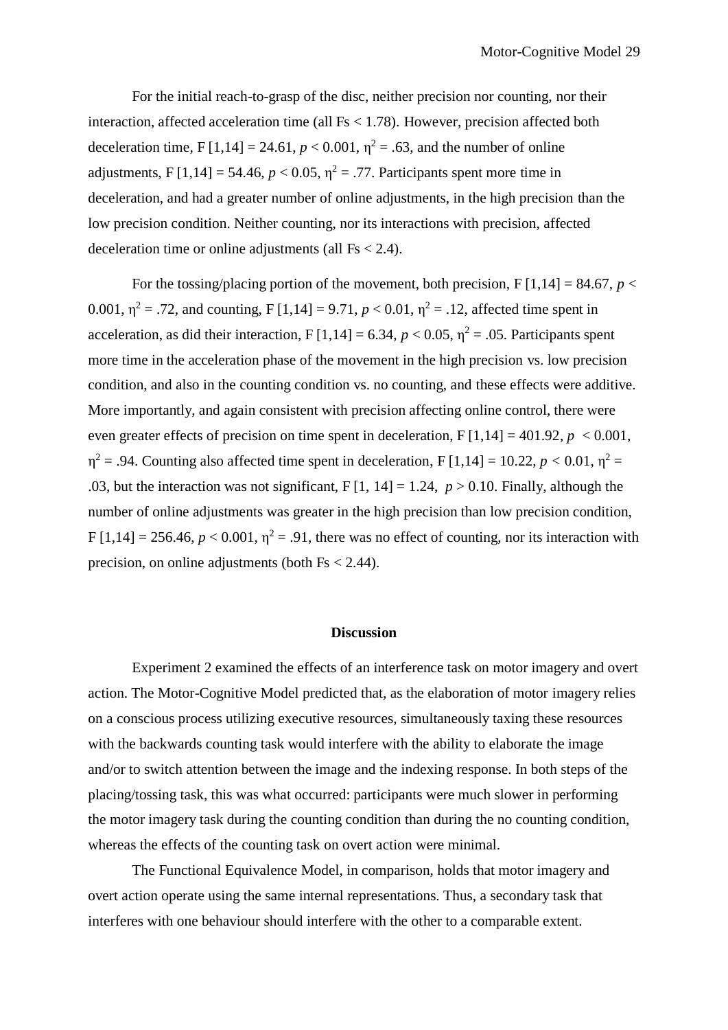For the initial reach-to-grasp of the disc, neither precision nor counting, nor their interaction, affected acceleration time (all Fs < 1.78). However, precision affected both deceleration time, $F[1,14] = 24.61$, $p < 0.001$, $\eta^2 = .63$, and the number of online adjustments, $F[1,14] = 54.46$, $p < 0.05$, $\eta^2 = .77$. Participants spent more time in deceleration, and had a greater number of online adjustments, in the high precision than the low precision condition. Neither counting, nor its interactions with precision, affected deceleration time or online adjustments (all Fs < 2.4).

For the tossing/placing portion of the movement, both precision, $F[1,14] = 84.67$, $p < 0.001$, $\eta^2 = .72$, and counting, $F[1,14] = 9.71$, $p < 0.01$, $\eta^2 = .12$, affected time spent in acceleration, as did their interaction, $F[1,14] = 6.34$, $p < 0.05$, $\eta^2 = .05$. Participants spent more time in the acceleration phase of the movement in the high precision vs. low precision condition, and also in the counting condition vs. no counting, and these effects were additive. More importantly, and again consistent with precision affecting online control, there were even greater effects of precision on time spent in deceleration, $F[1,14] = 401.92$, $p < 0.001$, $\eta^2 = .94$. Counting also affected time spent in deceleration, $F[1,14] = 10.22$, $p < 0.01$, $\eta^2 = .03$, but the interaction was not significant, $F[1, 14] = 1.24$, $p > 0.10$. Finally, although the number of online adjustments was greater in the high precision than low precision condition, $F[1,14] = 256.46$, $p < 0.001$, $\eta^2 = .91$, there was no effect of counting, nor its interaction with precision, on online adjustments (both Fs < 2.44).

## Discussion

Experiment 2 examined the effects of an interference task on motor imagery and overt action. The Motor-Cognitive Model predicted that, as the elaboration of motor imagery relies on a conscious process utilizing executive resources, simultaneously taxing these resources with the backwards counting task would interfere with the ability to elaborate the image and/or to switch attention between the image and the indexing response. In both steps of the placing/tossing task, this was what occurred: participants were much slower in performing the motor imagery task during the counting condition than during the no counting condition, whereas the effects of the counting task on overt action were minimal.

The Functional Equivalence Model, in comparison, holds that motor imagery and overt action operate using the same internal representations. Thus, a secondary task that interferes with one behaviour should interfere with the other to a comparable extent.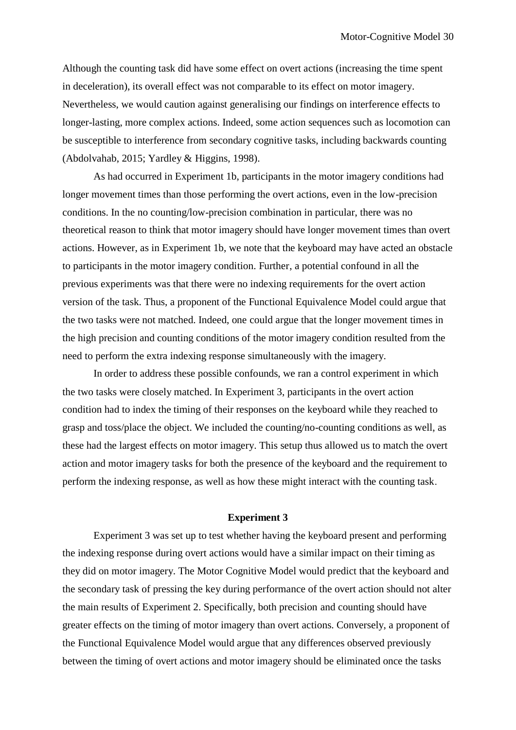Although the counting task did have some effect on overt actions (increasing the time spent in deceleration), its overall effect was not comparable to its effect on motor imagery. Nevertheless, we would caution against generalising our findings on interference effects to longer-lasting, more complex actions. Indeed, some action sequences such as locomotion can be susceptible to interference from secondary cognitive tasks, including backwards counting (Abdolvahab, 2015; Yardley & Higgins, 1998).

As had occurred in Experiment 1b, participants in the motor imagery conditions had longer movement times than those performing the overt actions, even in the low-precision conditions. In the no counting/low-precision combination in particular, there was no theoretical reason to think that motor imagery should have longer movement times than overt actions. However, as in Experiment 1b, we note that the keyboard may have acted an obstacle to participants in the motor imagery condition. Further, a potential confound in all the previous experiments was that there were no indexing requirements for the overt action version of the task. Thus, a proponent of the Functional Equivalence Model could argue that the two tasks were not matched. Indeed, one could argue that the longer movement times in the high precision and counting conditions of the motor imagery condition resulted from the need to perform the extra indexing response simultaneously with the imagery.

In order to address these possible confounds, we ran a control experiment in which the two tasks were closely matched. In Experiment 3, participants in the overt action condition had to index the timing of their responses on the keyboard while they reached to grasp and toss/place the object. We included the counting/no-counting conditions as well, as these had the largest effects on motor imagery. This setup thus allowed us to match the overt action and motor imagery tasks for both the presence of the keyboard and the requirement to perform the indexing response, as well as how these might interact with the counting task.

## Experiment 3

Experiment 3 was set up to test whether having the keyboard present and performing the indexing response during overt actions would have a similar impact on their timing as they did on motor imagery. The Motor Cognitive Model would predict that the keyboard and the secondary task of pressing the key during performance of the overt action should not alter the main results of Experiment 2. Specifically, both precision and counting should have greater effects on the timing of motor imagery than overt actions. Conversely, a proponent of the Functional Equivalence Model would argue that any differences observed previously between the timing of overt actions and motor imagery should be eliminated once the tasks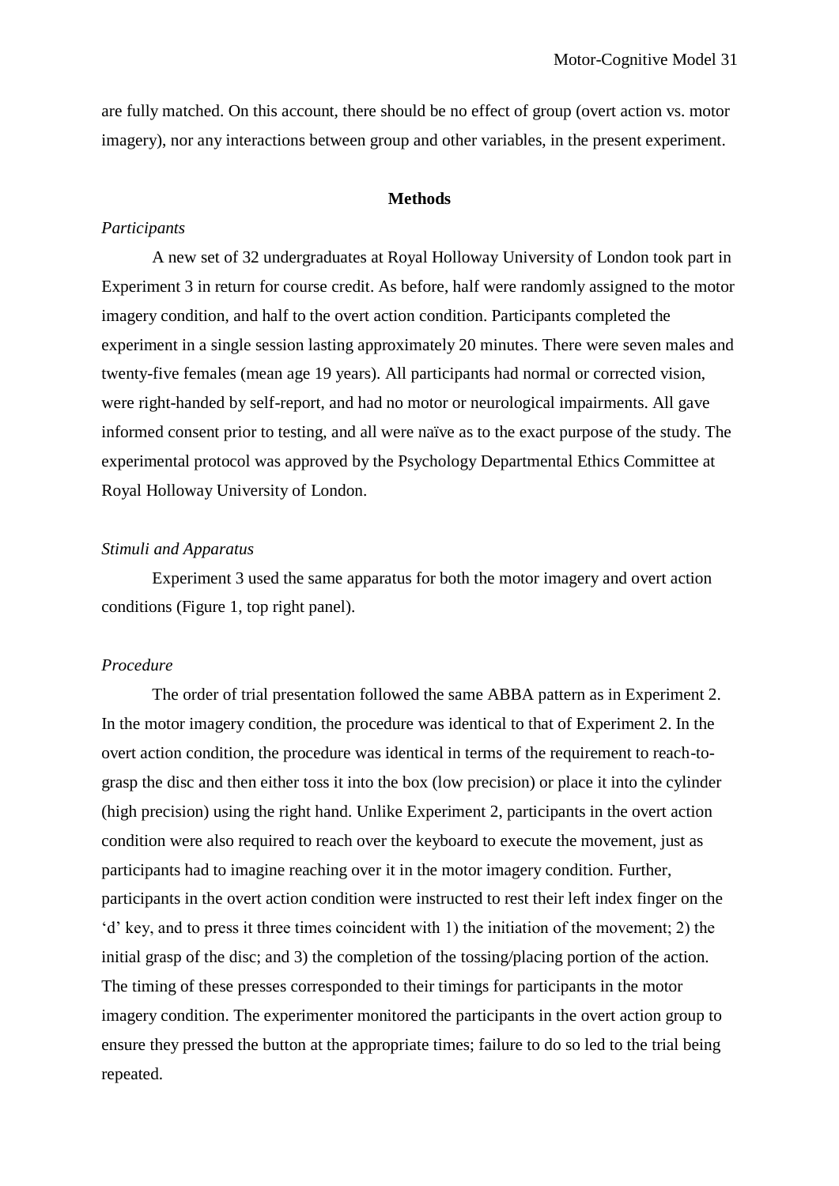are fully matched. On this account, there should be no effect of group (overt action vs. motor imagery), nor any interactions between group and other variables, in the present experiment.

## Methods

### *Participants*

A new set of 32 undergraduates at Royal Holloway University of London took part in Experiment 3 in return for course credit. As before, half were randomly assigned to the motor imagery condition, and half to the overt action condition. Participants completed the experiment in a single session lasting approximately 20 minutes. There were seven males and twenty-five females (mean age 19 years). All participants had normal or corrected vision, were right-handed by self-report, and had no motor or neurological impairments. All gave informed consent prior to testing, and all were naïve as to the exact purpose of the study. The experimental protocol was approved by the Psychology Departmental Ethics Committee at Royal Holloway University of London.

### *Stimuli and Apparatus*

Experiment 3 used the same apparatus for both the motor imagery and overt action conditions (Figure 1, top right panel).

### *Procedure*

The order of trial presentation followed the same ABBA pattern as in Experiment 2. In the motor imagery condition, the procedure was identical to that of Experiment 2. In the overt action condition, the procedure was identical in terms of the requirement to reach-to-grasp the disc and then either toss it into the box (low precision) or place it into the cylinder (high precision) using the right hand. Unlike Experiment 2, participants in the overt action condition were also required to reach over the keyboard to execute the movement, just as participants had to imagine reaching over it in the motor imagery condition. Further, participants in the overt action condition were instructed to rest their left index finger on the 'd' key, and to press it three times coincident with 1) the initiation of the movement; 2) the initial grasp of the disc; and 3) the completion of the tossing/placing portion of the action. The timing of these presses corresponded to their timings for participants in the motor imagery condition. The experimenter monitored the participants in the overt action group to ensure they pressed the button at the appropriate times; failure to do so led to the trial being repeated.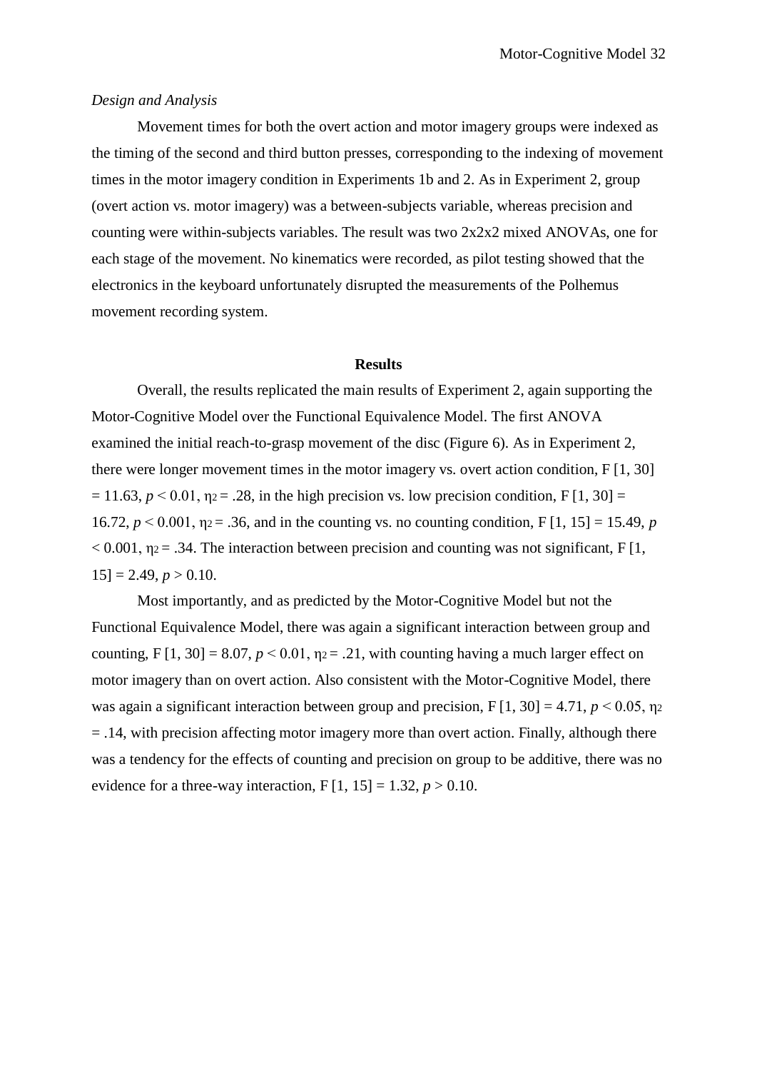*Design and Analysis*

Movement times for both the overt action and motor imagery groups were indexed as the timing of the second and third button presses, corresponding to the indexing of movement times in the motor imagery condition in Experiments 1b and 2. As in Experiment 2, group (overt action vs. motor imagery) was a between-subjects variable, whereas precision and counting were within-subjects variables. The result was two 2x2x2 mixed ANOVAs, one for each stage of the movement. No kinematics were recorded, as pilot testing showed that the electronics in the keyboard unfortunately disrupted the measurements of the Polhemus movement recording system.

## Results

Overall, the results replicated the main results of Experiment 2, again supporting the Motor-Cognitive Model over the Functional Equivalence Model. The first ANOVA examined the initial reach-to-grasp movement of the disc (Figure 6). As in Experiment 2, there were longer movement times in the motor imagery vs. overt action condition, $F[1, 30] = 11.63$, $p < 0.01$, $\eta^2 = .28$, in the high precision vs. low precision condition, $F[1, 30] = 16.72$, $p < 0.001$, $\eta^2 = .36$, and in the counting vs. no counting condition, $F[1, 15] = 15.49$, $p < 0.001$, $\eta^2 = .34$. The interaction between precision and counting was not significant, $F[1, 15] = 2.49$, $p > 0.10$.

Most importantly, and as predicted by the Motor-Cognitive Model but not the Functional Equivalence Model, there was again a significant interaction between group and counting, $F[1, 30] = 8.07$, $p < 0.01$, $\eta^2 = .21$, with counting having a much larger effect on motor imagery than on overt action. Also consistent with the Motor-Cognitive Model, there was again a significant interaction between group and precision, $F[1, 30] = 4.71$, $p < 0.05$, $\eta^2 = .14$, with precision affecting motor imagery more than overt action. Finally, although there was a tendency for the effects of counting and precision on group to be additive, there was no evidence for a three-way interaction, $F[1, 15] = 1.32$, $p > 0.10$.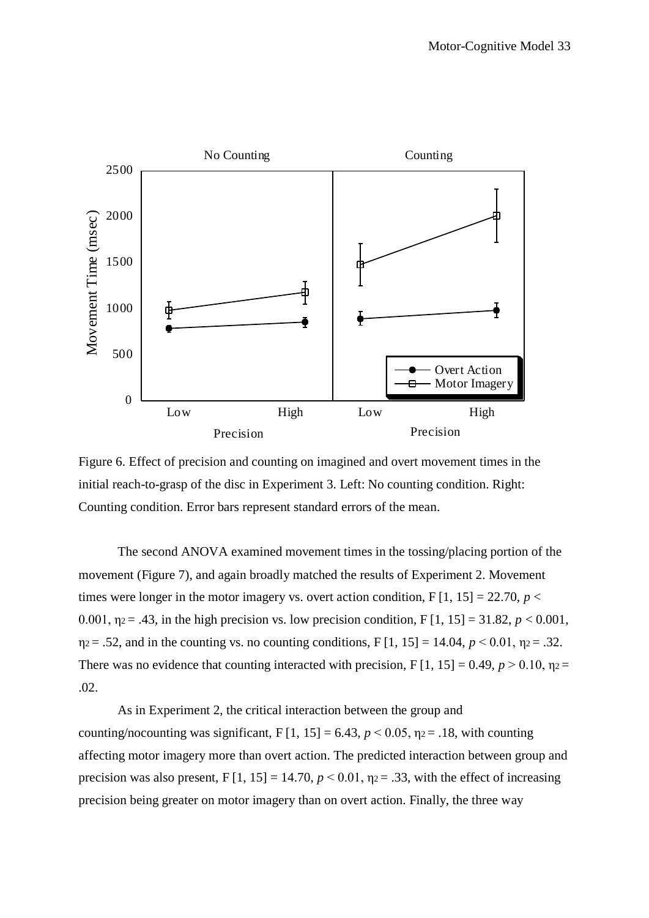Figure 6. Effect of precision and counting on imagined and overt movement times in the initial reach-to-grasp of the disc in Experiment 3. Left: No counting condition. Right: Counting condition. Error bars represent standard errors of the mean.

The second ANOVA examined movement times in the tossing/placing portion of the movement (Figure 7), and again broadly matched the results of Experiment 2. Movement times were longer in the motor imagery vs. overt action condition, $F[1, 15] = 22.70$, $p < 0.001$, $\eta_2 = .43$, in the high precision vs. low precision condition, $F[1, 15] = 31.82$, $p < 0.001$, $\eta_2 = .52$, and in the counting vs. no counting conditions, $F[1, 15] = 14.04$, $p < 0.01$, $\eta_2 = .32$. There was no evidence that counting interacted with precision, $F[1, 15] = 0.49$, $p > 0.10$, $\eta_2 = .02$.

As in Experiment 2, the critical interaction between the group and counting/nocounting was significant, $F[1, 15] = 6.43$, $p < 0.05$, $\eta_2 = .18$, with counting affecting motor imagery more than overt action. The predicted interaction between group and precision was also present, $F[1, 15] = 14.70$, $p < 0.01$, $\eta_2 = .33$, with the effect of increasing precision being greater on motor imagery than on overt action. Finally, the three way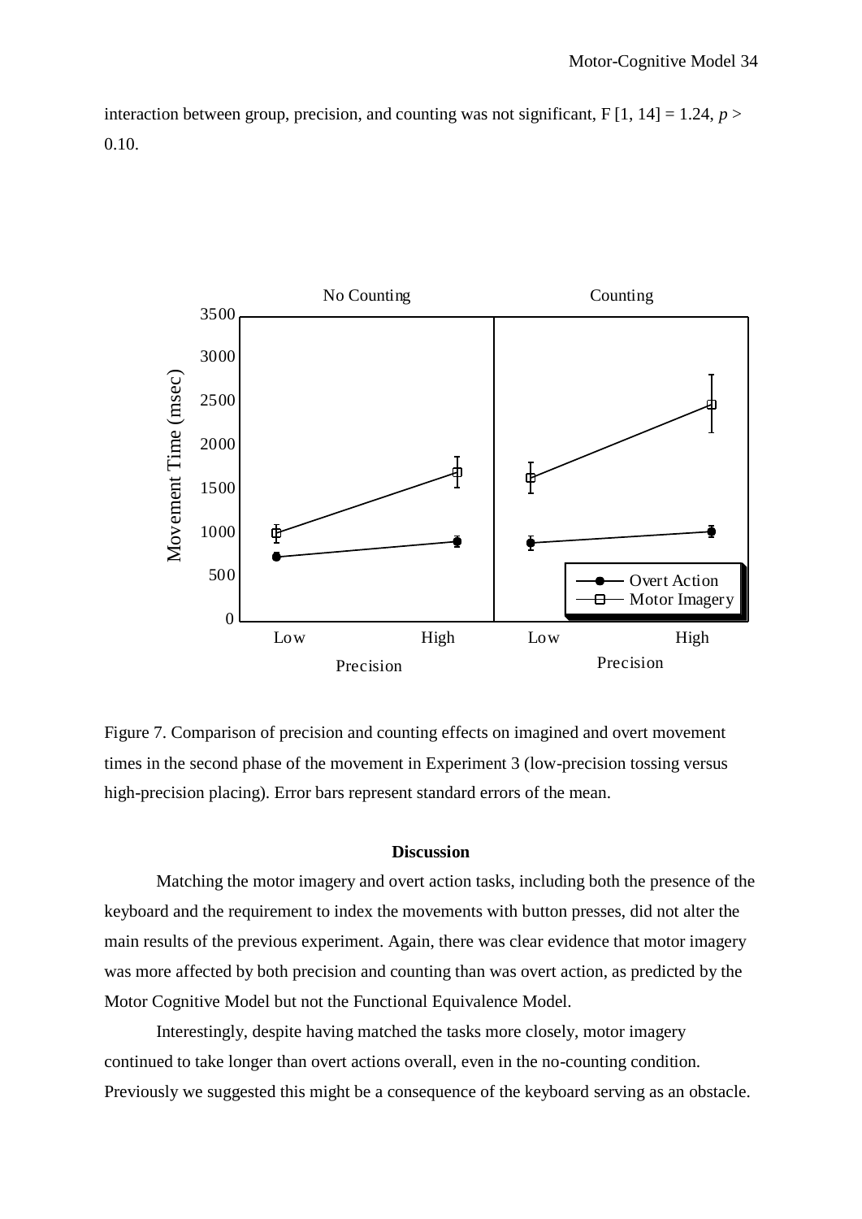interaction between group, precision, and counting was not significant, $F[1, 14] = 1.24$, $p > 0.10$.

Figure 7. Comparison of precision and counting effects on imagined and overt movement times in the second phase of the movement in Experiment 3 (low-precision tossing versus high-precision placing). Error bars represent standard errors of the mean.

## Discussion

Matching the motor imagery and overt action tasks, including both the presence of the keyboard and the requirement to index the movements with button presses, did not alter the main results of the previous experiment. Again, there was clear evidence that motor imagery was more affected by both precision and counting than was overt action, as predicted by the Motor Cognitive Model but not the Functional Equivalence Model.

Interestingly, despite having matched the tasks more closely, motor imagery continued to take longer than overt actions overall, even in the no-counting condition. Previously we suggested this might be a consequence of the keyboard serving as an obstacle.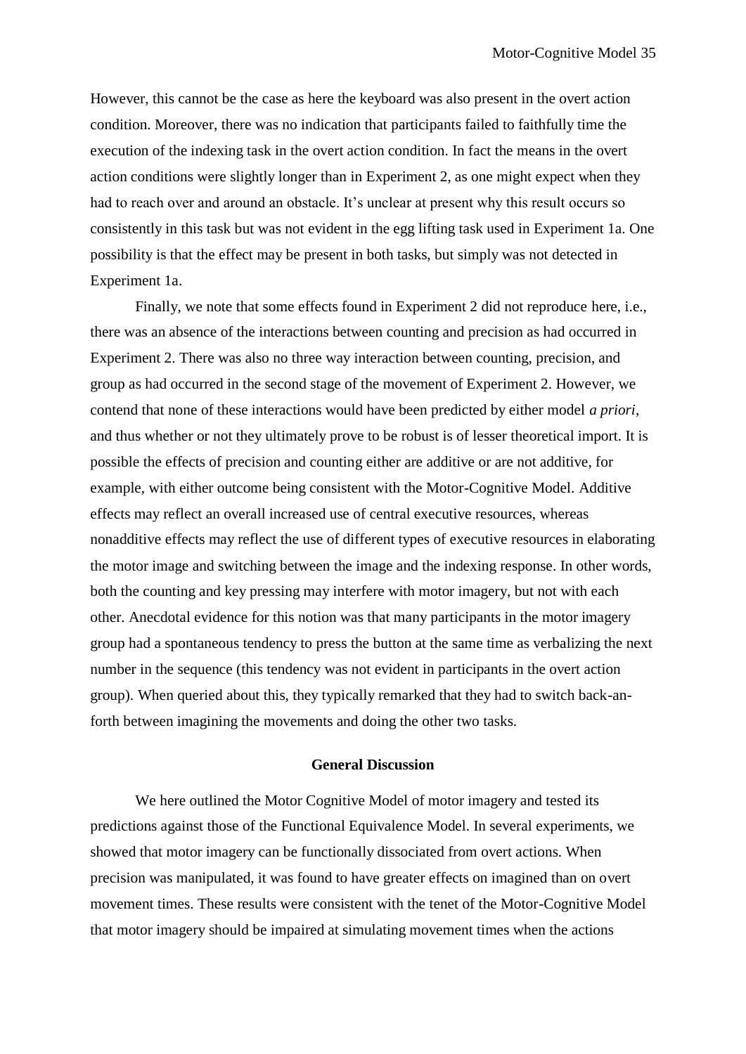However, this cannot be the case as here the keyboard was also present in the overt action condition. Moreover, there was no indication that participants failed to faithfully time the execution of the indexing task in the overt action condition. In fact the means in the overt action conditions were slightly longer than in Experiment 2, as one might expect when they had to reach over and around an obstacle. It's unclear at present why this result occurs so consistently in this task but was not evident in the egg lifting task used in Experiment 1a. One possibility is that the effect may be present in both tasks, but simply was not detected in Experiment 1a.

Finally, we note that some effects found in Experiment 2 did not reproduce here, i.e., there was an absence of the interactions between counting and precision as had occurred in Experiment 2. There was also no three way interaction between counting, precision, and group as had occurred in the second stage of the movement of Experiment 2. However, we contend that none of these interactions would have been predicted by either model *a priori*, and thus whether or not they ultimately prove to be robust is of lesser theoretical import. It is possible the effects of precision and counting either are additive or are not additive, for example, with either outcome being consistent with the Motor-Cognitive Model. Additive effects may reflect an overall increased use of central executive resources, whereas nonadditive effects may reflect the use of different types of executive resources in elaborating the motor image and switching between the image and the indexing response. In other words, both the counting and key pressing may interfere with motor imagery, but not with each other. Anecdotal evidence for this notion was that many participants in the motor imagery group had a spontaneous tendency to press the button at the same time as verbalizing the next number in the sequence (this tendency was not evident in participants in the overt action group). When queried about this, they typically remarked that they had to switch back-an-forth between imagining the movements and doing the other two tasks.

## General Discussion

We here outlined the Motor Cognitive Model of motor imagery and tested its predictions against those of the Functional Equivalence Model. In several experiments, we showed that motor imagery can be functionally dissociated from overt actions. When precision was manipulated, it was found to have greater effects on imagined than on overt movement times. These results were consistent with the tenet of the Motor-Cognitive Model that motor imagery should be impaired at simulating movement times when the actions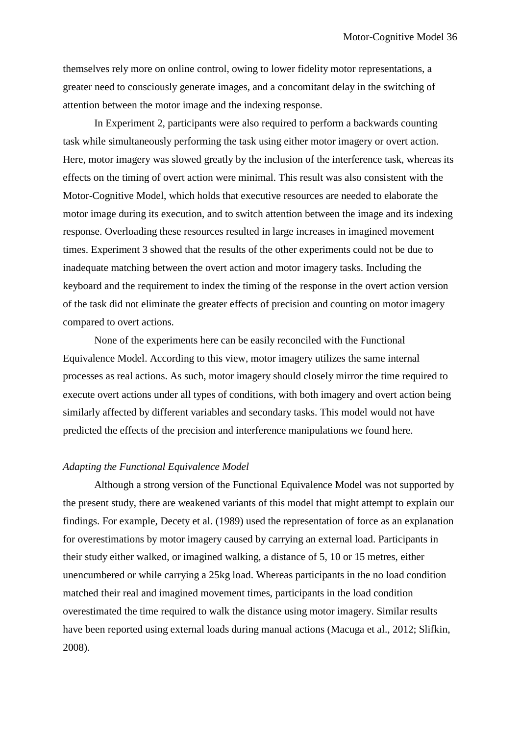themselves rely more on online control, owing to lower fidelity motor representations, a greater need to consciously generate images, and a concomitant delay in the switching of attention between the motor image and the indexing response.

In Experiment 2, participants were also required to perform a backwards counting task while simultaneously performing the task using either motor imagery or overt action. Here, motor imagery was slowed greatly by the inclusion of the interference task, whereas its effects on the timing of overt action were minimal. This result was also consistent with the Motor-Cognitive Model, which holds that executive resources are needed to elaborate the motor image during its execution, and to switch attention between the image and its indexing response. Overloading these resources resulted in large increases in imagined movement times. Experiment 3 showed that the results of the other experiments could not be due to inadequate matching between the overt action and motor imagery tasks. Including the keyboard and the requirement to index the timing of the response in the overt action version of the task did not eliminate the greater effects of precision and counting on motor imagery compared to overt actions.

None of the experiments here can be easily reconciled with the Functional Equivalence Model. According to this view, motor imagery utilizes the same internal processes as real actions. As such, motor imagery should closely mirror the time required to execute overt actions under all types of conditions, with both imagery and overt action being similarly affected by different variables and secondary tasks. This model would not have predicted the effects of the precision and interference manipulations we found here.

*Adapting the Functional Equivalence Model*

Although a strong version of the Functional Equivalence Model was not supported by the present study, there are weakened variants of this model that might attempt to explain our findings. For example, Decety et al. (1989) used the representation of force as an explanation for overestimations by motor imagery caused by carrying an external load. Participants in their study either walked, or imagined walking, a distance of 5, 10 or 15 metres, either unencumbered or while carrying a 25kg load. Whereas participants in the no load condition matched their real and imagined movement times, participants in the load condition overestimated the time required to walk the distance using motor imagery. Similar results have been reported using external loads during manual actions (Macuga et al., 2012; Slifkin, 2008).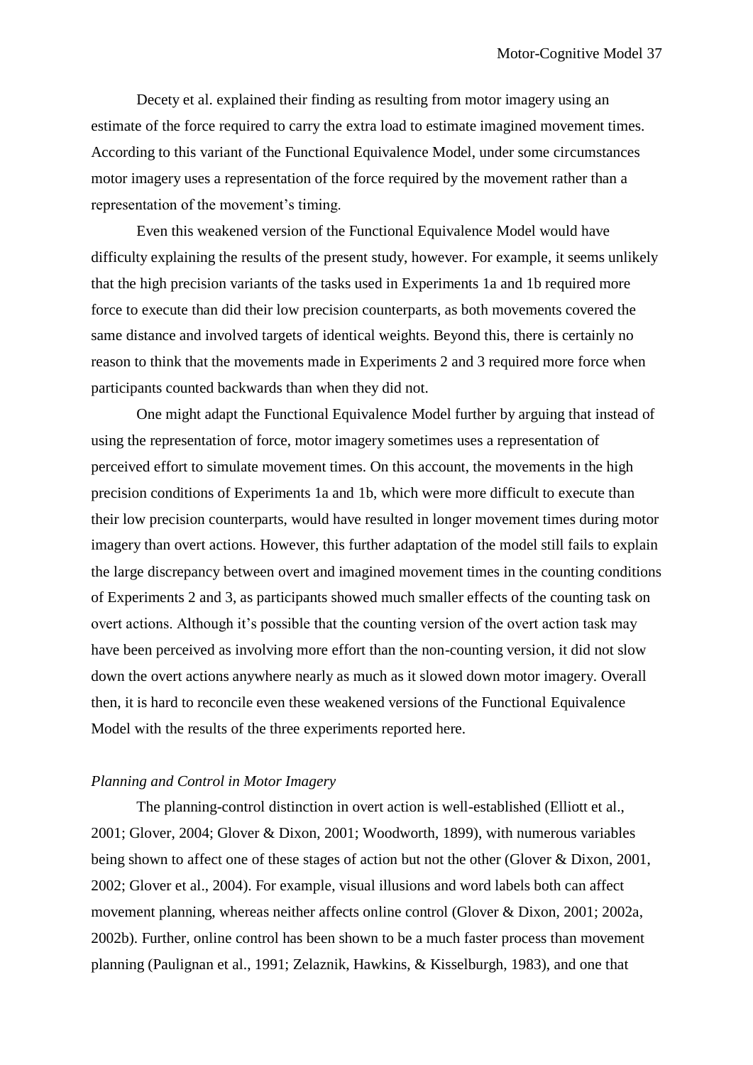Decety et al. explained their finding as resulting from motor imagery using an estimate of the force required to carry the extra load to estimate imagined movement times. According to this variant of the Functional Equivalence Model, under some circumstances motor imagery uses a representation of the force required by the movement rather than a representation of the movement's timing.

Even this weakened version of the Functional Equivalence Model would have difficulty explaining the results of the present study, however. For example, it seems unlikely that the high precision variants of the tasks used in Experiments 1a and 1b required more force to execute than did their low precision counterparts, as both movements covered the same distance and involved targets of identical weights. Beyond this, there is certainly no reason to think that the movements made in Experiments 2 and 3 required more force when participants counted backwards than when they did not.

One might adapt the Functional Equivalence Model further by arguing that instead of using the representation of force, motor imagery sometimes uses a representation of perceived effort to simulate movement times. On this account, the movements in the high precision conditions of Experiments 1a and 1b, which were more difficult to execute than their low precision counterparts, would have resulted in longer movement times during motor imagery than overt actions. However, this further adaptation of the model still fails to explain the large discrepancy between overt and imagined movement times in the counting conditions of Experiments 2 and 3, as participants showed much smaller effects of the counting task on overt actions. Although it's possible that the counting version of the overt action task may have been perceived as involving more effort than the non-counting version, it did not slow down the overt actions anywhere nearly as much as it slowed down motor imagery. Overall then, it is hard to reconcile even these weakened versions of the Functional Equivalence Model with the results of the three experiments reported here.

### *Planning and Control in Motor Imagery*

The planning-control distinction in overt action is well-established (Elliott et al., 2001; Glover, 2004; Glover & Dixon, 2001; Woodworth, 1899), with numerous variables being shown to affect one of these stages of action but not the other (Glover & Dixon, 2001, 2002; Glover et al., 2004). For example, visual illusions and word labels both can affect movement planning, whereas neither affects online control (Glover & Dixon, 2001; 2002a, 2002b). Further, online control has been shown to be a much faster process than movement planning (Paulignan et al., 1991; Zelaznik, Hawkins, & Kisselburgh, 1983), and one that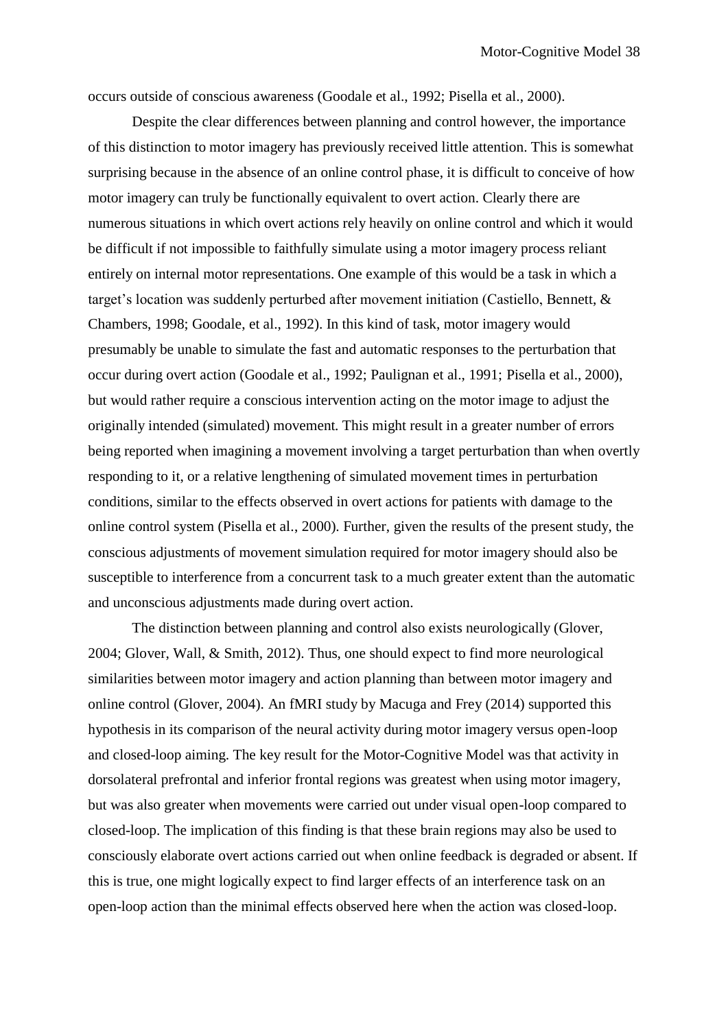occurs outside of conscious awareness (Goodale et al., 1992; Pisella et al., 2000).

Despite the clear differences between planning and control however, the importance of this distinction to motor imagery has previously received little attention. This is somewhat surprising because in the absence of an online control phase, it is difficult to conceive of how motor imagery can truly be functionally equivalent to overt action. Clearly there are numerous situations in which overt actions rely heavily on online control and which it would be difficult if not impossible to faithfully simulate using a motor imagery process reliant entirely on internal motor representations. One example of this would be a task in which a target's location was suddenly perturbed after movement initiation (Castiello, Bennett, & Chambers, 1998; Goodale, et al., 1992). In this kind of task, motor imagery would presumably be unable to simulate the fast and automatic responses to the perturbation that occur during overt action (Goodale et al., 1992; Paulignan et al., 1991; Pisella et al., 2000), but would rather require a conscious intervention acting on the motor image to adjust the originally intended (simulated) movement. This might result in a greater number of errors being reported when imagining a movement involving a target perturbation than when overtly responding to it, or a relative lengthening of simulated movement times in perturbation conditions, similar to the effects observed in overt actions for patients with damage to the online control system (Pisella et al., 2000). Further, given the results of the present study, the conscious adjustments of movement simulation required for motor imagery should also be susceptible to interference from a concurrent task to a much greater extent than the automatic and unconscious adjustments made during overt action.

The distinction between planning and control also exists neurologically (Glover, 2004; Glover, Wall, & Smith, 2012). Thus, one should expect to find more neurological similarities between motor imagery and action planning than between motor imagery and online control (Glover, 2004). An fMRI study by Macuga and Frey (2014) supported this hypothesis in its comparison of the neural activity during motor imagery versus open-loop and closed-loop aiming. The key result for the Motor-Cognitive Model was that activity in dorsolateral prefrontal and inferior frontal regions was greatest when using motor imagery, but was also greater when movements were carried out under visual open-loop compared to closed-loop. The implication of this finding is that these brain regions may also be used to consciously elaborate overt actions carried out when online feedback is degraded or absent. If this is true, one might logically expect to find larger effects of an interference task on an open-loop action than the minimal effects observed here when the action was closed-loop.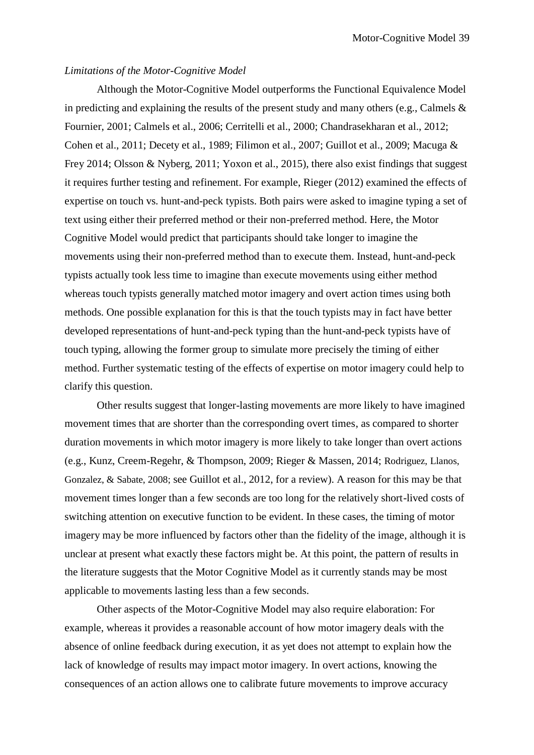*Limitations of the Motor-Cognitive Model*

Although the Motor-Cognitive Model outperforms the Functional Equivalence Model in predicting and explaining the results of the present study and many others (e.g., Calmels & Fournier, 2001; Calmels et al., 2006; Cerritelli et al., 2000; Chandrasekharan et al., 2012; Cohen et al., 2011; Decety et al., 1989; Filimon et al., 2007; Guillot et al., 2009; Macuga & Frey 2014; Olsson & Nyberg, 2011; Yoxon et al., 2015), there also exist findings that suggest it requires further testing and refinement. For example, Rieger (2012) examined the effects of expertise on touch vs. hunt-and-peck typists. Both pairs were asked to imagine typing a set of text using either their preferred method or their non-preferred method. Here, the Motor Cognitive Model would predict that participants should take longer to imagine the movements using their non-preferred method than to execute them. Instead, hunt-and-peck typists actually took less time to imagine than execute movements using either method whereas touch typists generally matched motor imagery and overt action times using both methods. One possible explanation for this is that the touch typists may in fact have better developed representations of hunt-and-peck typing than the hunt-and-peck typists have of touch typing, allowing the former group to simulate more precisely the timing of either method. Further systematic testing of the effects of expertise on motor imagery could help to clarify this question.

Other results suggest that longer-lasting movements are more likely to have imagined movement times that are shorter than the corresponding overt times, as compared to shorter duration movements in which motor imagery is more likely to take longer than overt actions (e.g., Kunz, Creem-Regehr, & Thompson, 2009; Rieger & Massen, 2014; Rodriguez, Llanos, Gonzalez, & Sabate, 2008; see Guillot et al., 2012, for a review). A reason for this may be that movement times longer than a few seconds are too long for the relatively short-lived costs of switching attention on executive function to be evident. In these cases, the timing of motor imagery may be more influenced by factors other than the fidelity of the image, although it is unclear at present what exactly these factors might be. At this point, the pattern of results in the literature suggests that the Motor Cognitive Model as it currently stands may be most applicable to movements lasting less than a few seconds.

Other aspects of the Motor-Cognitive Model may also require elaboration: For example, whereas it provides a reasonable account of how motor imagery deals with the absence of online feedback during execution, it as yet does not attempt to explain how the lack of knowledge of results may impact motor imagery. In overt actions, knowing the consequences of an action allows one to calibrate future movements to improve accuracy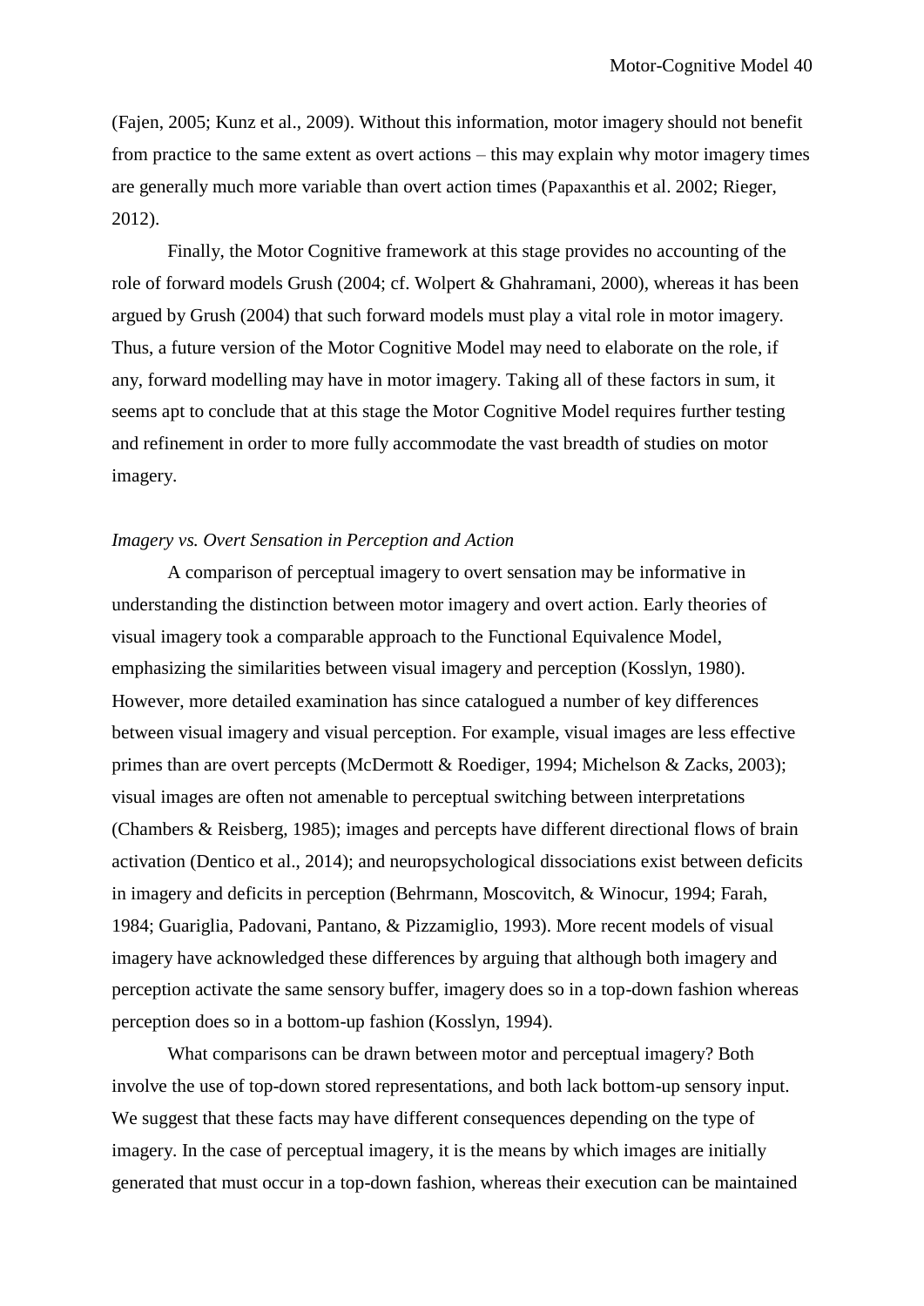(Fajen, 2005; Kunz et al., 2009). Without this information, motor imagery should not benefit from practice to the same extent as overt actions – this may explain why motor imagery times are generally much more variable than overt action times (Papaxanthis et al. 2002; Rieger, 2012).

Finally, the Motor Cognitive framework at this stage provides no accounting of the role of forward models Grush (2004; cf. Wolpert & Ghahramani, 2000), whereas it has been argued by Grush (2004) that such forward models must play a vital role in motor imagery. Thus, a future version of the Motor Cognitive Model may need to elaborate on the role, if any, forward modelling may have in motor imagery. Taking all of these factors in sum, it seems apt to conclude that at this stage the Motor Cognitive Model requires further testing and refinement in order to more fully accommodate the vast breadth of studies on motor imagery.

*Imagery vs. Overt Sensation in Perception and Action*

A comparison of perceptual imagery to overt sensation may be informative in understanding the distinction between motor imagery and overt action. Early theories of visual imagery took a comparable approach to the Functional Equivalence Model, emphasizing the similarities between visual imagery and perception (Kosslyn, 1980). However, more detailed examination has since catalogued a number of key differences between visual imagery and visual perception. For example, visual images are less effective primes than are overt percepts (McDermott & Roediger, 1994; Michelson & Zacks, 2003); visual images are often not amenable to perceptual switching between interpretations (Chambers & Reisberg, 1985); images and percepts have different directional flows of brain activation (Dentico et al., 2014); and neuropsychological dissociations exist between deficits in imagery and deficits in perception (Behrmann, Moscovitch, & Winocur, 1994; Farah, 1984; Guariglia, Padovani, Pantano, & Pizzamiglio, 1993). More recent models of visual imagery have acknowledged these differences by arguing that although both imagery and perception activate the same sensory buffer, imagery does so in a top-down fashion whereas perception does so in a bottom-up fashion (Kosslyn, 1994).

What comparisons can be drawn between motor and perceptual imagery? Both involve the use of top-down stored representations, and both lack bottom-up sensory input. We suggest that these facts may have different consequences depending on the type of imagery. In the case of perceptual imagery, it is the means by which images are initially generated that must occur in a top-down fashion, whereas their execution can be maintained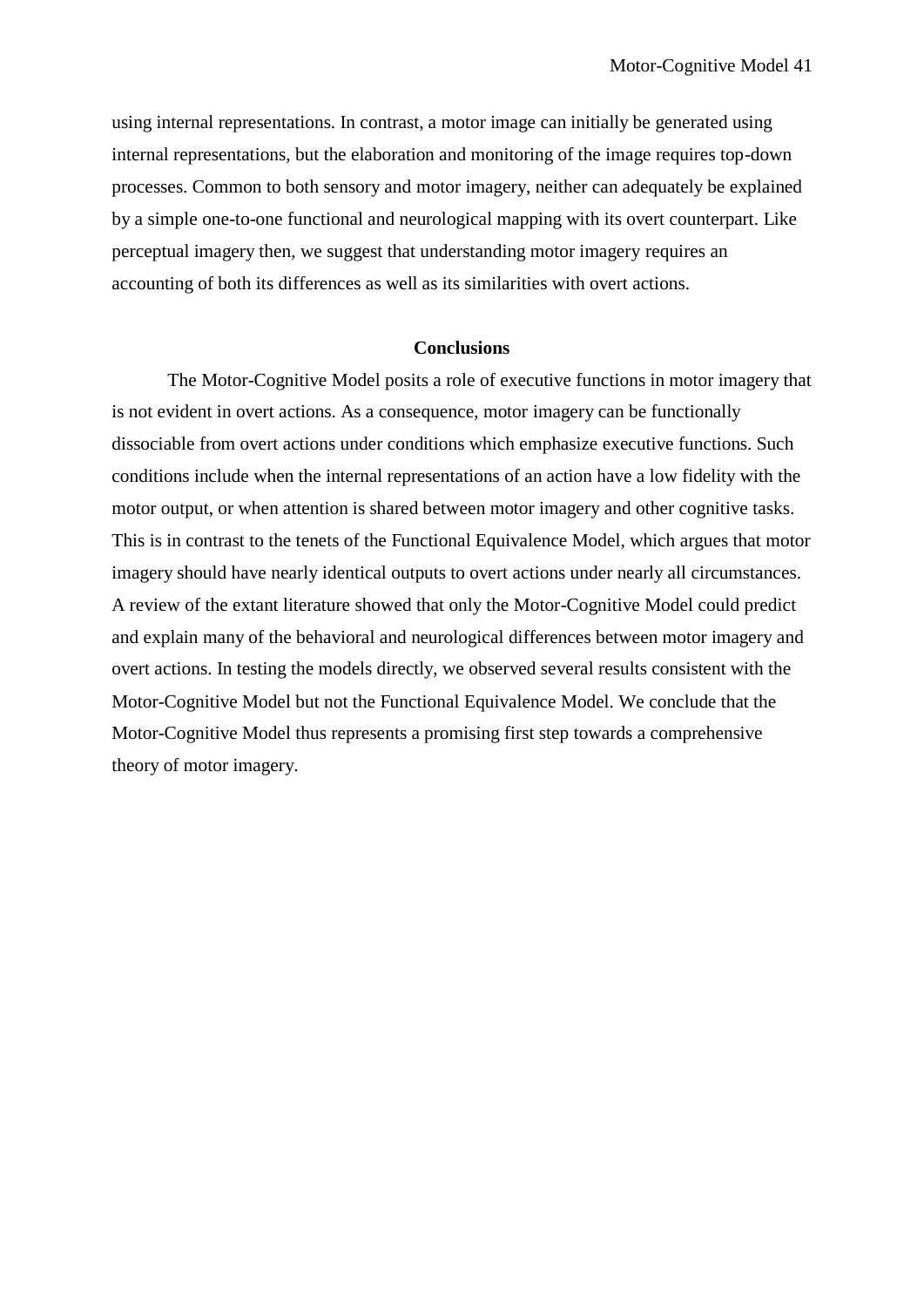using internal representations. In contrast, a motor image can initially be generated using internal representations, but the elaboration and monitoring of the image requires top-down processes. Common to both sensory and motor imagery, neither can adequately be explained by a simple one-to-one functional and neurological mapping with its overt counterpart. Like perceptual imagery then, we suggest that understanding motor imagery requires an accounting of both its differences as well as its similarities with overt actions.

## Conclusions

The Motor-Cognitive Model posits a role of executive functions in motor imagery that is not evident in overt actions. As a consequence, motor imagery can be functionally dissociable from overt actions under conditions which emphasize executive functions. Such conditions include when the internal representations of an action have a low fidelity with the motor output, or when attention is shared between motor imagery and other cognitive tasks. This is in contrast to the tenets of the Functional Equivalence Model, which argues that motor imagery should have nearly identical outputs to overt actions under nearly all circumstances. A review of the extant literature showed that only the Motor-Cognitive Model could predict and explain many of the behavioral and neurological differences between motor imagery and overt actions. In testing the models directly, we observed several results consistent with the Motor-Cognitive Model but not the Functional Equivalence Model. We conclude that the Motor-Cognitive Model thus represents a promising first step towards a comprehensive theory of motor imagery.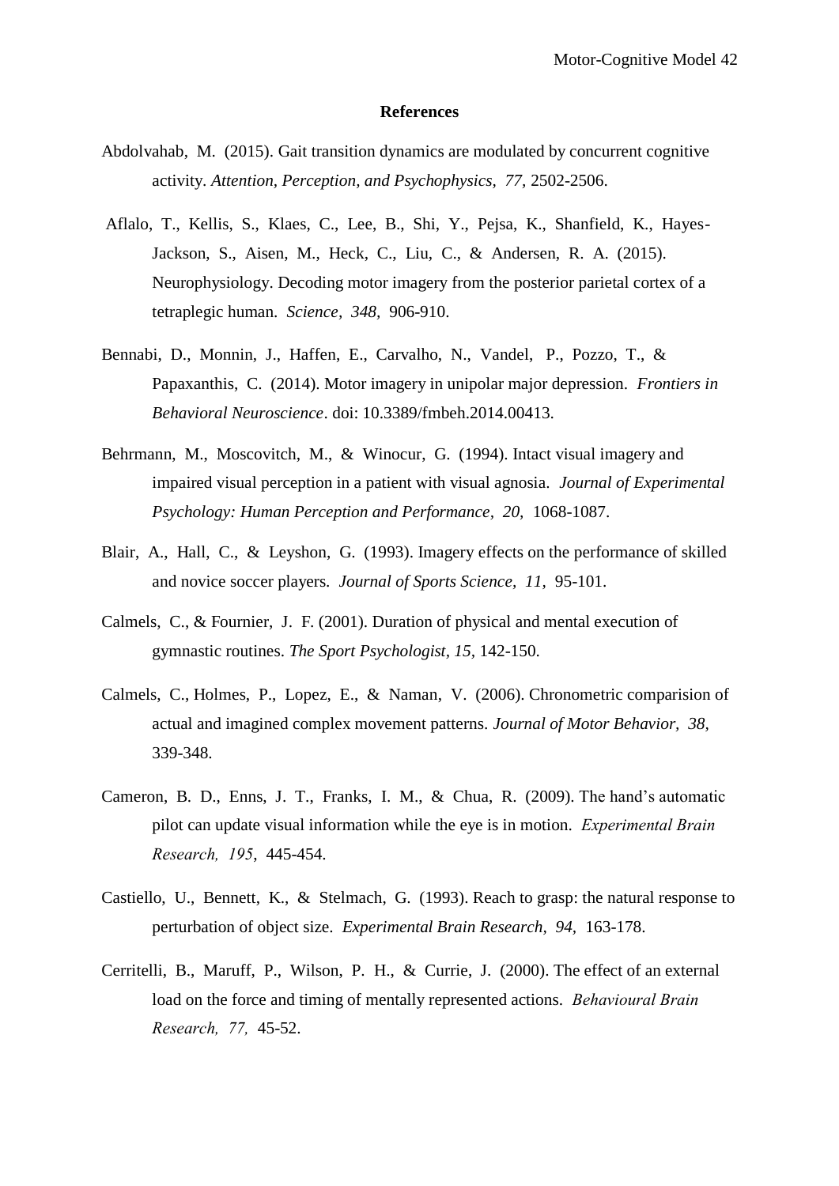# References

Abdolvahab, M. (2015). Gait transition dynamics are modulated by concurrent cognitive activity. *Attention, Perception, and Psychophysics, 77,* 2502-2506.

Aflalo, T., Kellis, S., Klaes, C., Lee, B., Shi, Y., Pejsa, K., Shanfield, K., Hayes-Jackson, S., Aisen, M., Heck, C., Liu, C., & Andersen, R. A. (2015). Neurophysiology. Decoding motor imagery from the posterior parietal cortex of a tetraplegic human. *Science, 348,* 906-910.

Bennabi, D., Monnin, J., Haffen, E., Carvalho, N., Vandel, P., Pozzo, T., & Papaxanthis, C. (2014). Motor imagery in unipolar major depression. *Frontiers in Behavioral Neuroscience*. doi: 10.3389/fmbeh.2014.00413.

Behrmann, M., Moscovitch, M., & Winocur, G. (1994). Intact visual imagery and impaired visual perception in a patient with visual agnosia. *Journal of Experimental Psychology: Human Perception and Performance, 20,* 1068-1087.

Blair, A., Hall, C., & Leyshon, G. (1993). Imagery effects on the performance of skilled and novice soccer players. *Journal of Sports Science, 11,* 95-101.

Calmels, C., & Fournier, J. F. (2001). Duration of physical and mental execution of gymnastic routines. *The Sport Psychologist, 15,* 142-150.

Calmels, C., Holmes, P., Lopez, E., & Naman, V. (2006). Chronometric comparision of actual and imagined complex movement patterns. *Journal of Motor Behavior, 38,* 339-348.

Cameron, B. D., Enns, J. T., Franks, I. M., & Chua, R. (2009). The hand's automatic pilot can update visual information while the eye is in motion. *Experimental Brain Research, 195,* 445-454.

Castiello, U., Bennett, K., & Stelmach, G. (1993). Reach to grasp: the natural response to perturbation of object size. *Experimental Brain Research, 94,* 163-178.

Cerritelli, B., Maruff, P., Wilson, P. H., & Currie, J. (2000). The effect of an external load on the force and timing of mentally represented actions. *Behavioural Brain Research, 77,* 45-52.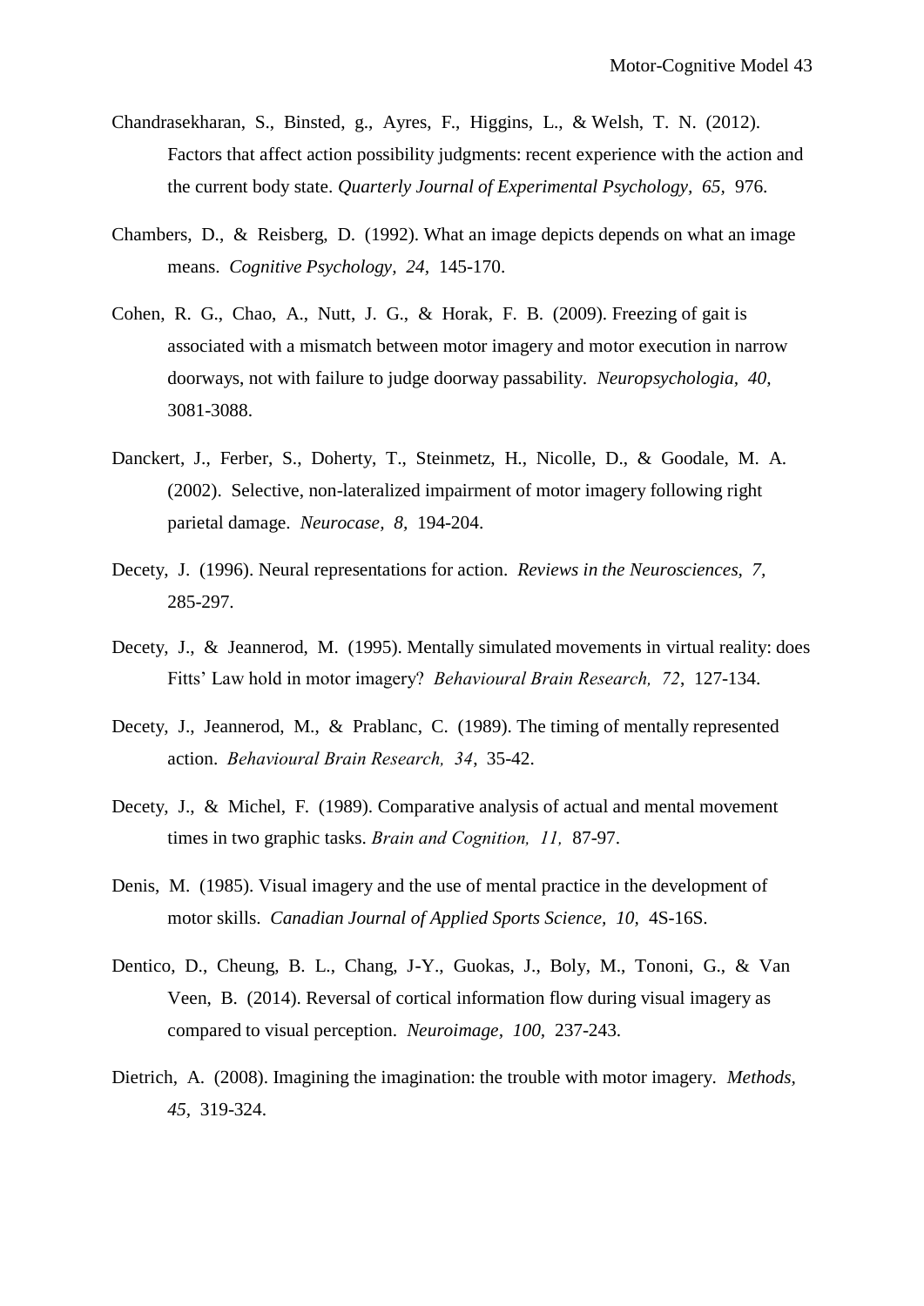Chandrasekharan, S., Binsted, g., Ayres, F., Higgins, L., & Welsh, T. N. (2012). Factors that affect action possibility judgments: recent experience with the action and the current body state. *Quarterly Journal of Experimental Psychology, 65,* 976.

Chambers, D., & Reisberg, D. (1992). What an image depicts depends on what an image means. *Cognitive Psychology, 24,* 145-170.

Cohen, R. G., Chao, A., Nutt, J. G., & Horak, F. B. (2009). Freezing of gait is associated with a mismatch between motor imagery and motor execution in narrow doorways, not with failure to judge doorway passability. *Neuropsychologia, 40,* 3081-3088.

Danckert, J., Ferber, S., Doherty, T., Steinmetz, H., Nicolle, D., & Goodale, M. A. (2002). Selective, non-lateralized impairment of motor imagery following right parietal damage. *Neurocase, 8,* 194-204.

Decety, J. (1996). Neural representations for action. *Reviews in the Neurosciences, 7,* 285-297.

Decety, J., & Jeannerod, M. (1995). Mentally simulated movements in virtual reality: does Fitts' Law hold in motor imagery? *Behavioural Brain Research, 72*, 127-134.

Decety, J., Jeannerod, M., & Prablanc, C. (1989). The timing of mentally represented action. *Behavioural Brain Research, 34*, 35-42.

Decety, J., & Michel, F. (1989). Comparative analysis of actual and mental movement times in two graphic tasks. *Brain and Cognition, 11,* 87-97.

Denis, M. (1985). Visual imagery and the use of mental practice in the development of motor skills. *Canadian Journal of Applied Sports Science, 10,* 4S-16S.

Dentico, D., Cheung, B. L., Chang, J-Y., Guokas, J., Boly, M., Tononi, G., & Van Veen, B. (2014). Reversal of cortical information flow during visual imagery as compared to visual perception. *Neuroimage, 100,* 237-243.

Dietrich, A. (2008). Imagining the imagination: the trouble with motor imagery. *Methods, 45,* 319-324.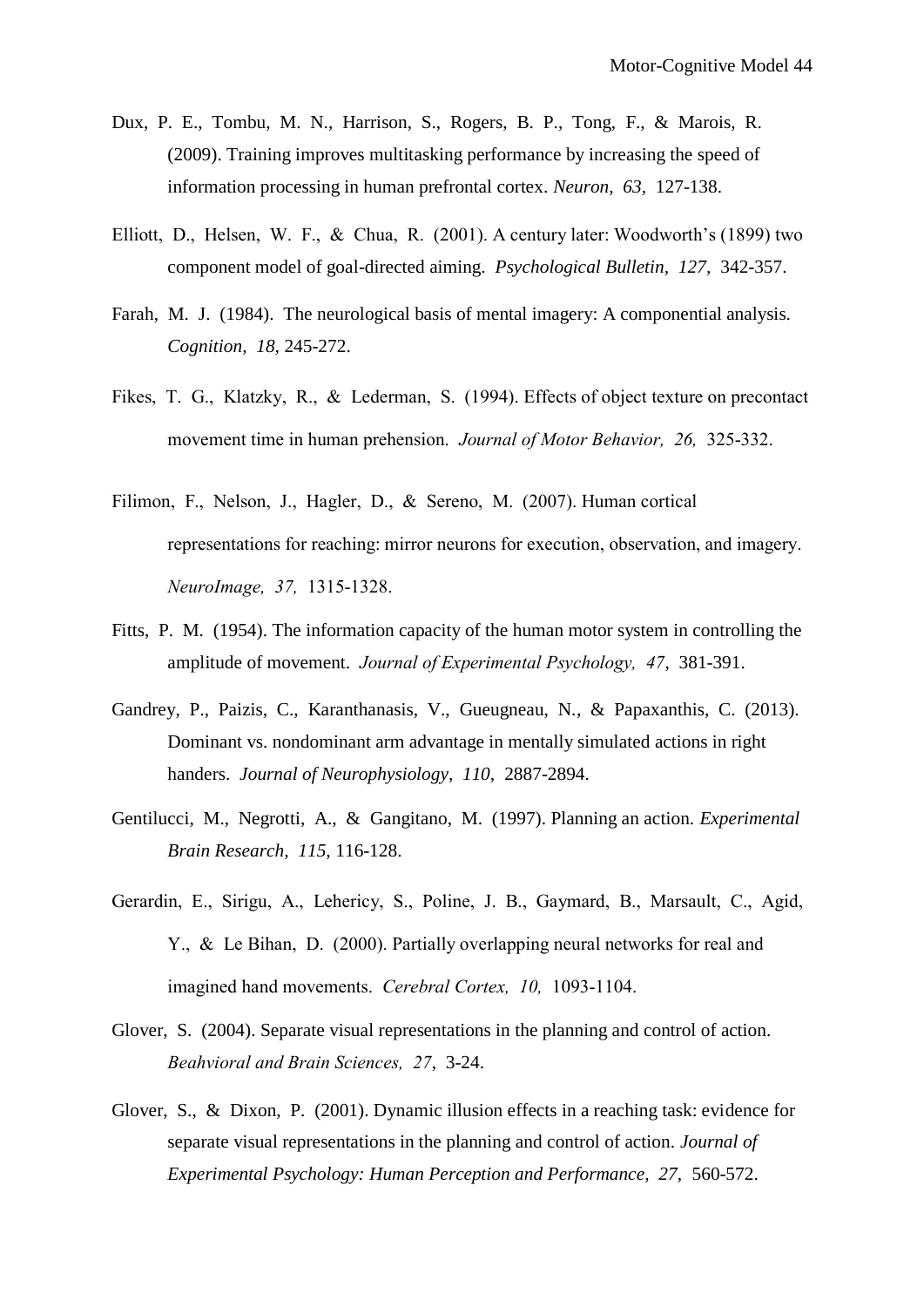Dux, P. E., Tombu, M. N., Harrison, S., Rogers, B. P., Tong, F., & Marois, R. (2009). Training improves multitasking performance by increasing the speed of information processing in human prefrontal cortex. *Neuron, 63,* 127-138.

Elliott, D., Helsen, W. F., & Chua, R. (2001). A century later: Woodworth's (1899) two component model of goal-directed aiming. *Psychological Bulletin, 127,* 342-357.

Farah, M. J. (1984). The neurological basis of mental imagery: A componential analysis. *Cognition, 18,* 245-272.

Fikes, T. G., Klatzky, R., & Lederman, S. (1994). Effects of object texture on precontact movement time in human prehension. *Journal of Motor Behavior, 26,* 325-332.

Filimon, F., Nelson, J., Hagler, D., & Sereno, M. (2007). Human cortical representations for reaching: mirror neurons for execution, observation, and imagery. *NeuroImage, 37,* 1315-1328.

Fitts, P. M. (1954). The information capacity of the human motor system in controlling the amplitude of movement. *Journal of Experimental Psychology, 47,* 381-391.

Gandrey, P., Paizis, C., Karanthanasis, V., Gueugneau, N., & Papaxanthis, C. (2013). Dominant vs. nondominant arm advantage in mentally simulated actions in right handers. *Journal of Neurophysiology, 110,* 2887-2894.

Gentilucci, M., Negrotti, A., & Gangitano, M. (1997). Planning an action. *Experimental Brain Research, 115,* 116-128.

Gerardin, E., Sirigu, A., Lehericy, S., Poline, J. B., Gaymard, B., Marsault, C., Agid, Y., & Le Bihan, D. (2000). Partially overlapping neural networks for real and imagined hand movements. *Cerebral Cortex, 10,* 1093-1104.

Glover, S. (2004). Separate visual representations in the planning and control of action. *Beahvioral and Brain Sciences, 27,* 3-24.

Glover, S., & Dixon, P. (2001). Dynamic illusion effects in a reaching task: evidence for separate visual representations in the planning and control of action. *Journal of Experimental Psychology: Human Perception and Performance, 27,* 560-572.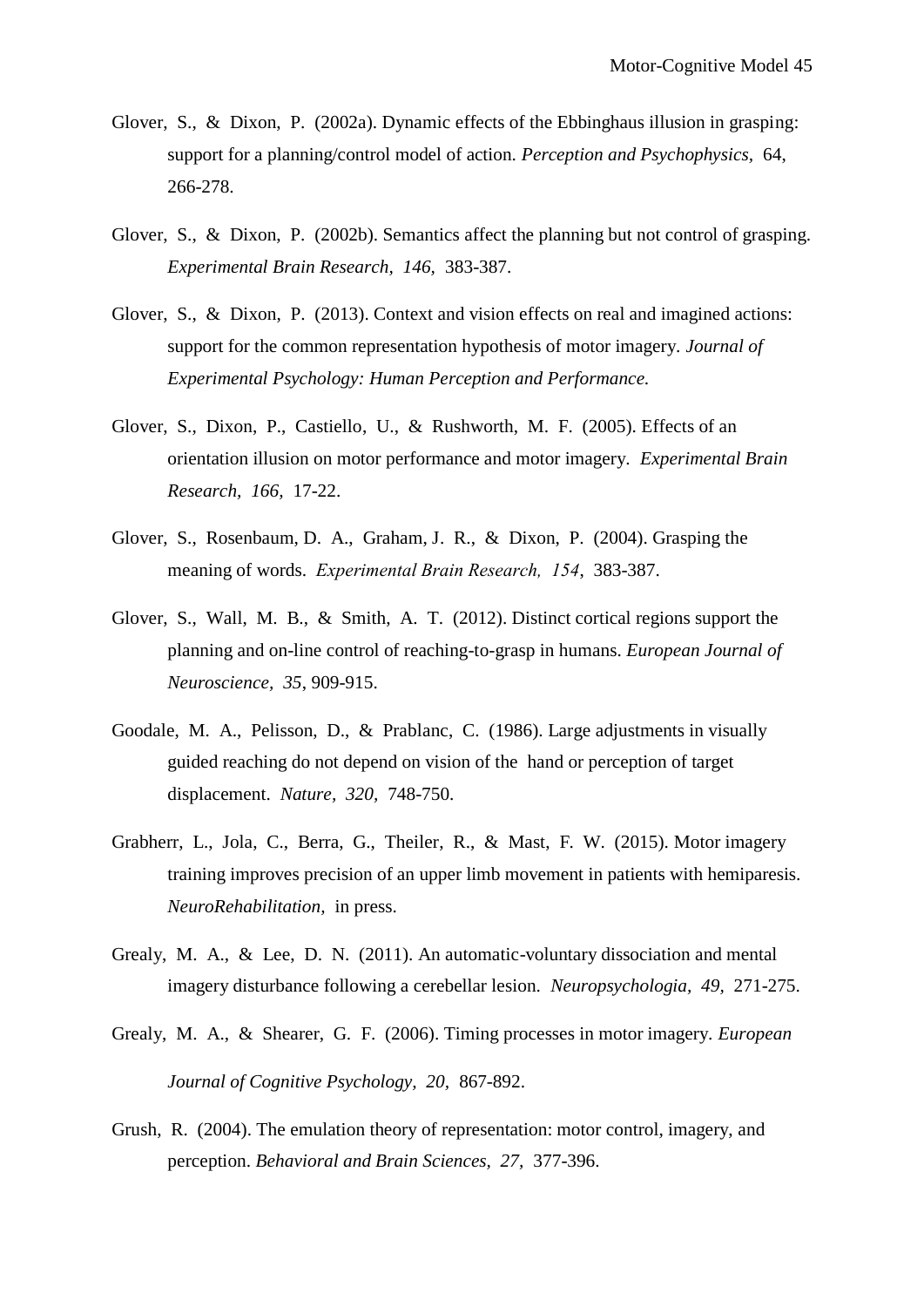Glover, S., & Dixon, P. (2002a). Dynamic effects of the Ebbinghaus illusion in grasping: support for a planning/control model of action. *Perception and Psychophysics*, 64, 266-278.

Glover, S., & Dixon, P. (2002b). Semantics affect the planning but not control of grasping. *Experimental Brain Research*, *146*, 383-387.

Glover, S., & Dixon, P. (2013). Context and vision effects on real and imagined actions: support for the common representation hypothesis of motor imagery. *Journal of Experimental Psychology: Human Perception and Performance.*

Glover, S., Dixon, P., Castiello, U., & Rushworth, M. F. (2005). Effects of an orientation illusion on motor performance and motor imagery. *Experimental Brain Research*, *166*, 17-22.

Glover, S., Rosenbaum, D. A., Graham, J. R., & Dixon, P. (2004). Grasping the meaning of words. *Experimental Brain Research, 154*, 383-387.

Glover, S., Wall, M. B., & Smith, A. T. (2012). Distinct cortical regions support the planning and on-line control of reaching-to-grasp in humans. *European Journal of Neuroscience*, *35*, 909-915.

Goodale, M. A., Pelisson, D., & Prablanc, C. (1986). Large adjustments in visually guided reaching do not depend on vision of the hand or perception of target displacement. *Nature*, *320*, 748-750.

Grabherr, L., Jola, C., Berra, G., Theiler, R., & Mast, F. W. (2015). Motor imagery training improves precision of an upper limb movement in patients with hemiparesis. *NeuroRehabilitation,* in press.

Grealy, M. A., & Lee, D. N. (2011). An automatic-voluntary dissociation and mental imagery disturbance following a cerebellar lesion. *Neuropsychologia*, *49*, 271-275.

Grealy, M. A., & Shearer, G. F. (2006). Timing processes in motor imagery. *European Journal of Cognitive Psychology*, *20*, 867-892.

Grush, R. (2004). The emulation theory of representation: motor control, imagery, and perception. *Behavioral and Brain Sciences*, *27*, 377-396.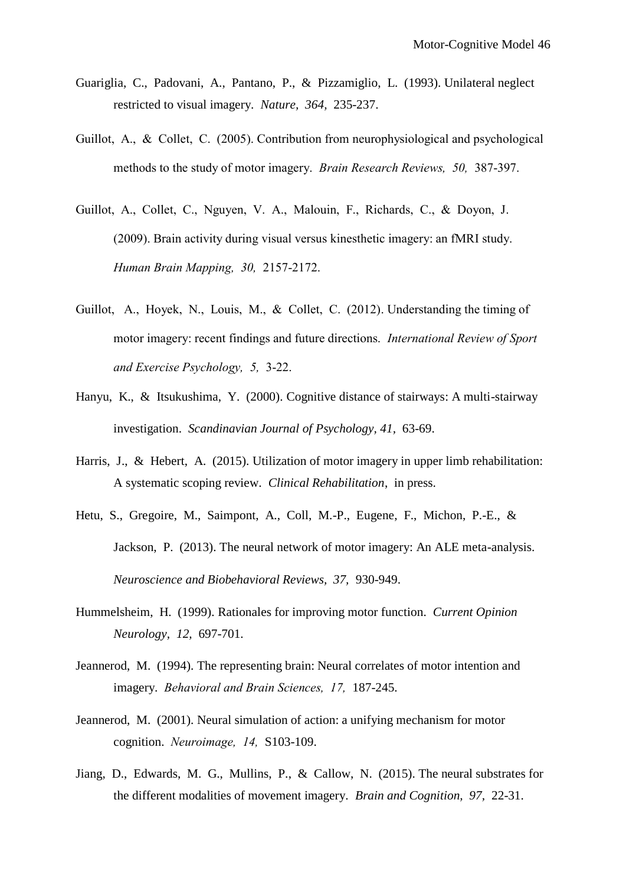Guariglia, C., Padovani, A., Pantano, P., & Pizzamiglio, L. (1993). Unilateral neglect restricted to visual imagery. *Nature, 364,* 235-237.

Guillot, A., & Collet, C. (2005). Contribution from neurophysiological and psychological methods to the study of motor imagery. *Brain Research Reviews, 50,* 387-397.

Guillot, A., Collet, C., Nguyen, V. A., Malouin, F., Richards, C., & Doyon, J. (2009). Brain activity during visual versus kinesthetic imagery: an fMRI study. *Human Brain Mapping, 30,* 2157-2172.

Guillot, A., Hoyek, N., Louis, M., & Collet, C. (2012). Understanding the timing of motor imagery: recent findings and future directions. *International Review of Sport and Exercise Psychology, 5,* 3-22.

Hanyu, K., & Itsukushima, Y. (2000). Cognitive distance of stairways: A multi-stairway investigation. *Scandinavian Journal of Psychology, 41,* 63-69.

Harris, J., & Hebert, A. (2015). Utilization of motor imagery in upper limb rehabilitation: A systematic scoping review. *Clinical Rehabilitation*, in press.

Hetu, S., Gregoire, M., Saimpont, A., Coll, M.-P., Eugene, F., Michon, P.-E., & Jackson, P. (2013). The neural network of motor imagery: An ALE meta-analysis. *Neuroscience and Biobehavioral Reviews*, *37,* 930-949.

Hummelsheim, H. (1999). Rationales for improving motor function. *Current Opinion Neurology, 12,* 697-701.

Jeannerod, M. (1994). The representing brain: Neural correlates of motor intention and imagery. *Behavioral and Brain Sciences, 17,* 187-245.

Jeannerod, M. (2001). Neural simulation of action: a unifying mechanism for motor cognition. *Neuroimage, 14,* S103-109.

Jiang, D., Edwards, M. G., Mullins, P., & Callow, N. (2015). The neural substrates for the different modalities of movement imagery. *Brain and Cognition*, *97,* 22-31.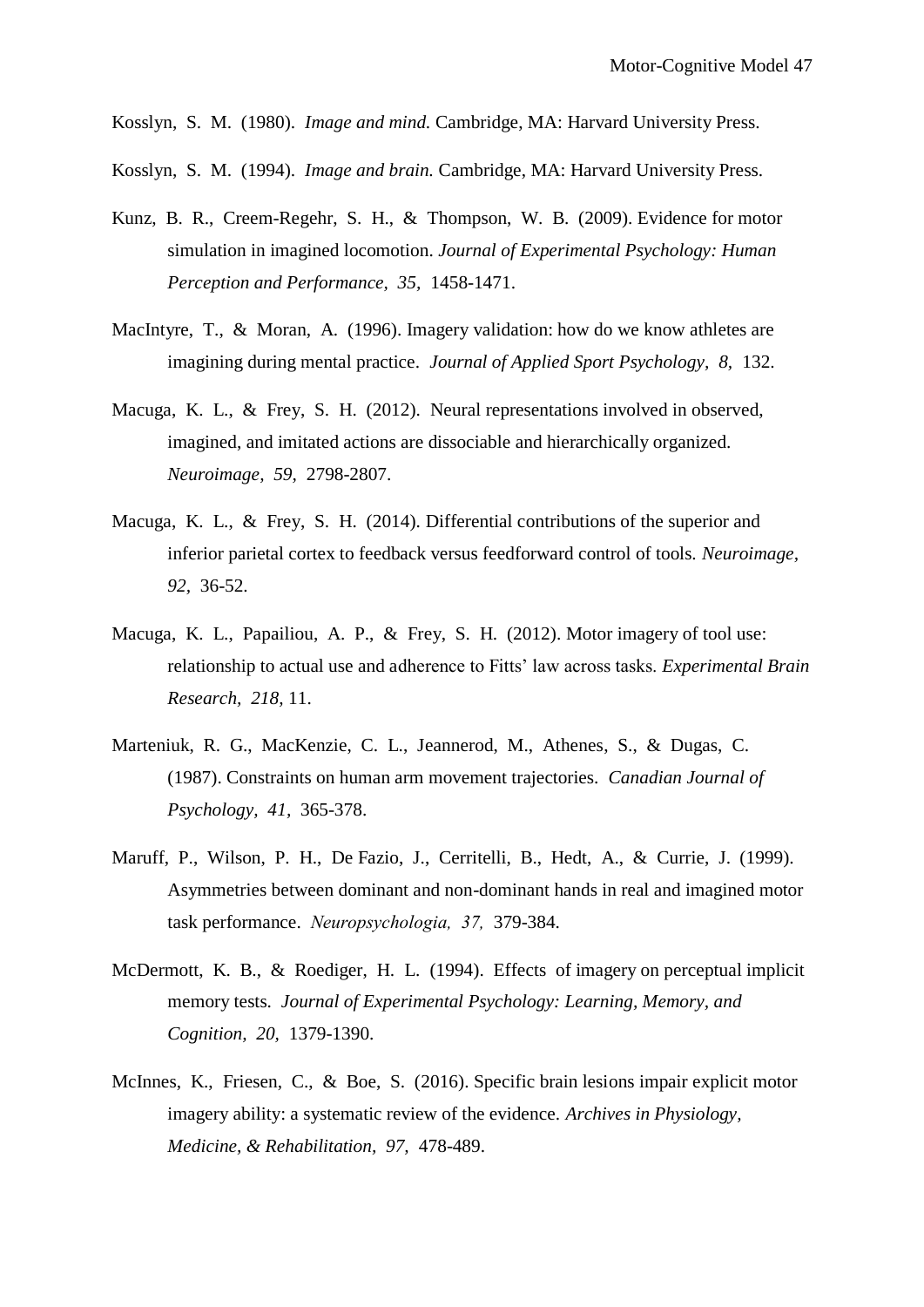Kosslyn, S. M. (1980). *Image and mind.* Cambridge, MA: Harvard University Press.

Kosslyn, S. M. (1994). *Image and brain.* Cambridge, MA: Harvard University Press.

Kunz, B. R., Creem-Regehr, S. H., & Thompson, W. B. (2009). Evidence for motor simulation in imagined locomotion. *Journal of Experimental Psychology: Human Perception and Performance, 35,* 1458-1471.

MacIntyre, T., & Moran, A. (1996). Imagery validation: how do we know athletes are imagining during mental practice. *Journal of Applied Sport Psychology, 8,* 132.

Macuga, K. L., & Frey, S. H. (2012). Neural representations involved in observed, imagined, and imitated actions are dissociable and hierarchically organized. *Neuroimage, 59,* 2798-2807.

Macuga, K. L., & Frey, S. H. (2014). Differential contributions of the superior and inferior parietal cortex to feedback versus feedforward control of tools. *Neuroimage, 92,* 36-52.

Macuga, K. L., Papailiou, A. P., & Frey, S. H. (2012). Motor imagery of tool use: relationship to actual use and adherence to Fitts' law across tasks. *Experimental Brain Research, 218,* 11.

Marteniuk, R. G., MacKenzie, C. L., Jeannerod, M., Athenes, S., & Dugas, C. (1987). Constraints on human arm movement trajectories. *Canadian Journal of Psychology, 41,* 365-378.

Maruff, P., Wilson, P. H., De Fazio, J., Cerritelli, B., Hedt, A., & Currie, J. (1999). Asymmetries between dominant and non-dominant hands in real and imagined motor task performance. *Neuropsychologia, 37,* 379-384.

McDermott, K. B., & Roediger, H. L. (1994). Effects of imagery on perceptual implicit memory tests. *Journal of Experimental Psychology: Learning, Memory, and Cognition, 20,* 1379-1390.

McInnes, K., Friesen, C., & Boe, S. (2016). Specific brain lesions impair explicit motor imagery ability: a systematic review of the evidence. *Archives in Physiology, Medicine, & Rehabilitation, 97,* 478-489.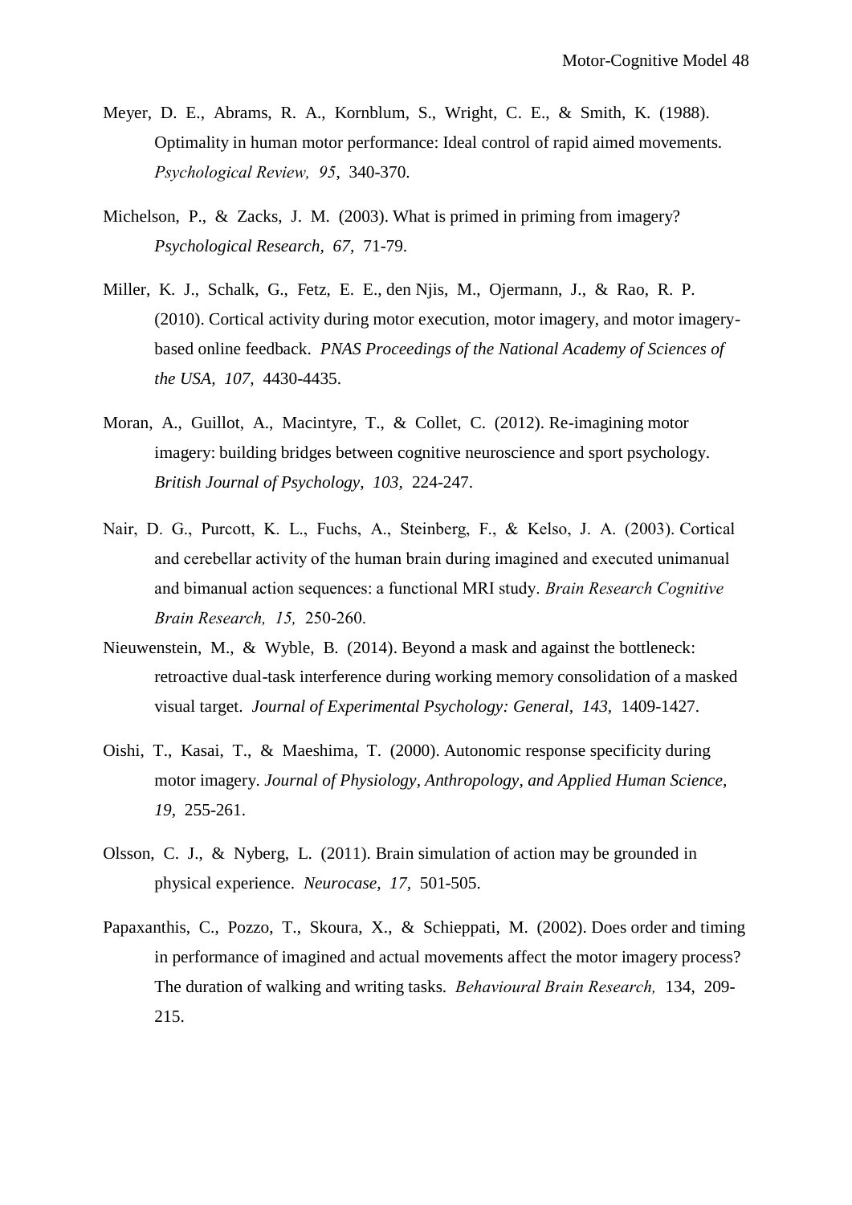Meyer, D. E., Abrams, R. A., Kornblum, S., Wright, C. E., & Smith, K. (1988). Optimality in human motor performance: Ideal control of rapid aimed movements. *Psychological Review, 95*, 340-370.

Michelson, P., & Zacks, J. M. (2003). What is primed in priming from imagery? *Psychological Research, 67,* 71-79.

Miller, K. J., Schalk, G., Fetz, E. E., den Njis, M., Ojermann, J., & Rao, R. P. (2010). Cortical activity during motor execution, motor imagery, and motor imagery-based online feedback. *PNAS Proceedings of the National Academy of Sciences of the USA, 107,* 4430-4435.

Moran, A., Guillot, A., Macintyre, T., & Collet, C. (2012). Re-imagining motor imagery: building bridges between cognitive neuroscience and sport psychology. *British Journal of Psychology, 103,* 224-247.

Nair, D. G., Purcott, K. L., Fuchs, A., Steinberg, F., & Kelso, J. A. (2003). Cortical and cerebellar activity of the human brain during imagined and executed unimanual and bimanual action sequences: a functional MRI study. *Brain Research Cognitive Brain Research, 15,* 250-260.

Nieuwenstein, M., & Wyble, B. (2014). Beyond a mask and against the bottleneck: retroactive dual-task interference during working memory consolidation of a masked visual target. *Journal of Experimental Psychology: General, 143,* 1409-1427.

Oishi, T., Kasai, T., & Maeshima, T. (2000). Autonomic response specificity during motor imagery. *Journal of Physiology, Anthropology, and Applied Human Science, 19,* 255-261.

Olsson, C. J., & Nyberg, L. (2011). Brain simulation of action may be grounded in physical experience. *Neurocase, 17,* 501-505.

Papaxanthis, C., Pozzo, T., Skoura, X., & Schieppati, M. (2002). Does order and timing in performance of imagined and actual movements affect the motor imagery process? The duration of walking and writing tasks. *Behavioural Brain Research,* 134, 209-215.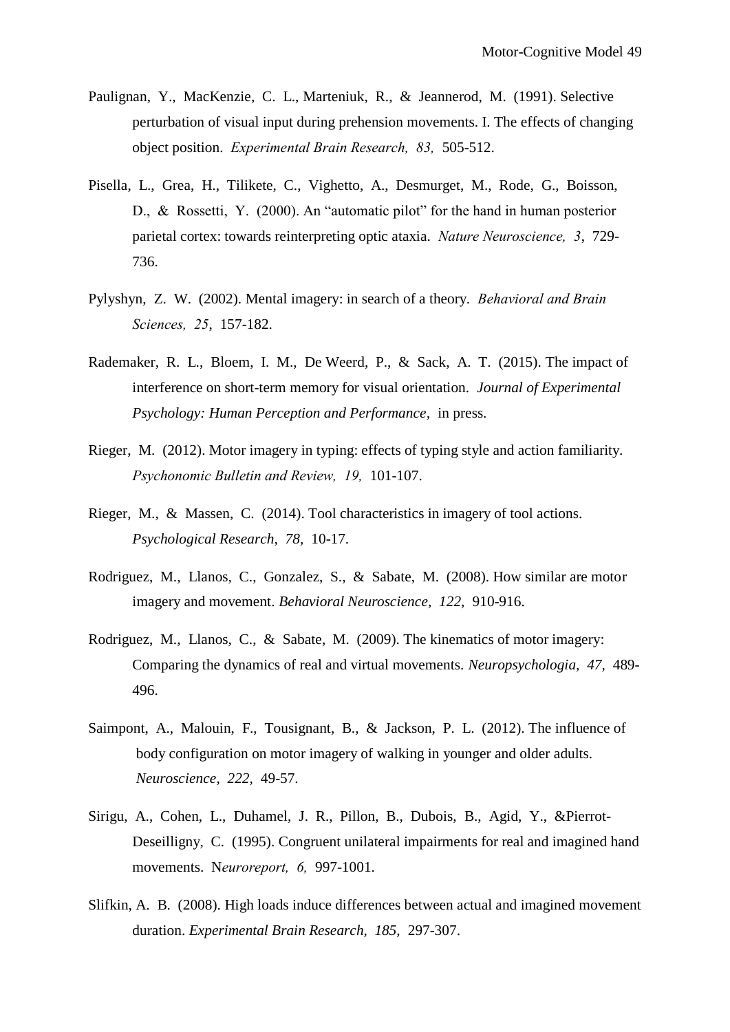Paulignan, Y., MacKenzie, C. L., Marteniuk, R., & Jeannerod, M. (1991). Selective perturbation of visual input during prehension movements. I. The effects of changing object position. *Experimental Brain Research, 83,* 505-512.

Pisella, L., Grea, H., Tilikete, C., Vighetto, A., Desmurget, M., Rode, G., Boisson, D., & Rossetti, Y. (2000). An "automatic pilot" for the hand in human posterior parietal cortex: towards reinterpreting optic ataxia. *Nature Neuroscience, 3*, 729-736.

Pylyshyn, Z. W. (2002). Mental imagery: in search of a theory. *Behavioral and Brain Sciences, 25*, 157-182.

Rademaker, R. L., Bloem, I. M., De Weerd, P., & Sack, A. T. (2015). The impact of interference on short-term memory for visual orientation. *Journal of Experimental Psychology: Human Perception and Performance,* in press.

Rieger, M. (2012). Motor imagery in typing: effects of typing style and action familiarity. *Psychonomic Bulletin and Review, 19,* 101-107.

Rieger, M., & Massen, C. (2014). Tool characteristics in imagery of tool actions. *Psychological Research, 78,* 10-17.

Rodriguez, M., Llanos, C., Gonzalez, S., & Sabate, M. (2008). How similar are motor imagery and movement. *Behavioral Neuroscience, 122,* 910-916.

Rodriguez, M., Llanos, C., & Sabate, M. (2009). The kinematics of motor imagery: Comparing the dynamics of real and virtual movements. *Neuropsychologia, 47,* 489-496.

Saimpont, A., Malouin, F., Tousignant, B., & Jackson, P. L. (2012). The influence of body configuration on motor imagery of walking in younger and older adults. *Neuroscience, 222,* 49-57.

Sirigu, A., Cohen, L., Duhamel, J. R., Pillon, B., Dubois, B., Agid, Y., &Pierrot-Deseilligny, C. (1995). Congruent unilateral impairments for real and imagined hand movements. N*euroreport, 6,* 997-1001.

Slifkin, A. B. (2008). High loads induce differences between actual and imagined movement duration. *Experimental Brain Research, 185,* 297-307.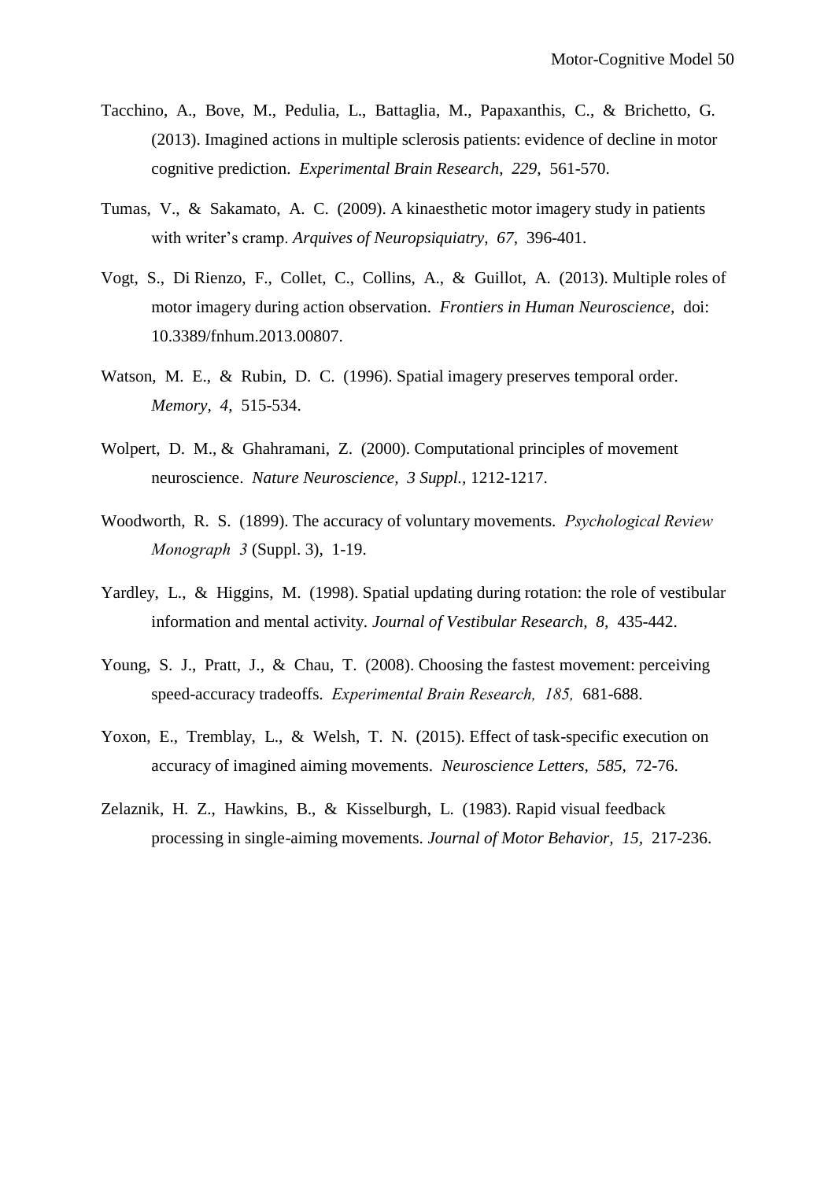Tacchino, A., Bove, M., Pedulia, L., Battaglia, M., Papaxanthis, C., & Brichetto, G. (2013). Imagined actions in multiple sclerosis patients: evidence of decline in motor cognitive prediction. *Experimental Brain Research, 229,* 561-570.

Tumas, V., & Sakamato, A. C. (2009). A kinaesthetic motor imagery study in patients with writer's cramp. *Arquives of Neuropsiquiatry, 67,* 396-401.

Vogt, S., Di Rienzo, F., Collet, C., Collins, A., & Guillot, A. (2013). Multiple roles of motor imagery during action observation. *Frontiers in Human Neuroscience,* doi: 10.3389/fnhum.2013.00807.

Watson, M. E., & Rubin, D. C. (1996). Spatial imagery preserves temporal order. *Memory, 4,* 515-534.

Wolpert, D. M., & Ghahramani, Z. (2000). Computational principles of movement neuroscience. *Nature Neuroscience, 3 Suppl.,* 1212-1217.

Woodworth, R. S. (1899). The accuracy of voluntary movements. *Psychological Review Monograph 3* (Suppl. 3), 1-19.

Yardley, L., & Higgins, M. (1998). Spatial updating during rotation: the role of vestibular information and mental activity. *Journal of Vestibular Research, 8,* 435-442.

Young, S. J., Pratt, J., & Chau, T. (2008). Choosing the fastest movement: perceiving speed-accuracy tradeoffs. *Experimental Brain Research, 185,* 681-688.

Yoxon, E., Tremblay, L., & Welsh, T. N. (2015). Effect of task-specific execution on accuracy of imagined aiming movements. *Neuroscience Letters, 585,* 72-76.

Zelaznik, H. Z., Hawkins, B., & Kisselburgh, L. (1983). Rapid visual feedback processing in single-aiming movements. *Journal of Motor Behavior, 15,* 217-236.